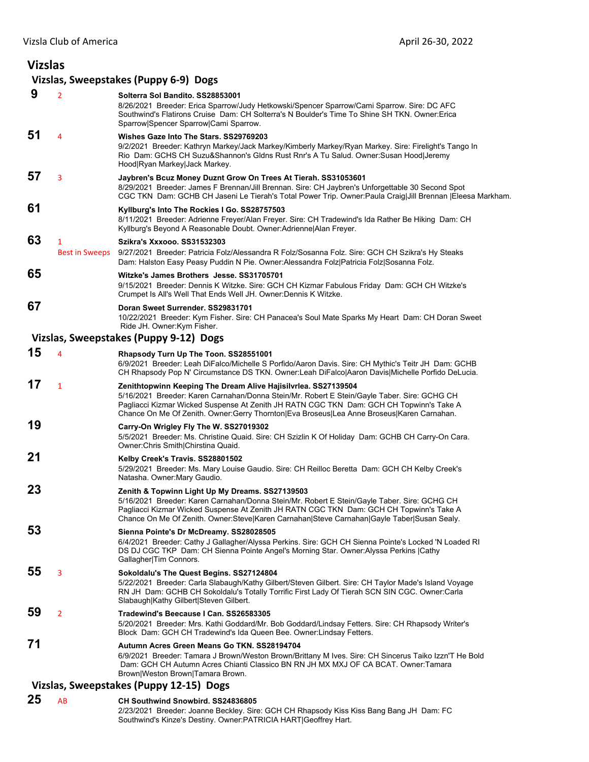# Vizslas

## Vizslas, Sweepstakes (Puppy 6-9) Dogs

**9** 2 **Solterra Sol Bandito. SS28853001**
8/26/2021 Breeder: Erica Sparrow/Judy Hetkowski/Spencer Sparrow/Cami Sparrow. Sire: DC AFC Southwind's Flatirons Cruise Dam: CH Solterra's N Boulder's Time To Shine SH TKN. Owner:Erica Sparrow|Spencer Sparrow|Cami Sparrow.

**51** 4 **Wishes Gaze Into The Stars. SS29769203**
9/2/2021 Breeder: Kathryn Markey/Jack Markey/Kimberly Markey/Ryan Markey. Sire: Firelight's Tango In Rio Dam: GCHS CH Suzu&Shannon's Gldns Rust Rnr's A Tu Salud. Owner:Susan Hood|Jeremy Hood|Ryan Markey|Jack Markey.

**57** 3 **Jaybren's Bcuz Money Duznt Grow On Trees At Tierah. SS31053601**
8/29/2021 Breeder: James F Brennan/Jill Brennan. Sire: CH Jaybren's Unforgettable 30 Second Spot CGC TKN Dam: GCHB CH Jaseni Le Tierah's Total Power Trip. Owner:Paula Craig|Jill Brennan |Eleesa Markham.

**61** **Kyllburg's Into The Rockies I Go. SS28757503**
8/11/2021 Breeder: Adrienne Freyer/Alan Freyer. Sire: CH Tradewind's Ida Rather Be Hiking Dam: CH Kyllburg's Beyond A Reasonable Doubt. Owner:Adrienne|Alan Freyer.

**63** 1 Best in Sweeps **Szikra's Xxxooo. SS31532303**
9/27/2021 Breeder: Patricia Folz/Alessandra R Folz/Sosanna Folz. Sire: GCH CH Szikra's Hy Steaks Dam: Halston Easy Peasy Puddin N Pie. Owner:Alessandra Folz|Patricia Folz|Sosanna Folz.

**65** **Witzke's James Brothers Jesse. SS31705701**
9/15/2021 Breeder: Dennis K Witzke. Sire: GCH CH Kizmar Fabulous Friday Dam: GCH CH Witzke's Crumpet Is All's Well That Ends Well JH. Owner:Dennis K Witzke.

**67** **Doran Sweet Surrender. SS29831701**
10/22/2021 Breeder: Kym Fisher. Sire: CH Panacea's Soul Mate Sparks My Heart Dam: CH Doran Sweet Ride JH. Owner:Kym Fisher.

## Vizslas, Sweepstakes (Puppy 9-12) Dogs

**15** 4 **Rhapsody Turn Up The Toon. SS28551001**
6/9/2021 Breeder: Leah DiFalco/Michelle S Porfido/Aaron Davis. Sire: CH Mythic's Teitr JH Dam: GCHB CH Rhapsody Pop N' Circumstance DS TKN. Owner:Leah DiFalco|Aaron Davis|Michelle Porfido DeLucia.

**17** 1 **Zenithtopwinn Keeping The Dream Alive Hajisilvrlea. SS27139504**
5/16/2021 Breeder: Karen Carnahan/Donna Stein/Mr. Robert E Stein/Gayle Taber. Sire: GCHG CH Pagliacci Kizmar Wicked Suspense At Zenith JH RATN CGC TKN Dam: GCH CH Topwinn's Take A Chance On Me Of Zenith. Owner:Gerry Thornton|Eva Broseus|Lea Anne Broseus|Karen Carnahan.

**19** **Carry-On Wrigley Fly The W. SS27019302**
5/5/2021 Breeder: Ms. Christine Quaid. Sire: CH Szizlin K Of Holiday Dam: GCHB CH Carry-On Cara. Owner:Chris Smith|Chirstina Quaid.

**21** **Kelby Creek's Travis. SS28801502**
5/29/2021 Breeder: Ms. Mary Louise Gaudio. Sire: CH Reilloc Beretta Dam: GCH CH Kelby Creek's Natasha. Owner:Mary Gaudio.

**23** **Zenith & Topwinn Light Up My Dreams. SS27139503**
5/16/2021 Breeder: Karen Carnahan/Donna Stein/Mr. Robert E Stein/Gayle Taber. Sire: GCHG CH Pagliacci Kizmar Wicked Suspense At Zenith JH RATN CGC TKN Dam: GCH CH Topwinn's Take A Chance On Me Of Zenith. Owner:Steve|Karen Carnahan|Steve Carnahan|Gayle Taber|Susan Sealy.

**53** **Sienna Pointe's Dr McDreamy. SS28028505**
6/4/2021 Breeder: Cathy J Gallagher/Alyssa Perkins. Sire: GCH CH Sienna Pointe's Locked 'N Loaded RI DS DJ CGC TKP Dam: CH Sienna Pointe Angel's Morning Star. Owner:Alyssa Perkins |Cathy Gallagher|Tim Connors.

**55** 3 **Sokoldalu's The Quest Begins. SS27124804**
5/22/2021 Breeder: Carla Slabaugh/Kathy Gilbert/Steven Gilbert. Sire: CH Taylor Made's Island Voyage RN JH Dam: GCHB CH Sokoldalu's Totally Torrific First Lady Of Tierah SCN SIN CGC. Owner:Carla Slabaugh|Kathy Gilbert|Steven Gilbert.

**59** 2 **Tradewind's Beecause I Can. SS26583305**
5/20/2021 Breeder: Mrs. Kathi Goddard/Mr. Bob Goddard/Lindsay Fetters. Sire: CH Rhapsody Writer's Block Dam: GCH CH Tradewind's Ida Queen Bee. Owner:Lindsay Fetters.

**71** **Autumn Acres Green Means Go TKN. SS28194704**
6/9/2021 Breeder: Tamara J Brown/Weston Brown/Brittany M Ives. Sire: CH Sincerus Taiko Izzn'T He Bold Dam: GCH CH Autumn Acres Chianti Classico BN RN JH MX MXJ OF CA BCAT. Owner:Tamara Brown|Weston Brown|Tamara Brown.

## Vizslas, Sweepstakes (Puppy 12-15) Dogs

**25** AB **CH Southwind Snowbird. SS24836805**
2/23/2021 Breeder: Joanne Beckley. Sire: GCH CH Rhapsody Kiss Kiss Bang Bang JH Dam: FC Southwind's Kinze's Destiny. Owner:PATRICIA HART|Geoffrey Hart.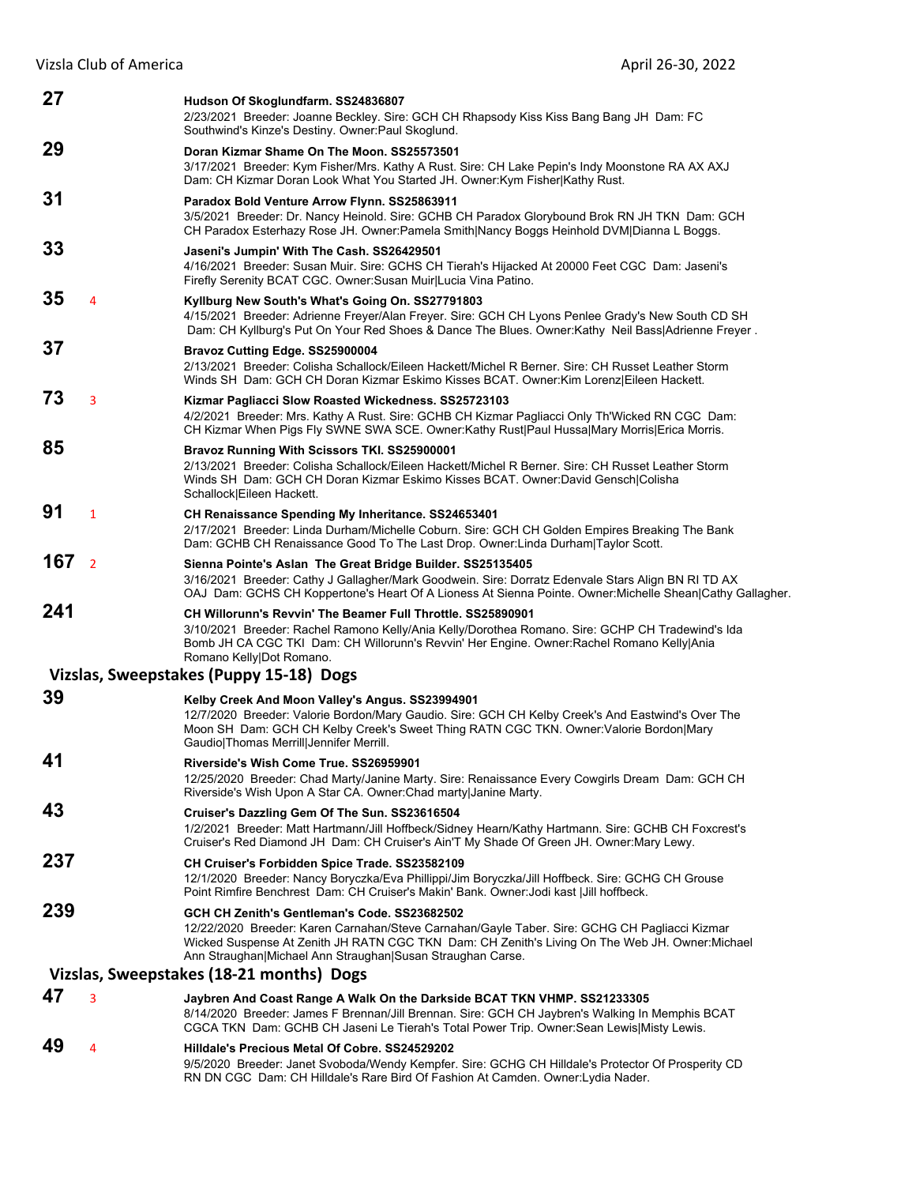**27** Hudson Of Skoglundfarm. SS24836807
2/23/2021 Breeder: Joanne Beckley. Sire: GCH CH Rhapsody Kiss Kiss Bang Bang JH Dam: FC Southwind's Kinze's Destiny. Owner:Paul Skoglund.

**29** Doran Kizmar Shame On The Moon. SS25573501
3/17/2021 Breeder: Kym Fisher/Mrs. Kathy A Rust. Sire: CH Lake Pepin's Indy Moonstone RA AX AXJ Dam: CH Kizmar Doran Look What You Started JH. Owner:Kym Fisher|Kathy Rust.

**31** Paradox Bold Venture Arrow Flynn. SS25863911
3/5/2021 Breeder: Dr. Nancy Heinold. Sire: GCHB CH Paradox Glorybound Brok RN JH TKN Dam: GCH CH Paradox Esterhazy Rose JH. Owner:Pamela Smith|Nancy Boggs Heinhold DVM|Dianna L Boggs.

**33** Jaseni's Jumpin' With The Cash. SS26429501
4/16/2021 Breeder: Susan Muir. Sire: GCHS CH Tierah's Hijacked At 20000 Feet CGC Dam: Jaseni's Firefly Serenity BCAT CGC. Owner:Susan Muir|Lucia Vina Patino.

**35** 4 Kyllburg New South's What's Going On. SS27791803
4/15/2021 Breeder: Adrienne Freyer/Alan Freyer. Sire: GCH CH Lyons Penlee Grady's New South CD SH Dam: CH Kyllburg's Put On Your Red Shoes & Dance The Blues. Owner:Kathy Neil Bass|Adrienne Freyer .

**37** Bravoz Cutting Edge. SS25900004
2/13/2021 Breeder: Colisha Schallock/Eileen Hackett/Michel R Berner. Sire: CH Russet Leather Storm Winds SH Dam: GCH CH Doran Kizmar Eskimo Kisses BCAT. Owner:Kim Lorenz|Eileen Hackett.

**73** 3 Kizmar Pagliacci Slow Roasted Wickedness. SS25723103
4/2/2021 Breeder: Mrs. Kathy A Rust. Sire: GCHB CH Kizmar Pagliacci Only Th'Wicked RN CGC Dam: CH Kizmar When Pigs Fly SWNE SWA SCE. Owner:Kathy Rust|Paul Hussa|Mary Morris|Erica Morris.

**85** Bravoz Running With Scissors TKI. SS25900001
2/13/2021 Breeder: Colisha Schallock/Eileen Hackett/Michel R Berner. Sire: CH Russet Leather Storm Winds SH Dam: GCH CH Doran Kizmar Eskimo Kisses BCAT. Owner:David Gensch|Colisha Schallock|Eileen Hackett.

**91** 1 CH Renaissance Spending My Inheritance. SS24653401
2/17/2021 Breeder: Linda Durham/Michelle Coburn. Sire: GCH CH Golden Empires Breaking The Bank Dam: GCHB CH Renaissance Good To The Last Drop. Owner:Linda Durham|Taylor Scott.

**167** 2 Sienna Pointe's Aslan The Great Bridge Builder. SS25135405
3/16/2021 Breeder: Cathy J Gallagher/Mark Goodwein. Sire: Dorratz Edenvale Stars Align BN RI TD AX OAJ Dam: GCHS CH Koppertone's Heart Of A Lioness At Sienna Pointe. Owner:Michelle Shean|Cathy Gallagher.

**241** CH Willorunn's Revvin' The Beamer Full Throttle. SS25890901
3/10/2021 Breeder: Rachel Ramono Kelly/Ania Kelly/Dorothea Romano. Sire: GCHP CH Tradewind's Ida Bomb JH CA CGC TKI Dam: CH Willorunn's Revvin' Her Engine. Owner:Rachel Romano Kelly|Ania Romano Kelly|Dot Romano.

## Vizslas, Sweepstakes (Puppy 15-18) Dogs

**39** Kelby Creek And Moon Valley's Angus. SS23994901
12/7/2020 Breeder: Valorie Bordon/Mary Gaudio. Sire: GCH CH Kelby Creek's And Eastwind's Over The Moon SH Dam: GCH CH Kelby Creek's Sweet Thing RATN CGC TKN. Owner:Valorie Bordon|Mary Gaudio|Thomas Merrill|Jennifer Merrill.

**41** Riverside's Wish Come True. SS26959901
12/25/2020 Breeder: Chad Marty/Janine Marty. Sire: Renaissance Every Cowgirls Dream Dam: GCH CH Riverside's Wish Upon A Star CA. Owner:Chad marty|Janine Marty.

**43** Cruiser's Dazzling Gem Of The Sun. SS23616504
1/2/2021 Breeder: Matt Hartmann/Jill Hoffbeck/Sidney Hearn/Kathy Hartmann. Sire: GCHB CH Foxcrest's Cruiser's Red Diamond JH Dam: CH Cruiser's Ain'T My Shade Of Green JH. Owner:Mary Lewy.

**237** CH Cruiser's Forbidden Spice Trade. SS23582109
12/1/2020 Breeder: Nancy Boryczka/Eva Phillippi/Jim Boryczka/Jill Hoffbeck. Sire: GCHG CH Grouse Point Rimfire Benchrest Dam: CH Cruiser's Makin' Bank. Owner:Jodi kast |Jill hoffbeck.

**239** GCH CH Zenith's Gentleman's Code. SS23682502
12/22/2020 Breeder: Karen Carnahan/Steve Carnahan/Gayle Taber. Sire: GCHG CH Pagliacci Kizmar Wicked Suspense At Zenith JH RATN CGC TKN Dam: CH Zenith's Living On The Web JH. Owner:Michael Ann Straughan|Michael Ann Straughan|Susan Straughan Carse.

## Vizslas, Sweepstakes (18-21 months) Dogs

**47** 3 Jaybren And Coast Range A Walk On the Darkside BCAT TKN VHMP. SS21233305
8/14/2020 Breeder: James F Brennan/Jill Brennan. Sire: GCH CH Jaybren's Walking In Memphis BCAT CGCA TKN Dam: GCHB CH Jaseni Le Tierah's Total Power Trip. Owner:Sean Lewis|Misty Lewis.

**49** 4 Hilldale's Precious Metal Of Cobre. SS24529202
9/5/2020 Breeder: Janet Svoboda/Wendy Kempfer. Sire: GCHG CH Hilldale's Protector Of Prosperity CD RN DN CGC Dam: CH Hilldale's Rare Bird Of Fashion At Camden. Owner:Lydia Nader.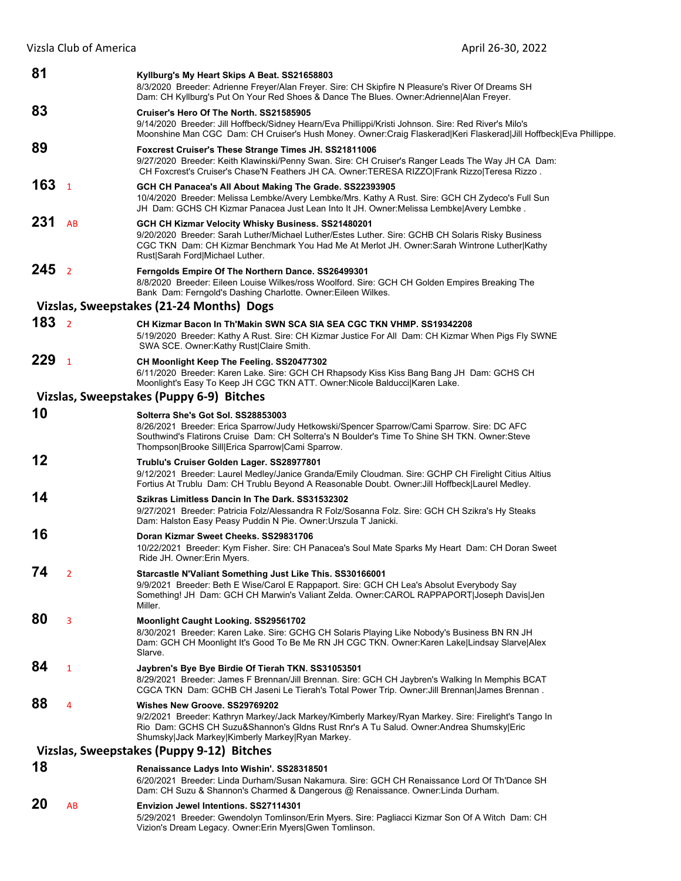**81** **Kyllburg's My Heart Skips A Beat. SS21658803**
8/3/2020 Breeder: Adrienne Freyer/Alan Freyer. Sire: CH Skipfire N Pleasure's River Of Dreams SH Dam: CH Kyllburg's Put On Your Red Shoes & Dance The Blues. Owner:Adrienne|Alan Freyer.

**83** **Cruiser's Hero Of The North. SS21585905**
9/14/2020 Breeder: Jill Hoffbeck/Sidney Hearn/Eva Phillippi/Kristi Johnson. Sire: Red River's Milo's Moonshine Man CGC Dam: CH Cruiser's Hush Money. Owner:Craig Flaskerad|Keri Flaskerad|Jill Hoffbeck|Eva Phillippe.

**89** **Foxcrest Cruiser's These Strange Times JH. SS21811006**
9/27/2020 Breeder: Keith Klawinski/Penny Swan. Sire: CH Cruiser's Ranger Leads The Way JH CA Dam: CH Foxcrest's Cruiser's Chase'N Feathers JH CA. Owner:TERESA RIZZO|Frank Rizzo|Teresa Rizzo .

**163** 1 **GCH CH Panacea's All About Making The Grade. SS22393905**
10/4/2020 Breeder: Melissa Lembke/Avery Lembke/Mrs. Kathy A Rust. Sire: GCH CH Zydeco's Full Sun JH Dam: GCHS CH Kizmar Panacea Just Lean Into It JH. Owner:Melissa Lembke|Avery Lembke .

**231** AB **GCH CH Kizmar Velocity Whisky Business. SS21480201**
9/20/2020 Breeder: Sarah Luther/Michael Luther/Estes Luther. Sire: GCHB CH Solaris Risky Business CGC TKN Dam: CH Kizmar Benchmark You Had Me At Merlot JH. Owner:Sarah Wintrone Luther|Kathy Rust|Sarah Ford|Michael Luther.

**245** 2 **Ferngolds Empire Of The Northern Dance. SS26499301**
8/8/2020 Breeder: Eileen Louise Wilkes/ross Woolford. Sire: GCH CH Golden Empires Breaking The Bank Dam: Ferngold's Dashing Charlotte. Owner:Eileen Wilkes.

## Vizslas, Sweepstakes (21-24 Months) Dogs

**183** 2 **CH Kizmar Bacon In Th'Makin SWN SCA SIA SEA CGC TKN VHMP. SS19342208**
5/19/2020 Breeder: Kathy A Rust. Sire: CH Kizmar Justice For All Dam: CH Kizmar When Pigs Fly SWNE SWA SCE. Owner:Kathy Rust|Claire Smith.

**229** 1 **CH Moonlight Keep The Feeling. SS20477302**
6/11/2020 Breeder: Karen Lake. Sire: GCH CH Rhapsody Kiss Kiss Bang Bang JH Dam: GCHS CH Moonlight's Easy To Keep JH CGC TKN ATT. Owner:Nicole Balducci|Karen Lake.

## Vizslas, Sweepstakes (Puppy 6-9) Bitches

**10** **Solterra She's Got Sol. SS28853003**
8/26/2021 Breeder: Erica Sparrow/Judy Hetkowski/Spencer Sparrow/Cami Sparrow. Sire: DC AFC Southwind's Flatirons Cruise Dam: CH Solterra's N Boulder's Time To Shine SH TKN. Owner:Steve Thompson|Brooke Sill|Erica Sparrow|Cami Sparrow.

**12** **Trublu's Cruiser Golden Lager. SS28977801**
9/12/2021 Breeder: Laurel Medley/Janice Granda/Emily Cloudman. Sire: GCHP CH Firelight Citius Altius Fortius At Trublu Dam: CH Trublu Beyond A Reasonable Doubt. Owner:Jill Hoffbeck|Laurel Medley.

**14** **Szikras Limitless Dancin In The Dark. SS31532302**
9/27/2021 Breeder: Patricia Folz/Alessandra R Folz/Sosanna Folz. Sire: GCH CH Szikra's Hy Steaks Dam: Halston Easy Peasy Puddin N Pie. Owner:Urszula T Janicki.

**16** **Doran Kizmar Sweet Cheeks. SS29831706**
10/22/2021 Breeder: Kym Fisher. Sire: CH Panacea's Soul Mate Sparks My Heart Dam: CH Doran Sweet Ride JH. Owner:Erin Myers.

**74** 2 **Starcastle N'Valiant Something Just Like This. SS30166001**
9/9/2021 Breeder: Beth E Wise/Carol E Rappaport. Sire: GCH CH Lea's Absolut Everybody Say Something! JH Dam: GCH CH Marwin's Valiant Zelda. Owner:CAROL RAPPAPORT|Joseph Davis|Jen Miller.

**80** 3 **Moonlight Caught Looking. SS29561702**
8/30/2021 Breeder: Karen Lake. Sire: GCHG CH Solaris Playing Like Nobody's Business BN RN JH Dam: GCH CH Moonlight It's Good To Be Me RN JH CGC TKN. Owner:Karen Lake|Lindsay Slarve|Alex Slarve.

**84** 1 **Jaybren's Bye Bye Birdie Of Tierah TKN. SS31053501**
8/29/2021 Breeder: James F Brennan/Jill Brennan. Sire: GCH CH Jaybren's Walking In Memphis BCAT CGCA TKN Dam: GCHB CH Jaseni Le Tierah's Total Power Trip. Owner:Jill Brennan|James Brennan .

**88** 4 **Wishes New Groove. SS29769202**
9/2/2021 Breeder: Kathryn Markey/Jack Markey/Kimberly Markey/Ryan Markey. Sire: Firelight's Tango In Rio Dam: GCHS CH Suzu&Shannon's Gldns Rust Rnr's A Tu Salud. Owner:Andrea Shumsky|Eric Shumsky|Jack Markey|Kimberly Markey|Ryan Markey.

## Vizslas, Sweepstakes (Puppy 9-12) Bitches

**18** **Renaissance Ladys Into Wishin'. SS28318501**
6/20/2021 Breeder: Linda Durham/Susan Nakamura. Sire: GCH CH Renaissance Lord Of Th'Dance SH Dam: CH Suzu & Shannon's Charmed & Dangerous @ Renaissance. Owner:Linda Durham.

**20** AB **Envizion Jewel Intentions. SS27114301**
5/29/2021 Breeder: Gwendolyn Tomlinson/Erin Myers. Sire: Pagliacci Kizmar Son Of A Witch Dam: CH Vizion's Dream Legacy. Owner:Erin Myers|Gwen Tomlinson.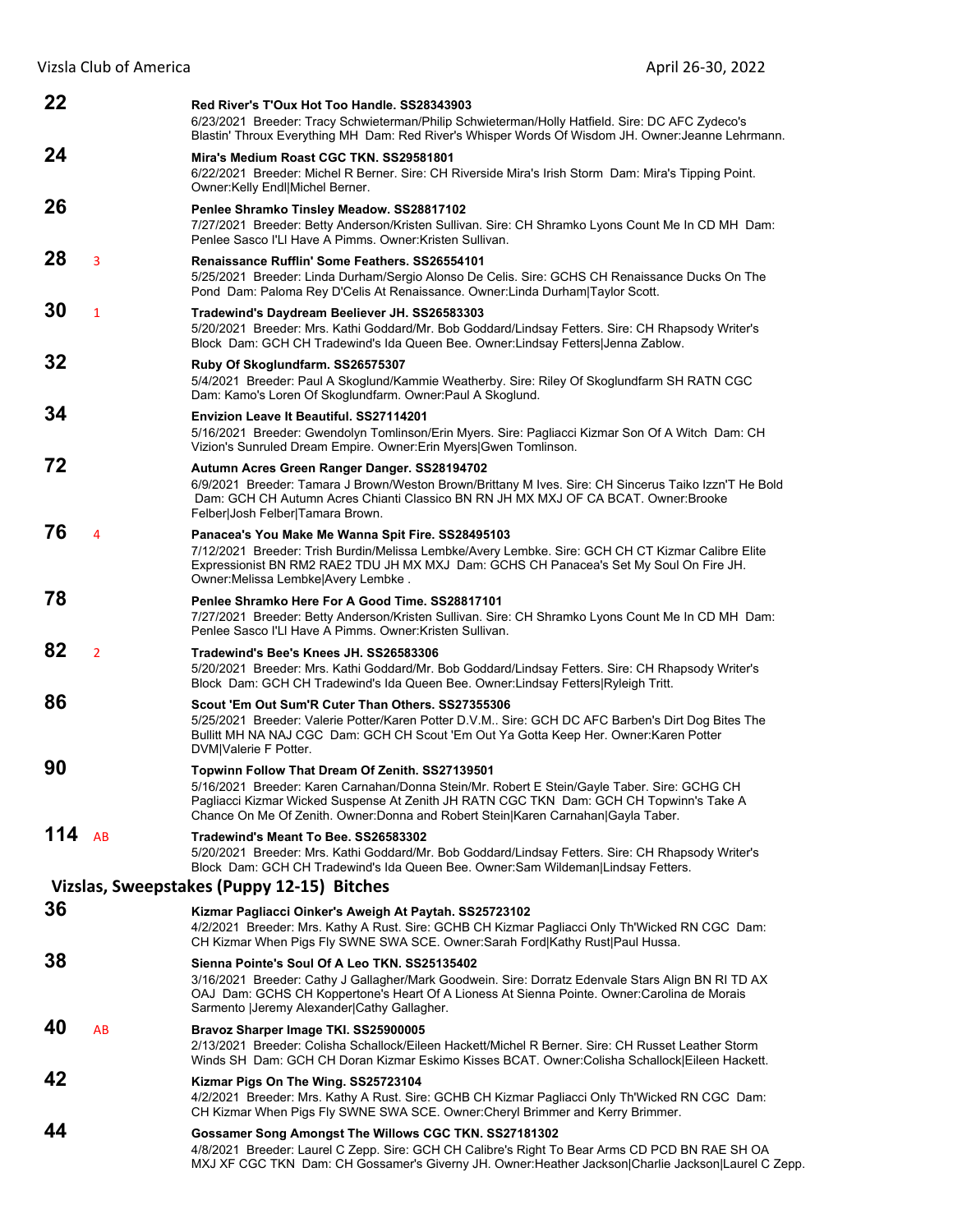**22** **Red River's T'Oux Hot Too Handle. SS28343903**
6/23/2021 Breeder: Tracy Schwieterman/Philip Schwieterman/Holly Hatfield. Sire: DC AFC Zydeco's Blastin' Throux Everything MH Dam: Red River's Whisper Words Of Wisdom JH. Owner:Jeanne Lehrmann.

**24** **Mira's Medium Roast CGC TKN. SS29581801**
6/22/2021 Breeder: Michel R Berner. Sire: CH Riverside Mira's Irish Storm Dam: Mira's Tipping Point. Owner:Kelly Endl|Michel Berner.

**26** **Penlee Shramko Tinsley Meadow. SS28817102**
7/27/2021 Breeder: Betty Anderson/Kristen Sullivan. Sire: CH Shramko Lyons Count Me In CD MH Dam: Penlee Sasco I'Ll Have A Pimms. Owner:Kristen Sullivan.

**28** 3 **Renaissance Rufflin' Some Feathers. SS26554101**
5/25/2021 Breeder: Linda Durham/Sergio Alonso De Celis. Sire: GCHS CH Renaissance Ducks On The Pond Dam: Paloma Rey D'Celis At Renaissance. Owner:Linda Durham|Taylor Scott.

**30** 1 **Tradewind's Daydream Beeliever JH. SS26583303**
5/20/2021 Breeder: Mrs. Kathi Goddard/Mr. Bob Goddard/Lindsay Fetters. Sire: CH Rhapsody Writer's Block Dam: GCH CH Tradewind's Ida Queen Bee. Owner:Lindsay Fetters|Jenna Zablow.

**32** **Ruby Of Skoglundfarm. SS26575307**
5/4/2021 Breeder: Paul A Skoglund/Kammie Weatherby. Sire: Riley Of Skoglundfarm SH RATN CGC Dam: Kamo's Loren Of Skoglundfarm. Owner:Paul A Skoglund.

**34** **Envizion Leave It Beautiful. SS27114201**
5/16/2021 Breeder: Gwendolyn Tomlinson/Erin Myers. Sire: Pagliacci Kizmar Son Of A Witch Dam: CH Vizion's Sunruled Dream Empire. Owner:Erin Myers|Gwen Tomlinson.

**72** **Autumn Acres Green Ranger Danger. SS28194702**
6/9/2021 Breeder: Tamara J Brown/Weston Brown/Brittany M Ives. Sire: CH Sincerus Taiko Izzn'T He Bold Dam: GCH CH Autumn Acres Chianti Classico BN RN JH MX MXJ OF CA BCAT. Owner:Brooke Felber|Josh Felber|Tamara Brown.

**76** 4 **Panacea's You Make Me Wanna Spit Fire. SS28495103**
7/12/2021 Breeder: Trish Burdin/Melissa Lembke/Avery Lembke. Sire: GCH CH CT Kizmar Calibre Elite Expressionist BN RM2 RAE2 TDU JH MX MXJ Dam: GCHS CH Panacea's Set My Soul On Fire JH. Owner:Melissa Lembke|Avery Lembke .

**78** **Penlee Shramko Here For A Good Time. SS28817101**
7/27/2021 Breeder: Betty Anderson/Kristen Sullivan. Sire: CH Shramko Lyons Count Me In CD MH Dam: Penlee Sasco I'Ll Have A Pimms. Owner:Kristen Sullivan.

**82** 2 **Tradewind's Bee's Knees JH. SS26583306**
5/20/2021 Breeder: Mrs. Kathi Goddard/Mr. Bob Goddard/Lindsay Fetters. Sire: CH Rhapsody Writer's Block Dam: GCH CH Tradewind's Ida Queen Bee. Owner:Lindsay Fetters|Ryleigh Tritt.

**86** **Scout 'Em Out Sum'R Cuter Than Others. SS27355306**
5/25/2021 Breeder: Valerie Potter/Karen Potter D.V.M.. Sire: GCH DC AFC Barben's Dirt Dog Bites The Bullitt MH NA NAJ CGC Dam: GCH CH Scout 'Em Out Ya Gotta Keep Her. Owner:Karen Potter DVM|Valerie F Potter.

**90** **Topwinn Follow That Dream Of Zenith. SS27139501**
5/16/2021 Breeder: Karen Carnahan/Donna Stein/Mr. Robert E Stein/Gayle Taber. Sire: GCHG CH Pagliacci Kizmar Wicked Suspense At Zenith JH RATN CGC TKN Dam: GCH CH Topwinn's Take A Chance On Me Of Zenith. Owner:Donna and Robert Stein|Karen Carnahan|Gayla Taber.

**114** AB **Tradewind's Meant To Bee. SS26583302**
5/20/2021 Breeder: Mrs. Kathi Goddard/Mr. Bob Goddard/Lindsay Fetters. Sire: CH Rhapsody Writer's Block Dam: GCH CH Tradewind's Ida Queen Bee. Owner:Sam Wildeman|Lindsay Fetters.

## Vizslas, Sweepstakes (Puppy 12-15) Bitches

**36** **Kizmar Pagliacci Oinker's Aweigh At Paytah. SS25723102**
4/2/2021 Breeder: Mrs. Kathy A Rust. Sire: GCHB CH Kizmar Pagliacci Only Th'Wicked RN CGC Dam: CH Kizmar When Pigs Fly SWNE SWA SCE. Owner:Sarah Ford|Kathy Rust|Paul Hussa.

**38** **Sienna Pointe's Soul Of A Leo TKN. SS25135402**
3/16/2021 Breeder: Cathy J Gallagher/Mark Goodwein. Sire: Dorratz Edenvale Stars Align BN RI TD AX OAJ Dam: GCHS CH Koppertone's Heart Of A Lioness At Sienna Pointe. Owner:Carolina de Morais Sarmento |Jeremy Alexander|Cathy Gallagher.

**40** AB **Bravoz Sharper Image TKI. SS25900005**
2/13/2021 Breeder: Colisha Schallock/Eileen Hackett/Michel R Berner. Sire: CH Russet Leather Storm Winds SH Dam: GCH CH Doran Kizmar Eskimo Kisses BCAT. Owner:Colisha Schallock|Eileen Hackett.

**42** **Kizmar Pigs On The Wing. SS25723104**
4/2/2021 Breeder: Mrs. Kathy A Rust. Sire: GCHB CH Kizmar Pagliacci Only Th'Wicked RN CGC Dam: CH Kizmar When Pigs Fly SWNE SWA SCE. Owner:Cheryl Brimmer and Kerry Brimmer.

**44** **Gossamer Song Amongst The Willows CGC TKN. SS27181302**
4/8/2021 Breeder: Laurel C Zepp. Sire: GCH CH Calibre's Right To Bear Arms CD PCD BN RAE SH OA MXJ XF CGC TKN Dam: CH Gossamer's Giverny JH. Owner:Heather Jackson|Charlie Jackson|Laurel C Zepp.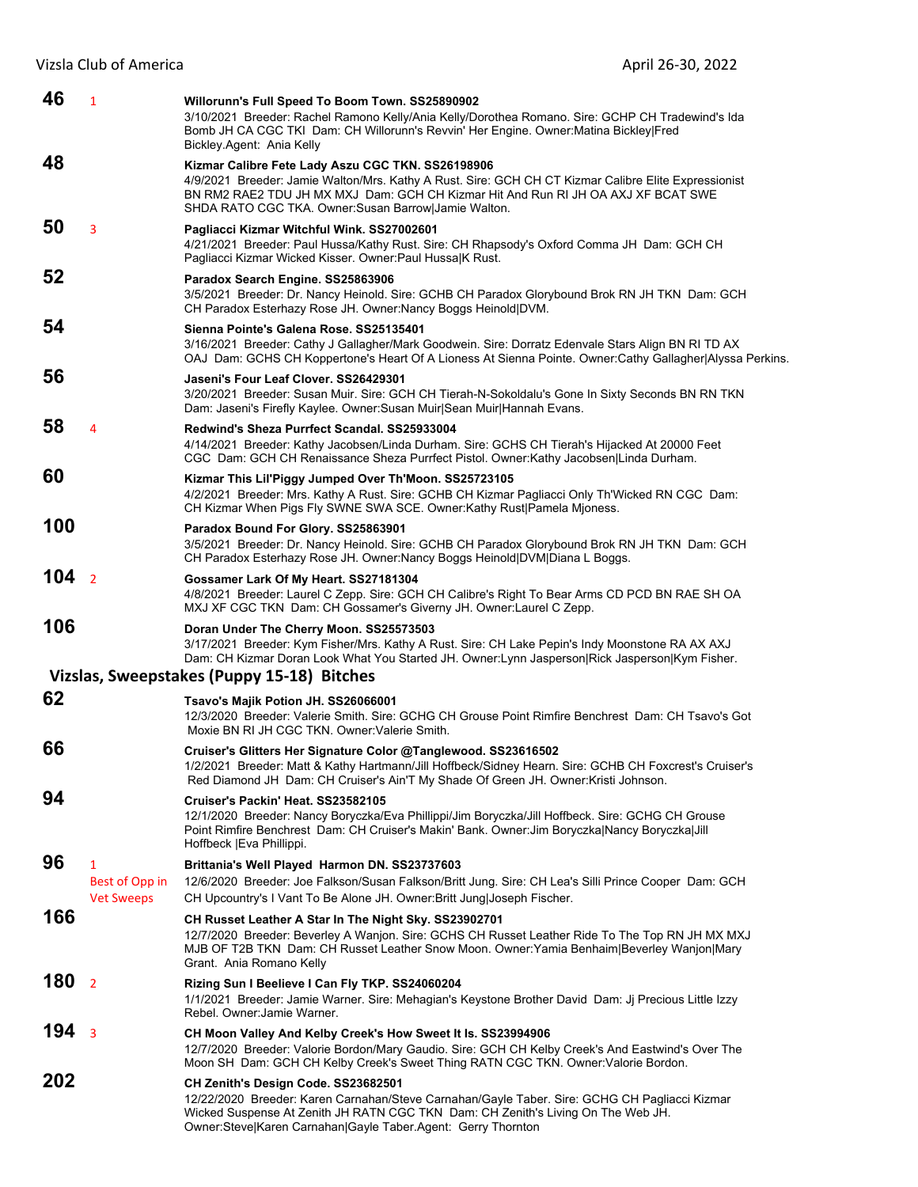**46** 1 **Willorunn's Full Speed To Boom Town. SS25890902**
3/10/2021 Breeder: Rachel Ramono Kelly/Ania Kelly/Dorothea Romano. Sire: GCHP CH Tradewind's Ida Bomb JH CA CGC TKI Dam: CH Willorunn's Revvin' Her Engine. Owner:Matina Bickley|Fred Bickley.Agent: Ania Kelly

**48** **Kizmar Calibre Fete Lady Aszu CGC TKN. SS26198906**
4/9/2021 Breeder: Jamie Walton/Mrs. Kathy A Rust. Sire: GCH CH CT Kizmar Calibre Elite Expressionist BN RM2 RAE2 TDU JH MX MXJ Dam: GCH CH Kizmar Hit And Run RI JH OA AXJ XF BCAT SWE SHDA RATO CGC TKA. Owner:Susan Barrow|Jamie Walton.

**50** 3 **Pagliacci Kizmar Witchful Wink. SS27002601**
4/21/2021 Breeder: Paul Hussa/Kathy Rust. Sire: CH Rhapsody's Oxford Comma JH Dam: GCH CH Pagliacci Kizmar Wicked Kisser. Owner:Paul Hussa|K Rust.

**52** **Paradox Search Engine. SS25863906**
3/5/2021 Breeder: Dr. Nancy Heinold. Sire: GCHB CH Paradox Glorybound Brok RN JH TKN Dam: GCH CH Paradox Esterhazy Rose JH. Owner:Nancy Boggs Heinold|DVM.

**54** **Sienna Pointe's Galena Rose. SS25135401**
3/16/2021 Breeder: Cathy J Gallagher/Mark Goodwein. Sire: Dorratz Edenvale Stars Align BN RI TD AX OAJ Dam: GCHS CH Koppertone's Heart Of A Lioness At Sienna Pointe. Owner:Cathy Gallagher|Alyssa Perkins.

**56** **Jaseni's Four Leaf Clover. SS26429301**
3/20/2021 Breeder: Susan Muir. Sire: GCH CH Tierah-N-Sokoldalu's Gone In Sixty Seconds BN RN TKN Dam: Jaseni's Firefly Kaylee. Owner:Susan Muir|Sean Muir|Hannah Evans.

**58** 4 **Redwind's Sheza Purrfect Scandal. SS25933004**
4/14/2021 Breeder: Kathy Jacobsen/Linda Durham. Sire: GCHS CH Tierah's Hijacked At 20000 Feet CGC Dam: GCH CH Renaissance Sheza Purrfect Pistol. Owner:Kathy Jacobsen|Linda Durham.

**60** **Kizmar This Lil'Piggy Jumped Over Th'Moon. SS25723105**
4/2/2021 Breeder: Mrs. Kathy A Rust. Sire: GCHB CH Kizmar Pagliacci Only Th'Wicked RN CGC Dam: CH Kizmar When Pigs Fly SWNE SWA SCE. Owner:Kathy Rust|Pamela Mjoness.

**100** **Paradox Bound For Glory. SS25863901**
3/5/2021 Breeder: Dr. Nancy Heinold. Sire: GCHB CH Paradox Glorybound Brok RN JH TKN Dam: GCH CH Paradox Esterhazy Rose JH. Owner:Nancy Boggs Heinold|DVM|Diana L Boggs.

**104** 2 **Gossamer Lark Of My Heart. SS27181304**
4/8/2021 Breeder: Laurel C Zepp. Sire: GCH CH Calibre's Right To Bear Arms CD PCD BN RAE SH OA MXJ XF CGC TKN Dam: CH Gossamer's Giverny JH. Owner:Laurel C Zepp.

**106** **Doran Under The Cherry Moon. SS25573503**
3/17/2021 Breeder: Kym Fisher/Mrs. Kathy A Rust. Sire: CH Lake Pepin's Indy Moonstone RA AX AXJ Dam: CH Kizmar Doran Look What You Started JH. Owner:Lynn Jasperson|Rick Jasperson|Kym Fisher.

## Vizslas, Sweepstakes (Puppy 15-18) Bitches

**62** **Tsavo's Majik Potion JH. SS26066001**
12/3/2020 Breeder: Valerie Smith. Sire: GCHG CH Grouse Point Rimfire Benchrest Dam: CH Tsavo's Got Moxie BN RI JH CGC TKN. Owner:Valerie Smith.

**66** **Cruiser's Glitters Her Signature Color @Tanglewood. SS23616502**
1/2/2021 Breeder: Matt & Kathy Hartmann/Jill Hoffbeck/Sidney Hearn. Sire: GCHB CH Foxcrest's Cruiser's Red Diamond JH Dam: CH Cruiser's Ain'T My Shade Of Green JH. Owner:Kristi Johnson.

**94** **Cruiser's Packin' Heat. SS23582105**
12/1/2020 Breeder: Nancy Boryczka/Eva Phillippi/Jim Boryczka/Jill Hoffbeck. Sire: GCHG CH Grouse Point Rimfire Benchrest Dam: CH Cruiser's Makin' Bank. Owner:Jim Boryczka|Nancy Boryczka|Jill Hoffbeck |Eva Phillippi.

**96** 1 Best of Opp in Vet Sweeps **Brittania's Well Played Harmon DN. SS23737603**
12/6/2020 Breeder: Joe Falkson/Susan Falkson/Britt Jung. Sire: CH Lea's Silli Prince Cooper Dam: GCH CH Upcountry's I Vant To Be Alone JH. Owner:Britt Jung|Joseph Fischer.

**166** **CH Russet Leather A Star In The Night Sky. SS23902701**
12/7/2020 Breeder: Beverley A Wanjon. Sire: GCHS CH Russet Leather Ride To The Top RN JH MX MXJ MJB OF T2B TKN Dam: CH Russet Leather Snow Moon. Owner:Yamia Benhaim|Beverley Wanjon|Mary Grant. Ania Romano Kelly

**180** 2 **Rizing Sun I Beelieve I Can Fly TKP. SS24060204**
1/1/2021 Breeder: Jamie Warner. Sire: Mehagian's Keystone Brother David Dam: Jj Precious Little Izzy Rebel. Owner:Jamie Warner.

**194** 3 **CH Moon Valley And Kelby Creek's How Sweet It Is. SS23994906**
12/7/2020 Breeder: Valorie Bordon/Mary Gaudio. Sire: GCH CH Kelby Creek's And Eastwind's Over The Moon SH Dam: GCH CH Kelby Creek's Sweet Thing RATN CGC TKN. Owner:Valorie Bordon.

**202** **CH Zenith's Design Code. SS23682501**
12/22/2020 Breeder: Karen Carnahan/Steve Carnahan/Gayle Taber. Sire: GCHG CH Pagliacci Kizmar Wicked Suspense At Zenith JH RATN CGC TKN Dam: CH Zenith's Living On The Web JH. Owner:Steve|Karen Carnahan|Gayle Taber.Agent: Gerry Thornton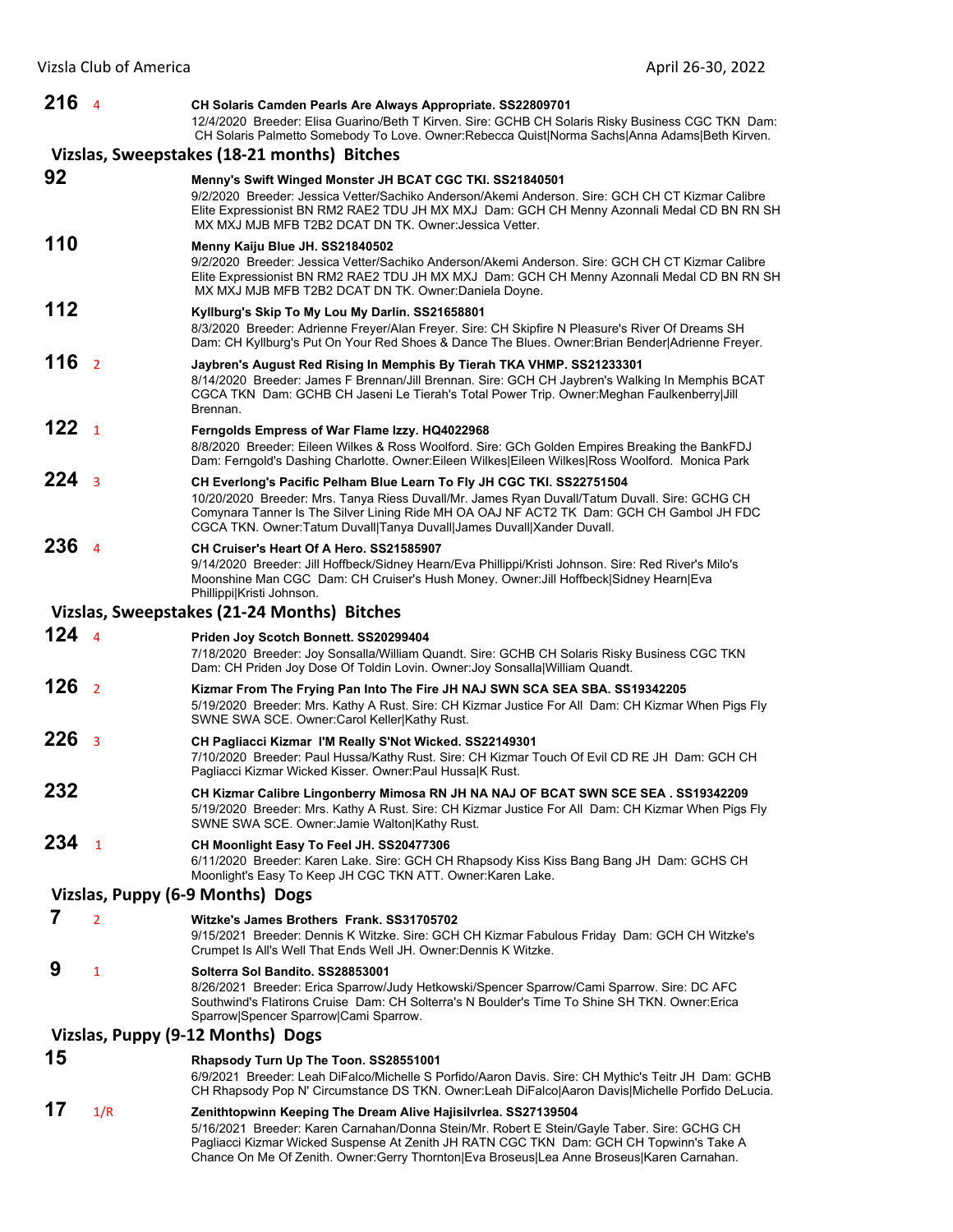**216** 4 **CH Solaris Camden Pearls Are Always Appropriate. SS22809701**
12/4/2020 Breeder: Elisa Guarino/Beth T Kirven. Sire: GCHB CH Solaris Risky Business CGC TKN Dam: CH Solaris Palmetto Somebody To Love. Owner:Rebecca Quist|Norma Sachs|Anna Adams|Beth Kirven.

## Vizslas, Sweepstakes (18-21 months) Bitches

**92** **Menny's Swift Winged Monster JH BCAT CGC TKI. SS21840501**
9/2/2020 Breeder: Jessica Vetter/Sachiko Anderson/Akemi Anderson. Sire: GCH CH CT Kizmar Calibre Elite Expressionist BN RM2 RAE2 TDU JH MX MXJ Dam: GCH CH Menny Azonnali Medal CD BN RN SH MX MXJ MJB MFB T2B2 DCAT DN TK. Owner:Jessica Vetter.

**110** **Menny Kaiju Blue JH. SS21840502**
9/2/2020 Breeder: Jessica Vetter/Sachiko Anderson/Akemi Anderson. Sire: GCH CH CT Kizmar Calibre Elite Expressionist BN RM2 RAE2 TDU JH MX MXJ Dam: GCH CH Menny Azonnali Medal CD BN RN SH MX MXJ MJB MFB T2B2 DCAT DN TK. Owner:Daniela Doyne.

**112** **Kyllburg's Skip To My Lou My Darlin. SS21658801**
8/3/2020 Breeder: Adrienne Freyer/Alan Freyer. Sire: CH Skipfire N Pleasure's River Of Dreams SH Dam: CH Kyllburg's Put On Your Red Shoes & Dance The Blues. Owner:Brian Bender|Adrienne Freyer.

**116** 2 **Jaybren's August Red Rising In Memphis By Tierah TKA VHMP. SS21233301**
8/14/2020 Breeder: James F Brennan/Jill Brennan. Sire: GCH CH Jaybren's Walking In Memphis BCAT CGCA TKN Dam: GCHB CH Jaseni Le Tierah's Total Power Trip. Owner:Meghan Faulkenberry|Jill Brennan.

**122** 1 **Ferngolds Empress of War Flame Izzy. HQ4022968**
8/8/2020 Breeder: Eileen Wilkes & Ross Woolford. Sire: GCh Golden Empires Breaking the BankFDJ Dam: Ferngold's Dashing Charlotte. Owner:Eileen Wilkes|Eileen Wilkes|Ross Woolford. Monica Park

**224** 3 **CH Everlong's Pacific Pelham Blue Learn To Fly JH CGC TKI. SS22751504**
10/20/2020 Breeder: Mrs. Tanya Riess Duvall/Mr. James Ryan Duvall/Tatum Duvall. Sire: GCHG CH Comynara Tanner Is The Silver Lining Ride MH OA OAJ NF ACT2 TK Dam: GCH CH Gambol JH FDC CGCA TKN. Owner:Tatum Duvall|Tanya Duvall|James Duvall|Xander Duvall.

**236** 4 **CH Cruiser's Heart Of A Hero. SS21585907**
9/14/2020 Breeder: Jill Hoffbeck/Sidney Hearn/Eva Phillippi/Kristi Johnson. Sire: Red River's Milo's Moonshine Man CGC Dam: CH Cruiser's Hush Money. Owner:Jill Hoffbeck|Sidney Hearn|Eva Phillippi|Kristi Johnson.

## Vizslas, Sweepstakes (21-24 Months) Bitches

**124** 4 **Priden Joy Scotch Bonnett. SS20299404**
7/18/2020 Breeder: Joy Sonsalla/William Quandt. Sire: GCHB CH Solaris Risky Business CGC TKN Dam: CH Priden Joy Dose Of Toldin Lovin. Owner:Joy Sonsalla|William Quandt.

**126** 2 **Kizmar From The Frying Pan Into The Fire JH NAJ SWN SCA SEA SBA. SS19342205**
5/19/2020 Breeder: Mrs. Kathy A Rust. Sire: CH Kizmar Justice For All Dam: CH Kizmar When Pigs Fly SWNE SWA SCE. Owner:Carol Keller|Kathy Rust.

**226** 3 **CH Pagliacci Kizmar I'M Really S'Not Wicked. SS22149301**
7/10/2020 Breeder: Paul Hussa/Kathy Rust. Sire: CH Kizmar Touch Of Evil CD RE JH Dam: GCH CH Pagliacci Kizmar Wicked Kisser. Owner:Paul Hussa|K Rust.

**232** **CH Kizmar Calibre Lingonberry Mimosa RN JH NA NAJ OF BCAT SWN SCE SEA . SS19342209**
5/19/2020 Breeder: Mrs. Kathy A Rust. Sire: CH Kizmar Justice For All Dam: CH Kizmar When Pigs Fly SWNE SWA SCE. Owner:Jamie Walton|Kathy Rust.

**234** 1 **CH Moonlight Easy To Feel JH. SS20477306**
6/11/2020 Breeder: Karen Lake. Sire: GCH CH Rhapsody Kiss Kiss Bang Bang JH Dam: GCHS CH Moonlight's Easy To Keep JH CGC TKN ATT. Owner:Karen Lake.

## Vizslas, Puppy (6-9 Months) Dogs

**7** 2 **Witzke's James Brothers Frank. SS31705702**
9/15/2021 Breeder: Dennis K Witzke. Sire: GCH CH Kizmar Fabulous Friday Dam: GCH CH Witzke's Crumpet Is All's Well That Ends Well JH. Owner:Dennis K Witzke.

**9** 1 **Solterra Sol Bandito. SS28853001**
8/26/2021 Breeder: Erica Sparrow/Judy Hetkowski/Spencer Sparrow/Cami Sparrow. Sire: DC AFC Southwind's Flatirons Cruise Dam: CH Solterra's N Boulder's Time To Shine SH TKN. Owner:Erica Sparrow|Spencer Sparrow|Cami Sparrow.

## Vizslas, Puppy (9-12 Months) Dogs

**15** **Rhapsody Turn Up The Toon. SS28551001**
6/9/2021 Breeder: Leah DiFalco/Michelle S Porfido/Aaron Davis. Sire: CH Mythic's Teitr JH Dam: GCHB CH Rhapsody Pop N' Circumstance DS TKN. Owner:Leah DiFalco|Aaron Davis|Michelle Porfido DeLucia.

**17** 1/R **Zenithtopwinn Keeping The Dream Alive Hajisilvrlea. SS27139504**
5/16/2021 Breeder: Karen Carnahan/Donna Stein/Mr. Robert E Stein/Gayle Taber. Sire: GCHG CH Pagliacci Kizmar Wicked Suspense At Zenith JH RATN CGC TKN Dam: GCH CH Topwinn's Take A Chance On Me Of Zenith. Owner:Gerry Thornton|Eva Broseus|Lea Anne Broseus|Karen Carnahan.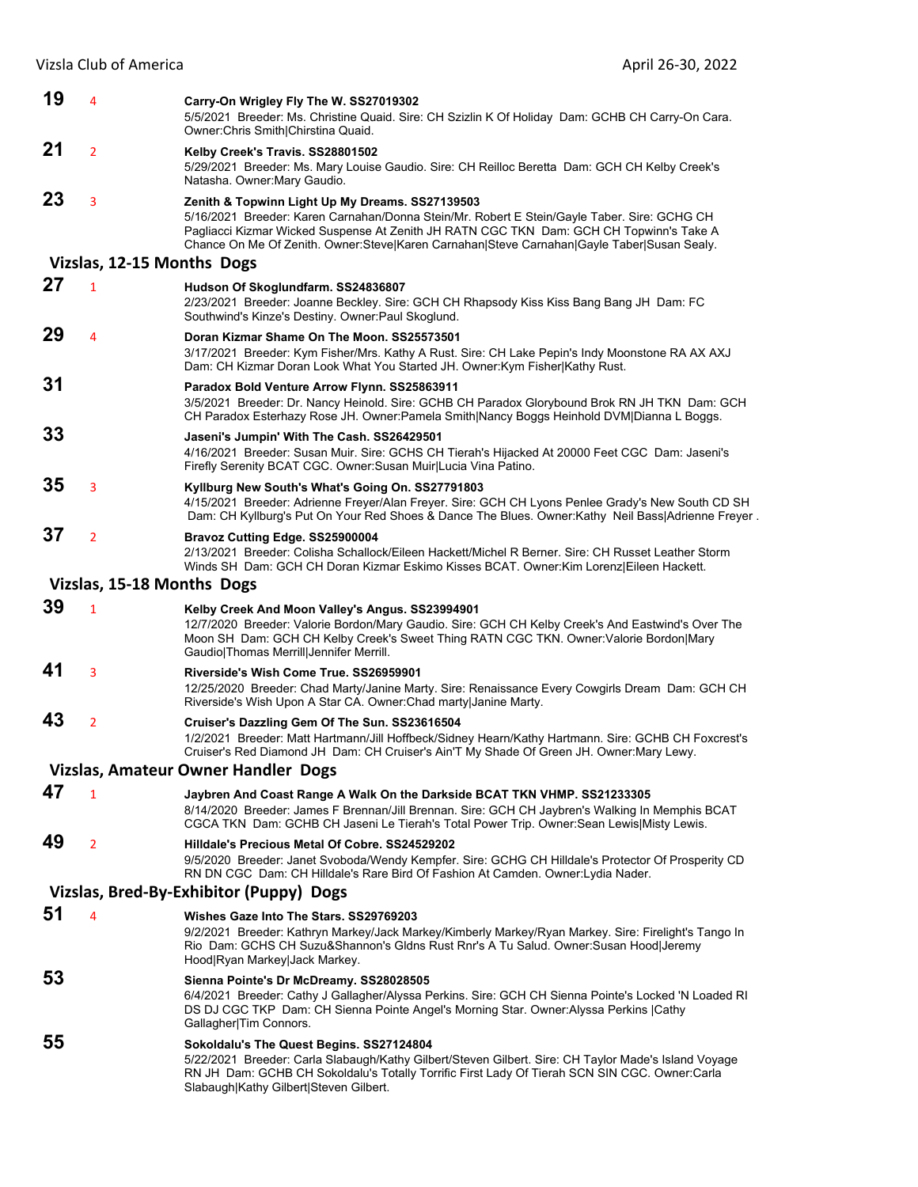**19** 4 **Carry-On Wrigley Fly The W. SS27019302**
5/5/2021 Breeder: Ms. Christine Quaid. Sire: CH Szizlin K Of Holiday Dam: GCHB CH Carry-On Cara. Owner:Chris Smith|Chirstina Quaid.

**21** 2 **Kelby Creek's Travis. SS28801502**
5/29/2021 Breeder: Ms. Mary Louise Gaudio. Sire: CH Reilloc Beretta Dam: GCH CH Kelby Creek's Natasha. Owner:Mary Gaudio.

**23** 3 **Zenith & Topwinn Light Up My Dreams. SS27139503**
5/16/2021 Breeder: Karen Carnahan/Donna Stein/Mr. Robert E Stein/Gayle Taber. Sire: GCHG CH Pagliacci Kizmar Wicked Suspense At Zenith JH RATN CGC TKN Dam: GCH CH Topwinn's Take A Chance On Me Of Zenith. Owner:Steve|Karen Carnahan|Steve Carnahan|Gayle Taber|Susan Sealy.

## Vizslas, 12-15 Months Dogs

**27** 1 **Hudson Of Skoglundfarm. SS24836807**
2/23/2021 Breeder: Joanne Beckley. Sire: GCH CH Rhapsody Kiss Kiss Bang Bang JH Dam: FC Southwind's Kinze's Destiny. Owner:Paul Skoglund.

**29** 4 **Doran Kizmar Shame On The Moon. SS25573501**
3/17/2021 Breeder: Kym Fisher/Mrs. Kathy A Rust. Sire: CH Lake Pepin's Indy Moonstone RA AX AXJ Dam: CH Kizmar Doran Look What You Started JH. Owner:Kym Fisher|Kathy Rust.

**31** **Paradox Bold Venture Arrow Flynn. SS25863911**
3/5/2021 Breeder: Dr. Nancy Heinold. Sire: GCHB CH Paradox Glorybound Brok RN JH TKN Dam: GCH CH Paradox Esterhazy Rose JH. Owner:Pamela Smith|Nancy Boggs Heinhold DVM|Dianna L Boggs.

**33** **Jaseni's Jumpin' With The Cash. SS26429501**
4/16/2021 Breeder: Susan Muir. Sire: GCHS CH Tierah's Hijacked At 20000 Feet CGC Dam: Jaseni's Firefly Serenity BCAT CGC. Owner:Susan Muir|Lucia Vina Patino.

**35** 3 **Kyllburg New South's What's Going On. SS27791803**
4/15/2021 Breeder: Adrienne Freyer/Alan Freyer. Sire: GCH CH Lyons Penlee Grady's New South CD SH Dam: CH Kyllburg's Put On Your Red Shoes & Dance The Blues. Owner:Kathy Neil Bass|Adrienne Freyer .

**37** 2 **Bravoz Cutting Edge. SS25900004**
2/13/2021 Breeder: Colisha Schallock/Eileen Hackett/Michel R Berner. Sire: CH Russet Leather Storm Winds SH Dam: GCH CH Doran Kizmar Eskimo Kisses BCAT. Owner:Kim Lorenz|Eileen Hackett.

## Vizslas, 15-18 Months Dogs

**39** 1 **Kelby Creek And Moon Valley's Angus. SS23994901**
12/7/2020 Breeder: Valorie Bordon/Mary Gaudio. Sire: GCH CH Kelby Creek's And Eastwind's Over The Moon SH Dam: GCH CH Kelby Creek's Sweet Thing RATN CGC TKN. Owner:Valorie Bordon|Mary Gaudio|Thomas Merrill|Jennifer Merrill.

**41** 3 **Riverside's Wish Come True. SS26959901**
12/25/2020 Breeder: Chad Marty/Janine Marty. Sire: Renaissance Every Cowgirls Dream Dam: GCH CH Riverside's Wish Upon A Star CA. Owner:Chad marty|Janine Marty.

**43** 2 **Cruiser's Dazzling Gem Of The Sun. SS23616504**
1/2/2021 Breeder: Matt Hartmann/Jill Hoffbeck/Sidney Hearn/Kathy Hartmann. Sire: GCHB CH Foxcrest's Cruiser's Red Diamond JH Dam: CH Cruiser's Ain'T My Shade Of Green JH. Owner:Mary Lewy.

## Vizslas, Amateur Owner Handler Dogs

**47** 1 **Jaybren And Coast Range A Walk On the Darkside BCAT TKN VHMP. SS21233305**
8/14/2020 Breeder: James F Brennan/Jill Brennan. Sire: GCH CH Jaybren's Walking In Memphis BCAT CGCA TKN Dam: GCHB CH Jaseni Le Tierah's Total Power Trip. Owner:Sean Lewis|Misty Lewis.

**49** 2 **Hilldale's Precious Metal Of Cobre. SS24529202**
9/5/2020 Breeder: Janet Svoboda/Wendy Kempfer. Sire: GCHG CH Hilldale's Protector Of Prosperity CD RN DN CGC Dam: CH Hilldale's Rare Bird Of Fashion At Camden. Owner:Lydia Nader.

## Vizslas, Bred-By-Exhibitor (Puppy) Dogs

**51** 4 **Wishes Gaze Into The Stars. SS29769203**
9/2/2021 Breeder: Kathryn Markey/Jack Markey/Kimberly Markey/Ryan Markey. Sire: Firelight's Tango In Rio Dam: GCHS CH Suzu&Shannon's Gldns Rust Rnr's A Tu Salud. Owner:Susan Hood|Jeremy Hood|Ryan Markey|Jack Markey.

**53** **Sienna Pointe's Dr McDreamy. SS28028505**
6/4/2021 Breeder: Cathy J Gallagher/Alyssa Perkins. Sire: GCH CH Sienna Pointe's Locked 'N Loaded RI DS DJ CGC TKP Dam: CH Sienna Pointe Angel's Morning Star. Owner:Alyssa Perkins |Cathy Gallagher|Tim Connors.

**55** **Sokoldalu's The Quest Begins. SS27124804**
5/22/2021 Breeder: Carla Slabaugh/Kathy Gilbert/Steven Gilbert. Sire: CH Taylor Made's Island Voyage RN JH Dam: GCHB CH Sokoldalu's Totally Torrific First Lady Of Tierah SCN SIN CGC. Owner:Carla Slabaugh|Kathy Gilbert|Steven Gilbert.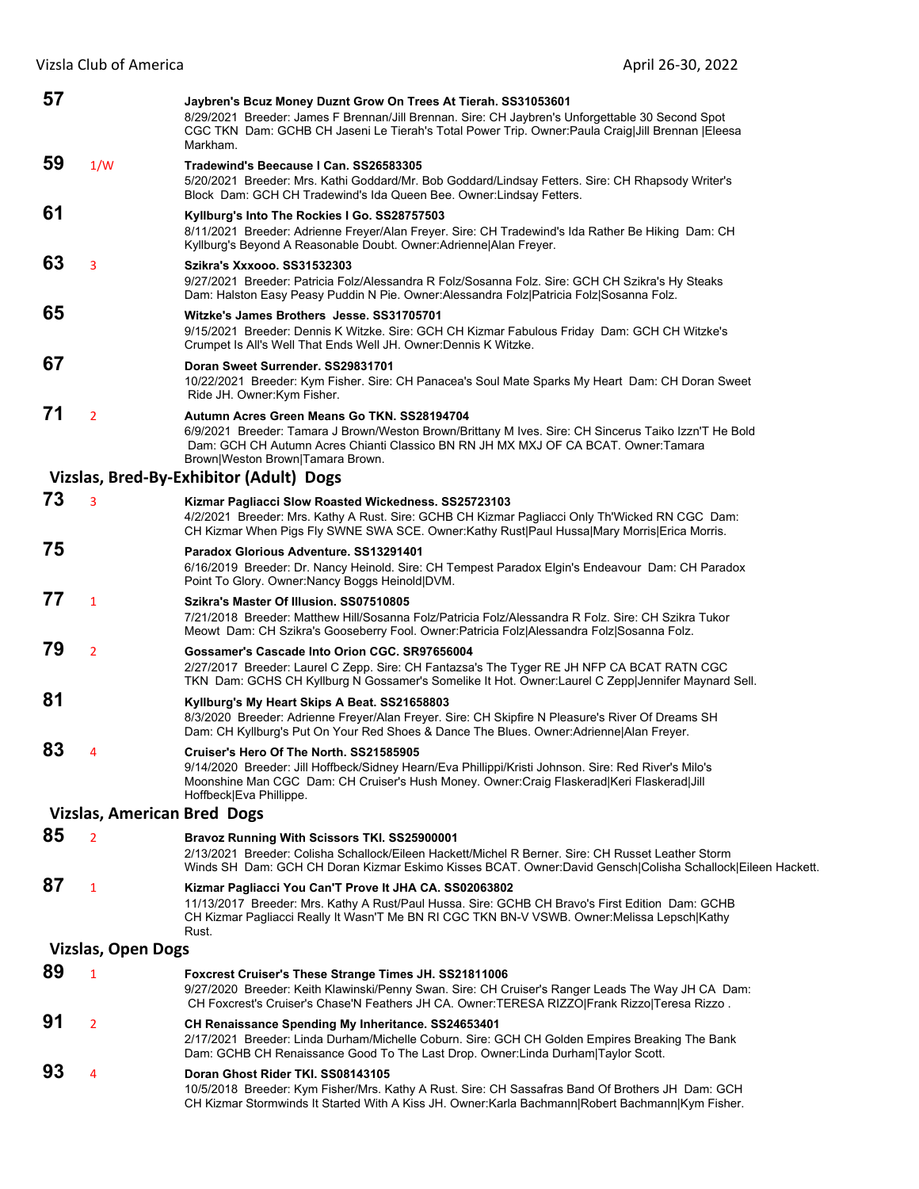**57** Jaybren's Bcuz Money Duznt Grow On Trees At Tierah. SS31053601
8/29/2021 Breeder: James F Brennan/Jill Brennan. Sire: CH Jaybren's Unforgettable 30 Second Spot CGC TKN Dam: GCHB CH Jaseni Le Tierah's Total Power Trip. Owner:Paula Craig|Jill Brennan |Eleesa Markham.

**59** 1/W **Tradewind's Beecause I Can. SS26583305**
5/20/2021 Breeder: Mrs. Kathi Goddard/Mr. Bob Goddard/Lindsay Fetters. Sire: CH Rhapsody Writer's Block Dam: GCH CH Tradewind's Ida Queen Bee. Owner:Lindsay Fetters.

**61** **Kyllburg's Into The Rockies I Go. SS28757503**
8/11/2021 Breeder: Adrienne Freyer/Alan Freyer. Sire: CH Tradewind's Ida Rather Be Hiking Dam: CH Kyllburg's Beyond A Reasonable Doubt. Owner:Adrienne|Alan Freyer.

**63** 3 **Szikra's Xxxooo. SS31532303**
9/27/2021 Breeder: Patricia Folz/Alessandra R Folz/Sosanna Folz. Sire: GCH CH Szikra's Hy Steaks Dam: Halston Easy Peasy Puddin N Pie. Owner:Alessandra Folz|Patricia Folz|Sosanna Folz.

**65** **Witzke's James Brothers Jesse. SS31705701**
9/15/2021 Breeder: Dennis K Witzke. Sire: GCH CH Kizmar Fabulous Friday Dam: GCH CH Witzke's Crumpet Is All's Well That Ends Well JH. Owner:Dennis K Witzke.

**67** **Doran Sweet Surrender. SS29831701**
10/22/2021 Breeder: Kym Fisher. Sire: CH Panacea's Soul Mate Sparks My Heart Dam: CH Doran Sweet Ride JH. Owner:Kym Fisher.

**71** 2 **Autumn Acres Green Means Go TKN. SS28194704**
6/9/2021 Breeder: Tamara J Brown/Weston Brown/Brittany M Ives. Sire: CH Sincerus Taiko Izzn'T He Bold Dam: GCH CH Autumn Acres Chianti Classico BN RN JH MX MXJ OF CA BCAT. Owner:Tamara Brown|Weston Brown|Tamara Brown.

## Vizslas, Bred-By-Exhibitor (Adult) Dogs

**73** 3 **Kizmar Pagliacci Slow Roasted Wickedness. SS25723103**
4/2/2021 Breeder: Mrs. Kathy A Rust. Sire: GCHB CH Kizmar Pagliacci Only Th'Wicked RN CGC Dam: CH Kizmar When Pigs Fly SWNE SWA SCE. Owner:Kathy Rust|Paul Hussa|Mary Morris|Erica Morris.

**75** **Paradox Glorious Adventure. SS13291401**
6/16/2019 Breeder: Dr. Nancy Heinold. Sire: CH Tempest Paradox Elgin's Endeavour Dam: CH Paradox Point To Glory. Owner:Nancy Boggs Heinold|DVM.

**77** 1 **Szikra's Master Of Illusion. SS07510805**
7/21/2018 Breeder: Matthew Hill/Sosanna Folz/Patricia Folz/Alessandra R Folz. Sire: CH Szikra Tukor Meowt Dam: CH Szikra's Gooseberry Fool. Owner:Patricia Folz|Alessandra Folz|Sosanna Folz.

**79** 2 **Gossamer's Cascade Into Orion CGC. SR97656004**
2/27/2017 Breeder: Laurel C Zepp. Sire: CH Fantazsa's The Tyger RE JH NFP CA BCAT RATN CGC TKN Dam: GCHS CH Kyllburg N Gossamer's Somelike It Hot. Owner:Laurel C Zepp|Jennifer Maynard Sell.

**81** **Kyllburg's My Heart Skips A Beat. SS21658803**
8/3/2020 Breeder: Adrienne Freyer/Alan Freyer. Sire: CH Skipfire N Pleasure's River Of Dreams SH Dam: CH Kyllburg's Put On Your Red Shoes & Dance The Blues. Owner:Adrienne|Alan Freyer.

**83** 4 **Cruiser's Hero Of The North. SS21585905**
9/14/2020 Breeder: Jill Hoffbeck/Sidney Hearn/Eva Phillippi/Kristi Johnson. Sire: Red River's Milo's Moonshine Man CGC Dam: CH Cruiser's Hush Money. Owner:Craig Flaskerad|Keri Flaskerad|Jill Hoffbeck|Eva Phillippe.

## Vizslas, American Bred Dogs

**85** 2 **Bravoz Running With Scissors TKI. SS25900001**
2/13/2021 Breeder: Colisha Schallock/Eileen Hackett/Michel R Berner. Sire: CH Russet Leather Storm Winds SH Dam: GCH CH Doran Kizmar Eskimo Kisses BCAT. Owner:David Gensch|Colisha Schallock|Eileen Hackett.

**87** 1 **Kizmar Pagliacci You Can'T Prove It JHA CA. SS02063802**
11/13/2017 Breeder: Mrs. Kathy A Rust/Paul Hussa. Sire: GCHB CH Bravo's First Edition Dam: GCHB CH Kizmar Pagliacci Really It Wasn'T Me BN RI CGC TKN BN-V VSWB. Owner:Melissa Lepsch|Kathy Rust.

## Vizslas, Open Dogs

**89** 1 **Foxcrest Cruiser's These Strange Times JH. SS21811006**
9/27/2020 Breeder: Keith Klawinski/Penny Swan. Sire: CH Cruiser's Ranger Leads The Way JH CA Dam: CH Foxcrest's Cruiser's Chase'N Feathers JH CA. Owner:TERESA RIZZO|Frank Rizzo|Teresa Rizzo .

**91** 2 **CH Renaissance Spending My Inheritance. SS24653401**
2/17/2021 Breeder: Linda Durham/Michelle Coburn. Sire: GCH CH Golden Empires Breaking The Bank Dam: GCHB CH Renaissance Good To The Last Drop. Owner:Linda Durham|Taylor Scott.

**93** 4 **Doran Ghost Rider TKI. SS08143105**
10/5/2018 Breeder: Kym Fisher/Mrs. Kathy A Rust. Sire: CH Sassafras Band Of Brothers JH Dam: GCH CH Kizmar Stormwinds It Started With A Kiss JH. Owner:Karla Bachmann|Robert Bachmann|Kym Fisher.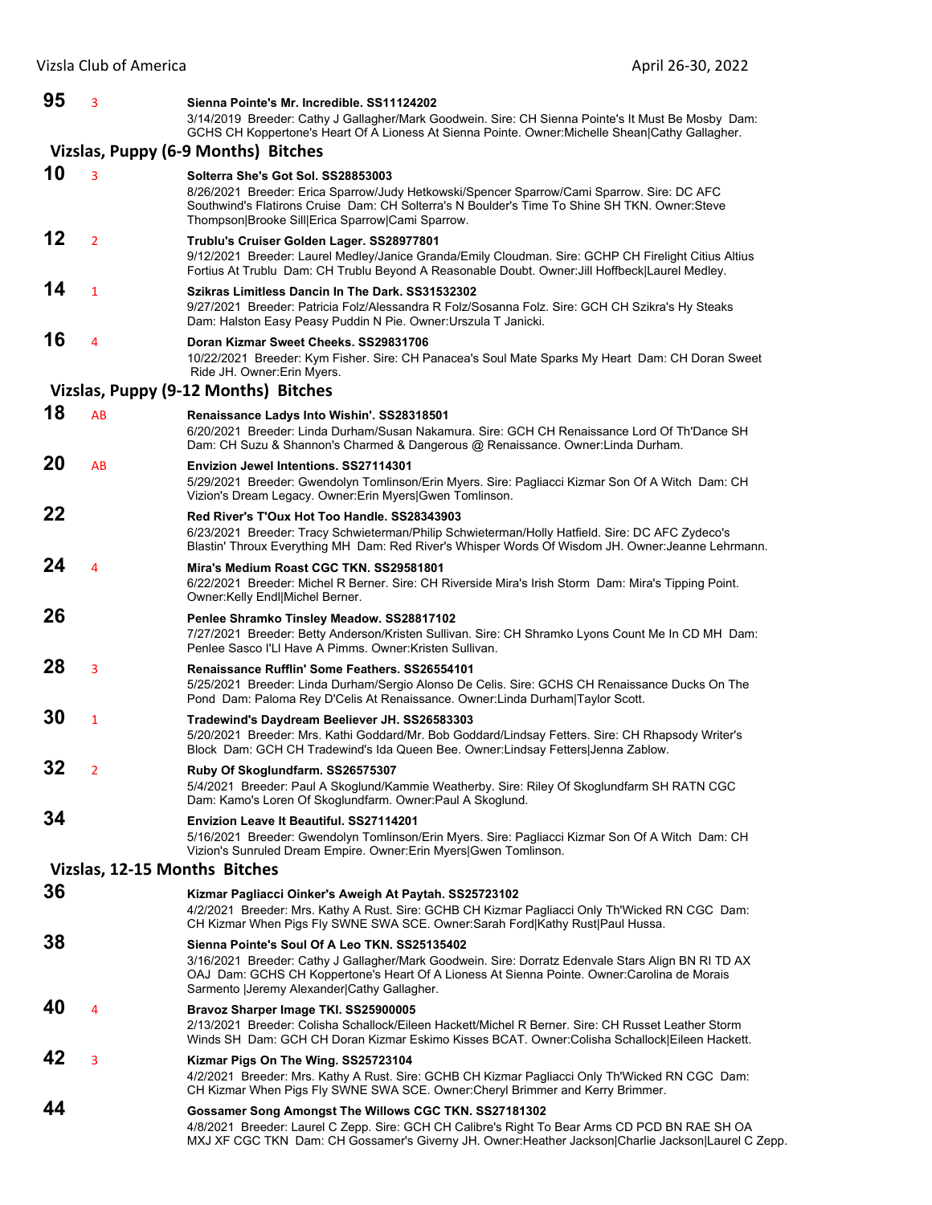**95** 3 **Sienna Pointe's Mr. Incredible. SS11124202**
3/14/2019 Breeder: Cathy J Gallagher/Mark Goodwein. Sire: CH Sienna Pointe's It Must Be Mosby Dam: GCHS CH Koppertone's Heart Of A Lioness At Sienna Pointe. Owner:Michelle Shean|Cathy Gallagher.

## Vizslas, Puppy (6-9 Months) Bitches

**10** 3 **Solterra She's Got Sol. SS28853003**
8/26/2021 Breeder: Erica Sparrow/Judy Hetkowski/Spencer Sparrow/Cami Sparrow. Sire: DC AFC Southwind's Flatirons Cruise Dam: CH Solterra's N Boulder's Time To Shine SH TKN. Owner:Steve Thompson|Brooke Sill|Erica Sparrow|Cami Sparrow.

**12** 2 **Trublu's Cruiser Golden Lager. SS28977801**
9/12/2021 Breeder: Laurel Medley/Janice Granda/Emily Cloudman. Sire: GCHP CH Firelight Citius Altius Fortius At Trublu Dam: CH Trublu Beyond A Reasonable Doubt. Owner:Jill Hoffbeck|Laurel Medley.

**14** 1 **Szikras Limitless Dancin In The Dark. SS31532302**
9/27/2021 Breeder: Patricia Folz/Alessandra R Folz/Sosanna Folz. Sire: GCH CH Szikra's Hy Steaks Dam: Halston Easy Peasy Puddin N Pie. Owner:Urszula T Janicki.

**16** 4 **Doran Kizmar Sweet Cheeks. SS29831706**
10/22/2021 Breeder: Kym Fisher. Sire: CH Panacea's Soul Mate Sparks My Heart Dam: CH Doran Sweet Ride JH. Owner:Erin Myers.

## Vizslas, Puppy (9-12 Months) Bitches

**18** AB **Renaissance Ladys Into Wishin'. SS28318501**
6/20/2021 Breeder: Linda Durham/Susan Nakamura. Sire: GCH CH Renaissance Lord Of Th'Dance SH Dam: CH Suzu & Shannon's Charmed & Dangerous @ Renaissance. Owner:Linda Durham.

**20** AB **Envizion Jewel Intentions. SS27114301**
5/29/2021 Breeder: Gwendolyn Tomlinson/Erin Myers. Sire: Pagliacci Kizmar Son Of A Witch Dam: CH Vizion's Dream Legacy. Owner:Erin Myers|Gwen Tomlinson.

**22** **Red River's T'Oux Hot Too Handle. SS28343903**
6/23/2021 Breeder: Tracy Schwieterman/Philip Schwieterman/Holly Hatfield. Sire: DC AFC Zydeco's Blastin' Throux Everything MH Dam: Red River's Whisper Words Of Wisdom JH. Owner:Jeanne Lehrmann.

**24** 4 **Mira's Medium Roast CGC TKN. SS29581801**
6/22/2021 Breeder: Michel R Berner. Sire: CH Riverside Mira's Irish Storm Dam: Mira's Tipping Point. Owner:Kelly Endl|Michel Berner.

**26** **Penlee Shramko Tinsley Meadow. SS28817102**
7/27/2021 Breeder: Betty Anderson/Kristen Sullivan. Sire: CH Shramko Lyons Count Me In CD MH Dam: Penlee Sasco I'Ll Have A Pimms. Owner:Kristen Sullivan.

**28** 3 **Renaissance Rufflin' Some Feathers. SS26554101**
5/25/2021 Breeder: Linda Durham/Sergio Alonso De Celis. Sire: GCHS CH Renaissance Ducks On The Pond Dam: Paloma Rey D'Celis At Renaissance. Owner:Linda Durham|Taylor Scott.

**30** 1 **Tradewind's Daydream Beeliever JH. SS26583303**
5/20/2021 Breeder: Mrs. Kathi Goddard/Mr. Bob Goddard/Lindsay Fetters. Sire: CH Rhapsody Writer's Block Dam: GCH CH Tradewind's Ida Queen Bee. Owner:Lindsay Fetters|Jenna Zablow.

**32** 2 **Ruby Of Skoglundfarm. SS26575307**
5/4/2021 Breeder: Paul A Skoglund/Kammie Weatherby. Sire: Riley Of Skoglundfarm SH RATN CGC Dam: Kamo's Loren Of Skoglundfarm. Owner:Paul A Skoglund.

**34** **Envizion Leave It Beautiful. SS27114201**
5/16/2021 Breeder: Gwendolyn Tomlinson/Erin Myers. Sire: Pagliacci Kizmar Son Of A Witch Dam: CH Vizion's Sunruled Dream Empire. Owner:Erin Myers|Gwen Tomlinson.

## Vizslas, 12-15 Months Bitches

**36** **Kizmar Pagliacci Oinker's Aweigh At Paytah. SS25723102**
4/2/2021 Breeder: Mrs. Kathy A Rust. Sire: GCHB CH Kizmar Pagliacci Only Th'Wicked RN CGC Dam: CH Kizmar When Pigs Fly SWNE SWA SCE. Owner:Sarah Ford|Kathy Rust|Paul Hussa.

**38** **Sienna Pointe's Soul Of A Leo TKN. SS25135402**
3/16/2021 Breeder: Cathy J Gallagher/Mark Goodwein. Sire: Dorratz Edenvale Stars Align BN RI TD AX OAJ Dam: GCHS CH Koppertone's Heart Of A Lioness At Sienna Pointe. Owner:Carolina de Morais Sarmento |Jeremy Alexander|Cathy Gallagher.

**40** 4 **Bravoz Sharper Image TKI. SS25900005**
2/13/2021 Breeder: Colisha Schallock/Eileen Hackett/Michel R Berner. Sire: CH Russet Leather Storm Winds SH Dam: GCH CH Doran Kizmar Eskimo Kisses BCAT. Owner:Colisha Schallock|Eileen Hackett.

**42** 3 **Kizmar Pigs On The Wing. SS25723104**
4/2/2021 Breeder: Mrs. Kathy A Rust. Sire: GCHB CH Kizmar Pagliacci Only Th'Wicked RN CGC Dam: CH Kizmar When Pigs Fly SWNE SWA SCE. Owner:Cheryl Brimmer and Kerry Brimmer.

**44** **Gossamer Song Amongst The Willows CGC TKN. SS27181302**
4/8/2021 Breeder: Laurel C Zepp. Sire: GCH CH Calibre's Right To Bear Arms CD PCD BN RAE SH OA MXJ XF CGC TKN Dam: CH Gossamer's Giverny JH. Owner:Heather Jackson|Charlie Jackson|Laurel C Zepp.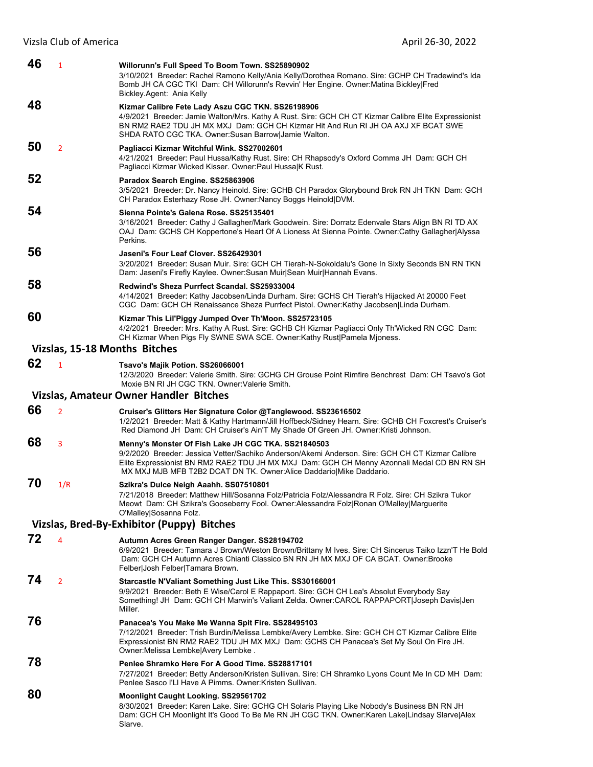**46** 1 **Willorunn's Full Speed To Boom Town. SS25890902**
3/10/2021 Breeder: Rachel Ramono Kelly/Ania Kelly/Dorothea Romano. Sire: GCHP CH Tradewind's Ida Bomb JH CA CGC TKI Dam: CH Willorunn's Revvin' Her Engine. Owner:Matina Bickley|Fred Bickley.Agent: Ania Kelly

**48** **Kizmar Calibre Fete Lady Aszu CGC TKN. SS26198906**
4/9/2021 Breeder: Jamie Walton/Mrs. Kathy A Rust. Sire: GCH CH CT Kizmar Calibre Elite Expressionist BN RM2 RAE2 TDU JH MX MXJ Dam: GCH CH Kizmar Hit And Run RI JH OA AXJ XF BCAT SWE SHDA RATO CGC TKA. Owner:Susan Barrow|Jamie Walton.

**50** 2 **Pagliacci Kizmar Witchful Wink. SS27002601**
4/21/2021 Breeder: Paul Hussa/Kathy Rust. Sire: CH Rhapsody's Oxford Comma JH Dam: GCH CH Pagliacci Kizmar Wicked Kisser. Owner:Paul Hussa|K Rust.

**52** **Paradox Search Engine. SS25863906**
3/5/2021 Breeder: Dr. Nancy Heinold. Sire: GCHB CH Paradox Glorybound Brok RN JH TKN Dam: GCH CH Paradox Esterhazy Rose JH. Owner:Nancy Boggs Heinold|DVM.

**54** **Sienna Pointe's Galena Rose. SS25135401**
3/16/2021 Breeder: Cathy J Gallagher/Mark Goodwein. Sire: Dorratz Edenvale Stars Align BN RI TD AX OAJ Dam: GCHS CH Koppertone's Heart Of A Lioness At Sienna Pointe. Owner:Cathy Gallagher|Alyssa Perkins.

**56** **Jaseni's Four Leaf Clover. SS26429301**
3/20/2021 Breeder: Susan Muir. Sire: GCH CH Tierah-N-Sokoldalu's Gone In Sixty Seconds BN RN TKN Dam: Jaseni's Firefly Kaylee. Owner:Susan Muir|Sean Muir|Hannah Evans.

**58** **Redwind's Sheza Purrfect Scandal. SS25933004**
4/14/2021 Breeder: Kathy Jacobsen/Linda Durham. Sire: GCHS CH Tierah's Hijacked At 20000 Feet CGC Dam: GCH CH Renaissance Sheza Purrfect Pistol. Owner:Kathy Jacobsen|Linda Durham.

**60** **Kizmar This Lil'Piggy Jumped Over Th'Moon. SS25723105**
4/2/2021 Breeder: Mrs. Kathy A Rust. Sire: GCHB CH Kizmar Pagliacci Only Th'Wicked RN CGC Dam: CH Kizmar When Pigs Fly SWNE SWA SCE. Owner:Kathy Rust|Pamela Mjoness.

### Vizslas, 15-18 Months Bitches

**62** 1 **Tsavo's Majik Potion. SS26066001**
12/3/2020 Breeder: Valerie Smith. Sire: GCHG CH Grouse Point Rimfire Benchrest Dam: CH Tsavo's Got Moxie BN RI JH CGC TKN. Owner:Valerie Smith.

### Vizslas, Amateur Owner Handler Bitches

**66** 2 **Cruiser's Glitters Her Signature Color @Tanglewood. SS23616502**
1/2/2021 Breeder: Matt & Kathy Hartmann/Jill Hoffbeck/Sidney Hearn. Sire: GCHB CH Foxcrest's Cruiser's Red Diamond JH Dam: CH Cruiser's Ain'T My Shade Of Green JH. Owner:Kristi Johnson.

**68** 3 **Menny's Monster Of Fish Lake JH CGC TKA. SS21840503**
9/2/2020 Breeder: Jessica Vetter/Sachiko Anderson/Akemi Anderson. Sire: GCH CH CT Kizmar Calibre Elite Expressionist BN RM2 RAE2 TDU JH MX MXJ Dam: GCH CH Menny Azonnali Medal CD BN RN SH MX MXJ MJB MFB T2B2 DCAT DN TK. Owner:Alice Daddario|Mike Daddario.

**70** 1/R **Szikra's Dulce Neigh Aaahh. SS07510801**
7/21/2018 Breeder: Matthew Hill/Sosanna Folz/Patricia Folz/Alessandra R Folz. Sire: CH Szikra Tukor Meowt Dam: CH Szikra's Gooseberry Fool. Owner:Alessandra Folz|Ronan O'Malley|Marguerite O'Malley|Sosanna Folz.

### Vizslas, Bred-By-Exhibitor (Puppy) Bitches

**72** 4 **Autumn Acres Green Ranger Danger. SS28194702**
6/9/2021 Breeder: Tamara J Brown/Weston Brown/Brittany M Ives. Sire: CH Sincerus Taiko Izzn'T He Bold Dam: GCH CH Autumn Acres Chianti Classico BN RN JH MX MXJ OF CA BCAT. Owner:Brooke Felber|Josh Felber|Tamara Brown.

**74** 2 **Starcastle N'Valiant Something Just Like This. SS30166001**
9/9/2021 Breeder: Beth E Wise/Carol E Rappaport. Sire: GCH CH Lea's Absolut Everybody Say Something! JH Dam: GCH CH Marwin's Valiant Zelda. Owner:CAROL RAPPAPORT|Joseph Davis|Jen Miller.

**76** **Panacea's You Make Me Wanna Spit Fire. SS28495103**
7/12/2021 Breeder: Trish Burdin/Melissa Lembke/Avery Lembke. Sire: GCH CH CT Kizmar Calibre Elite Expressionist BN RM2 RAE2 TDU JH MX MXJ Dam: GCHS CH Panacea's Set My Soul On Fire JH. Owner:Melissa Lembke|Avery Lembke .

**78** **Penlee Shramko Here For A Good Time. SS28817101**
7/27/2021 Breeder: Betty Anderson/Kristen Sullivan. Sire: CH Shramko Lyons Count Me In CD MH Dam: Penlee Sasco I'Ll Have A Pimms. Owner:Kristen Sullivan.

**80** **Moonlight Caught Looking. SS29561702**
8/30/2021 Breeder: Karen Lake. Sire: GCHG CH Solaris Playing Like Nobody's Business BN RN JH Dam: GCH CH Moonlight It's Good To Be Me RN JH CGC TKN. Owner:Karen Lake|Lindsay Slarve|Alex Slarve.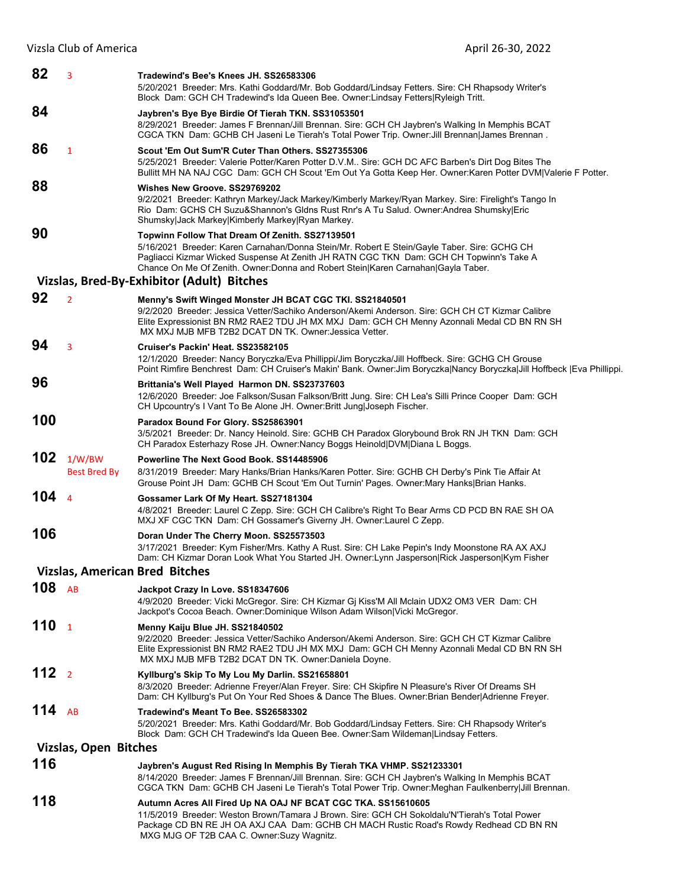**82** 3 **Tradewind's Bee's Knees JH. SS26583306**
5/20/2021 Breeder: Mrs. Kathi Goddard/Mr. Bob Goddard/Lindsay Fetters. Sire: CH Rhapsody Writer's Block Dam: GCH CH Tradewind's Ida Queen Bee. Owner:Lindsay Fetters|Ryleigh Tritt.

**84** **Jaybren's Bye Bye Birdie Of Tierah TKN. SS31053501**
8/29/2021 Breeder: James F Brennan/Jill Brennan. Sire: GCH CH Jaybren's Walking In Memphis BCAT CGCA TKN Dam: GCHB CH Jaseni Le Tierah's Total Power Trip. Owner:Jill Brennan|James Brennan .

**86** 1 **Scout 'Em Out Sum'R Cuter Than Others. SS27355306**
5/25/2021 Breeder: Valerie Potter/Karen Potter D.V.M.. Sire: GCH DC AFC Barben's Dirt Dog Bites The Bullitt MH NA NAJ CGC Dam: GCH CH Scout 'Em Out Ya Gotta Keep Her. Owner:Karen Potter DVM|Valerie F Potter.

**88** **Wishes New Groove. SS29769202**
9/2/2021 Breeder: Kathryn Markey/Jack Markey/Kimberly Markey/Ryan Markey. Sire: Firelight's Tango In Rio Dam: GCHS CH Suzu&Shannon's Gldns Rust Rnr's A Tu Salud. Owner:Andrea Shumsky|Eric Shumsky|Jack Markey|Kimberly Markey|Ryan Markey.

**90** **Topwinn Follow That Dream Of Zenith. SS27139501**
5/16/2021 Breeder: Karen Carnahan/Donna Stein/Mr. Robert E Stein/Gayle Taber. Sire: GCHG CH Pagliacci Kizmar Wicked Suspense At Zenith JH RATN CGC TKN Dam: GCH CH Topwinn's Take A Chance On Me Of Zenith. Owner:Donna and Robert Stein|Karen Carnahan|Gayla Taber.

## Vizslas, Bred-By-Exhibitor (Adult) Bitches

**92** 2 **Menny's Swift Winged Monster JH BCAT CGC TKI. SS21840501**
9/2/2020 Breeder: Jessica Vetter/Sachiko Anderson/Akemi Anderson. Sire: GCH CH CT Kizmar Calibre Elite Expressionist BN RM2 RAE2 TDU JH MX MXJ Dam: GCH CH Menny Azonnali Medal CD BN RN SH MX MXJ MJB MFB T2B2 DCAT DN TK. Owner:Jessica Vetter.

**94** 3 **Cruiser's Packin' Heat. SS23582105**
12/1/2020 Breeder: Nancy Boryczka/Eva Phillippi/Jim Boryczka/Jill Hoffbeck. Sire: GCHG CH Grouse Point Rimfire Benchrest Dam: CH Cruiser's Makin' Bank. Owner:Jim Boryczka|Nancy Boryczka|Jill Hoffbeck |Eva Phillippi.

**96** **Brittania's Well Played Harmon DN. SS23737603**
12/6/2020 Breeder: Joe Falkson/Susan Falkson/Britt Jung. Sire: CH Lea's Silli Prince Cooper Dam: GCH CH Upcountry's I Vant To Be Alone JH. Owner:Britt Jung|Joseph Fischer.

**100** **Paradox Bound For Glory. SS25863901**
3/5/2021 Breeder: Dr. Nancy Heinold. Sire: GCHB CH Paradox Glorybound Brok RN JH TKN Dam: GCH CH Paradox Esterhazy Rose JH. Owner:Nancy Boggs Heinold|DVM|Diana L Boggs.

**102** 1/W/BW Best Bred By **Powerline The Next Good Book. SS14485906**
8/31/2019 Breeder: Mary Hanks/Brian Hanks/Karen Potter. Sire: GCHB CH Derby's Pink Tie Affair At Grouse Point JH Dam: GCHB CH Scout 'Em Out Turnin' Pages. Owner:Mary Hanks|Brian Hanks.

**104** 4 **Gossamer Lark Of My Heart. SS27181304**
4/8/2021 Breeder: Laurel C Zepp. Sire: GCH CH Calibre's Right To Bear Arms CD PCD BN RAE SH OA MXJ XF CGC TKN Dam: CH Gossamer's Giverny JH. Owner:Laurel C Zepp.

**106** **Doran Under The Cherry Moon. SS25573503**
3/17/2021 Breeder: Kym Fisher/Mrs. Kathy A Rust. Sire: CH Lake Pepin's Indy Moonstone RA AX AXJ Dam: CH Kizmar Doran Look What You Started JH. Owner:Lynn Jasperson|Rick Jasperson|Kym Fisher

## Vizslas, American Bred Bitches

**108** AB **Jackpot Crazy In Love. SS18347606**
4/9/2020 Breeder: Vicki McGregor. Sire: CH Kizmar Gj Kiss'M All Mclain UDX2 OM3 VER Dam: CH Jackpot's Cocoa Beach. Owner:Dominique Wilson Adam Wilson|Vicki McGregor.

**110** 1 **Menny Kaiju Blue JH. SS21840502**
9/2/2020 Breeder: Jessica Vetter/Sachiko Anderson/Akemi Anderson. Sire: GCH CH CT Kizmar Calibre Elite Expressionist BN RM2 RAE2 TDU JH MX MXJ Dam: GCH CH Menny Azonnali Medal CD BN RN SH MX MXJ MJB MFB T2B2 DCAT DN TK. Owner:Daniela Doyne.

**112** 2 **Kyllburg's Skip To My Lou My Darlin. SS21658801**
8/3/2020 Breeder: Adrienne Freyer/Alan Freyer. Sire: CH Skipfire N Pleasure's River Of Dreams SH Dam: CH Kyllburg's Put On Your Red Shoes & Dance The Blues. Owner:Brian Bender|Adrienne Freyer.

**114** AB **Tradewind's Meant To Bee. SS26583302**
5/20/2021 Breeder: Mrs. Kathi Goddard/Mr. Bob Goddard/Lindsay Fetters. Sire: CH Rhapsody Writer's Block Dam: GCH CH Tradewind's Ida Queen Bee. Owner:Sam Wildeman|Lindsay Fetters.

## Vizslas, Open Bitches

**116** **Jaybren's August Red Rising In Memphis By Tierah TKA VHMP. SS21233301**
8/14/2020 Breeder: James F Brennan/Jill Brennan. Sire: GCH CH Jaybren's Walking In Memphis BCAT CGCA TKN Dam: GCHB CH Jaseni Le Tierah's Total Power Trip. Owner:Meghan Faulkenberry|Jill Brennan.

**118** **Autumn Acres All Fired Up NA OAJ NF BCAT CGC TKA. SS15610605**
11/5/2019 Breeder: Weston Brown/Tamara J Brown. Sire: GCH CH Sokoldalu'N'Tierah's Total Power Package CD BN RE JH OA AXJ CAA Dam: GCHB CH MACH Rustic Road's Rowdy Redhead CD BN RN MXG MJG OF T2B CAA C. Owner:Suzy Wagnitz.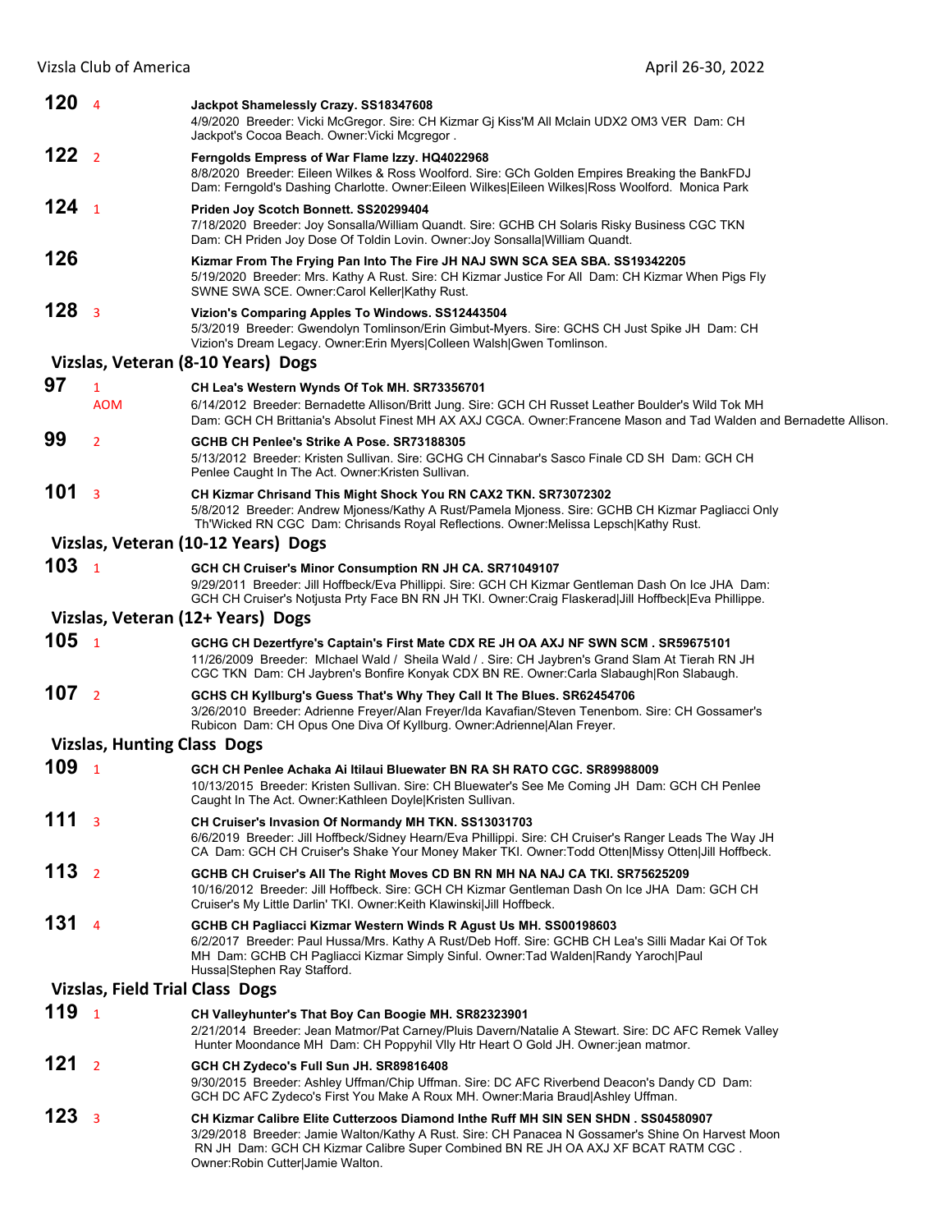**120** 4 **Jackpot Shamelessly Crazy. SS18347608**
4/9/2020 Breeder: Vicki McGregor. Sire: CH Kizmar Gj Kiss'M All Mclain UDX2 OM3 VER Dam: CH Jackpot's Cocoa Beach. Owner:Vicki Mcgregor .

**122** 2 **Ferngolds Empress of War Flame Izzy. HQ4022968**
8/8/2020 Breeder: Eileen Wilkes & Ross Woolford. Sire: GCh Golden Empires Breaking the BankFDJ Dam: Ferngold's Dashing Charlotte. Owner:Eileen Wilkes|Eileen Wilkes|Ross Woolford. Monica Park

**124** 1 **Priden Joy Scotch Bonnett. SS20299404**
7/18/2020 Breeder: Joy Sonsalla/William Quandt. Sire: GCHB CH Solaris Risky Business CGC TKN Dam: CH Priden Joy Dose Of Toldin Lovin. Owner:Joy Sonsalla|William Quandt.

**126** **Kizmar From The Frying Pan Into The Fire JH NAJ SWN SCA SEA SBA. SS19342205**
5/19/2020 Breeder: Mrs. Kathy A Rust. Sire: CH Kizmar Justice For All Dam: CH Kizmar When Pigs Fly SWNE SWA SCE. Owner:Carol Keller|Kathy Rust.

**128** 3 **Vizion's Comparing Apples To Windows. SS12443504**
5/3/2019 Breeder: Gwendolyn Tomlinson/Erin Gimbut-Myers. Sire: GCHS CH Just Spike JH Dam: CH Vizion's Dream Legacy. Owner:Erin Myers|Colleen Walsh|Gwen Tomlinson.

## Vizslas, Veteran (8-10 Years) Dogs

**97** 1 AOM **CH Lea's Western Wynds Of Tok MH. SR73356701**
6/14/2012 Breeder: Bernadette Allison/Britt Jung. Sire: GCH CH Russet Leather Boulder's Wild Tok MH Dam: GCH CH Brittania's Absolut Finest MH AX AXJ CGCA. Owner:Francene Mason and Tad Walden and Bernadette Allison.

**99** 2 **GCHB CH Penlee's Strike A Pose. SR73188305**
5/13/2012 Breeder: Kristen Sullivan. Sire: GCHG CH Cinnabar's Sasco Finale CD SH Dam: GCH CH Penlee Caught In The Act. Owner:Kristen Sullivan.

**101** 3 **CH Kizmar Chrisand This Might Shock You RN CAX2 TKN. SR73072302**
5/8/2012 Breeder: Andrew Mjoness/Kathy A Rust/Pamela Mjoness. Sire: GCHB CH Kizmar Pagliacci Only Th'Wicked RN CGC Dam: Chrisands Royal Reflections. Owner:Melissa Lepsch|Kathy Rust.

## Vizslas, Veteran (10-12 Years) Dogs

**103** 1 **GCH CH Cruiser's Minor Consumption RN JH CA. SR71049107**
9/29/2011 Breeder: Jill Hoffbeck/Eva Phillippi. Sire: GCH CH Kizmar Gentleman Dash On Ice JHA Dam: GCH CH Cruiser's Notjusta Prty Face BN RN JH TKI. Owner:Craig Flaskerad|Jill Hoffbeck|Eva Phillippe.

## Vizslas, Veteran (12+ Years) Dogs

**105** 1 **GCHG CH Dezertfyre's Captain's First Mate CDX RE JH OA AXJ NF SWN SCM . SR59675101**
11/26/2009 Breeder: MIchael Wald / Sheila Wald / . Sire: CH Jaybren's Grand Slam At Tierah RN JH CGC TKN Dam: CH Jaybren's Bonfire Konyak CDX BN RE. Owner:Carla Slabaugh|Ron Slabaugh.

**107** 2 **GCHS CH Kyllburg's Guess That's Why They Call It The Blues. SR62454706**
3/26/2010 Breeder: Adrienne Freyer/Alan Freyer/Ida Kavafian/Steven Tenenbom. Sire: CH Gossamer's Rubicon Dam: CH Opus One Diva Of Kyllburg. Owner:Adrienne|Alan Freyer.

## Vizslas, Hunting Class Dogs

**109** 1 **GCH CH Penlee Achaka Ai Itilaui Bluewater BN RA SH RATO CGC. SR89988009**
10/13/2015 Breeder: Kristen Sullivan. Sire: CH Bluewater's See Me Coming JH Dam: GCH CH Penlee Caught In The Act. Owner:Kathleen Doyle|Kristen Sullivan.

**111** 3 **CH Cruiser's Invasion Of Normandy MH TKN. SS13031703**
6/6/2019 Breeder: Jill Hoffbeck/Sidney Hearn/Eva Phillippi. Sire: CH Cruiser's Ranger Leads The Way JH CA Dam: GCH CH Cruiser's Shake Your Money Maker TKI. Owner:Todd Otten|Missy Otten|Jill Hoffbeck.

**113** 2 **GCHB CH Cruiser's All The Right Moves CD BN RN MH NA NAJ CA TKI. SR75625209**
10/16/2012 Breeder: Jill Hoffbeck. Sire: GCH CH Kizmar Gentleman Dash On Ice JHA Dam: GCH CH Cruiser's My Little Darlin' TKI. Owner:Keith Klawinski|Jill Hoffbeck.

**131** 4 **GCHB CH Pagliacci Kizmar Western Winds R Agust Us MH. SS00198603**
6/2/2017 Breeder: Paul Hussa/Mrs. Kathy A Rust/Deb Hoff. Sire: GCHB CH Lea's Silli Madar Kai Of Tok MH Dam: GCHB CH Pagliacci Kizmar Simply Sinful. Owner:Tad Walden|Randy Yaroch|Paul Hussa|Stephen Ray Stafford.

## Vizslas, Field Trial Class Dogs

**119** 1 **CH Valleyhunter's That Boy Can Boogie MH. SR82323901**
2/21/2014 Breeder: Jean Matmor/Pat Carney/Pluis Davern/Natalie A Stewart. Sire: DC AFC Remek Valley Hunter Moondance MH Dam: CH Poppyhil Vlly Htr Heart O Gold JH. Owner:jean matmor.

**121** 2 **GCH CH Zydeco's Full Sun JH. SR89816408**
9/30/2015 Breeder: Ashley Uffman/Chip Uffman. Sire: DC AFC Riverbend Deacon's Dandy CD Dam: GCH DC AFC Zydeco's First You Make A Roux MH. Owner:Maria Braud|Ashley Uffman.

**123** 3 **CH Kizmar Calibre Elite Cutterzoos Diamond Inthe Ruff MH SIN SEN SHDN . SS04580907**
3/29/2018 Breeder: Jamie Walton/Kathy A Rust. Sire: CH Panacea N Gossamer's Shine On Harvest Moon RN JH Dam: GCH CH Kizmar Calibre Super Combined BN RE JH OA AXJ XF BCAT RATM CGC . Owner:Robin Cutter|Jamie Walton.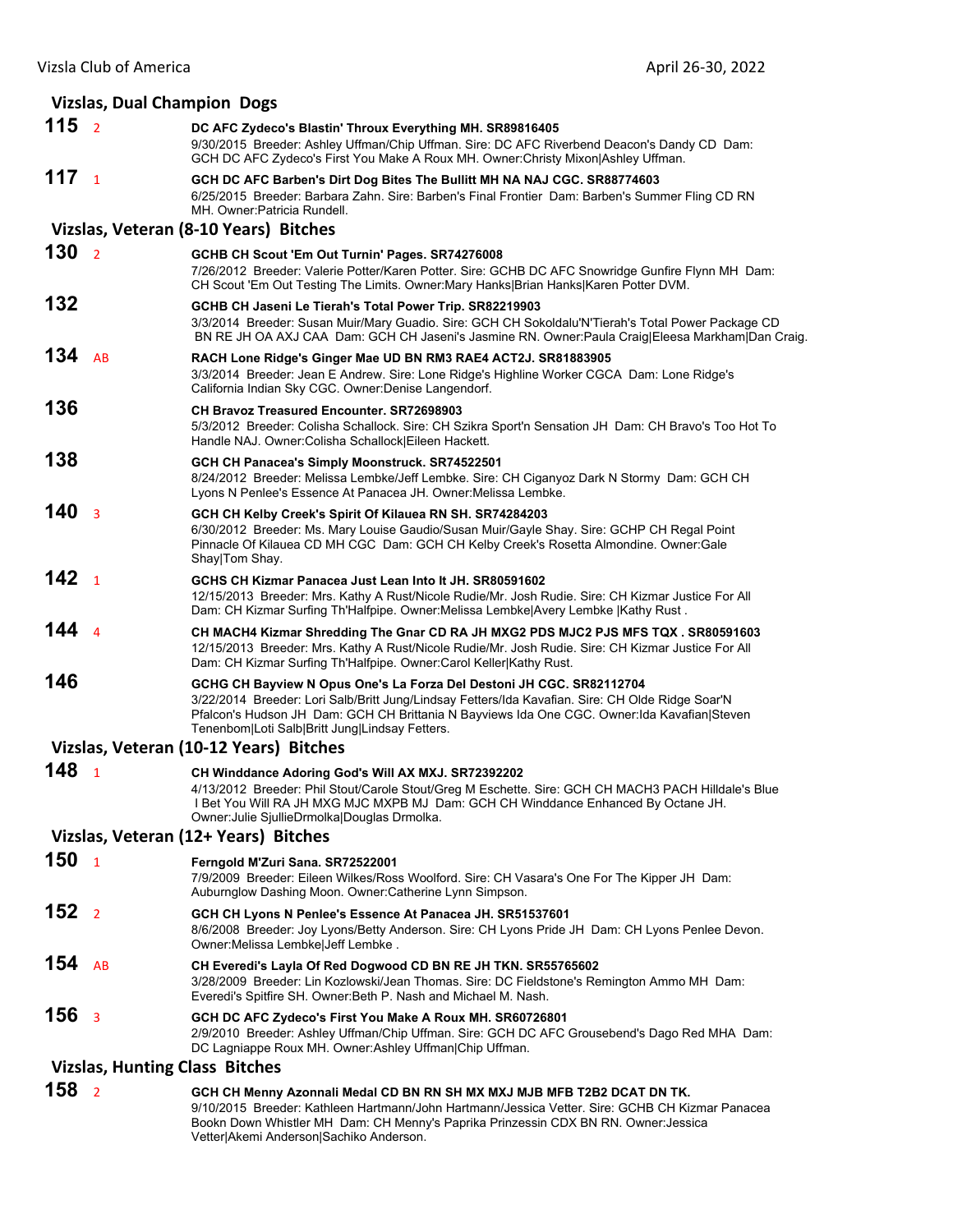## Vizslas, Dual Champion Dogs

**115** 2 **DC AFC Zydeco's Blastin' Throux Everything MH. SR89816405**
9/30/2015 Breeder: Ashley Uffman/Chip Uffman. Sire: DC AFC Riverbend Deacon's Dandy CD Dam: GCH DC AFC Zydeco's First You Make A Roux MH. Owner:Christy Mixon|Ashley Uffman.

**117** 1 **GCH DC AFC Barben's Dirt Dog Bites The Bullitt MH NA NAJ CGC. SR88774603**
6/25/2015 Breeder: Barbara Zahn. Sire: Barben's Final Frontier Dam: Barben's Summer Fling CD RN MH. Owner:Patricia Rundell.

## Vizslas, Veteran (8-10 Years) Bitches

**130** 2 **GCHB CH Scout 'Em Out Turnin' Pages. SR74276008**
7/26/2012 Breeder: Valerie Potter/Karen Potter. Sire: GCHB DC AFC Snowridge Gunfire Flynn MH Dam: CH Scout 'Em Out Testing The Limits. Owner:Mary Hanks|Brian Hanks|Karen Potter DVM.

**132** **GCHB CH Jaseni Le Tierah's Total Power Trip. SR82219903**
3/3/2014 Breeder: Susan Muir/Mary Guadio. Sire: GCH CH Sokoldalu'N'Tierah's Total Power Package CD BN RE JH OA AXJ CAA Dam: GCH CH Jaseni's Jasmine RN. Owner:Paula Craig|Eleesa Markham|Dan Craig.

**134** AB **RACH Lone Ridge's Ginger Mae UD BN RM3 RAE4 ACT2J. SR81883905**
3/3/2014 Breeder: Jean E Andrew. Sire: Lone Ridge's Highline Worker CGCA Dam: Lone Ridge's California Indian Sky CGC. Owner:Denise Langendorf.

**136** **CH Bravoz Treasured Encounter. SR72698903**
5/3/2012 Breeder: Colisha Schallock. Sire: CH Szikra Sport'n Sensation JH Dam: CH Bravo's Too Hot To Handle NAJ. Owner:Colisha Schallock|Eileen Hackett.

**138** **GCH CH Panacea's Simply Moonstruck. SR74522501**
8/24/2012 Breeder: Melissa Lembke/Jeff Lembke. Sire: CH Ciganyoz Dark N Stormy Dam: GCH CH Lyons N Penlee's Essence At Panacea JH. Owner:Melissa Lembke.

**140** 3 **GCH CH Kelby Creek's Spirit Of Kilauea RN SH. SR74284203**
6/30/2012 Breeder: Ms. Mary Louise Gaudio/Susan Muir/Gayle Shay. Sire: GCHP CH Regal Point Pinnacle Of Kilauea CD MH CGC Dam: GCH CH Kelby Creek's Rosetta Almondine. Owner:Gale Shay|Tom Shay.

**142** 1 **GCHS CH Kizmar Panacea Just Lean Into It JH. SR80591602**
12/15/2013 Breeder: Mrs. Kathy A Rust/Nicole Rudie/Mr. Josh Rudie. Sire: CH Kizmar Justice For All Dam: CH Kizmar Surfing Th'Halfpipe. Owner:Melissa Lembke|Avery Lembke |Kathy Rust .

**144** 4 **CH MACH4 Kizmar Shredding The Gnar CD RA JH MXG2 PDS MJC2 PJS MFS TQX . SR80591603**
12/15/2013 Breeder: Mrs. Kathy A Rust/Nicole Rudie/Mr. Josh Rudie. Sire: CH Kizmar Justice For All Dam: CH Kizmar Surfing Th'Halfpipe. Owner:Carol Keller|Kathy Rust.

**146** **GCHG CH Bayview N Opus One's La Forza Del Destoni JH CGC. SR82112704**
3/22/2014 Breeder: Lori Salb/Britt Jung/Lindsay Fetters/Ida Kavafian. Sire: CH Olde Ridge Soar'N Pfalcon's Hudson JH Dam: GCH CH Brittania N Bayviews Ida One CGC. Owner:Ida Kavafian|Steven Tenenbom|Loti Salb|Britt Jung|Lindsay Fetters.

## Vizslas, Veteran (10-12 Years) Bitches

**148** 1 **CH Winddance Adoring God's Will AX MXJ. SR72392202**
4/13/2012 Breeder: Phil Stout/Carole Stout/Greg M Eschette. Sire: GCH CH MACH3 PACH Hilldale's Blue I Bet You Will RA JH MXG MJC MXPB MJ Dam: GCH CH Winddance Enhanced By Octane JH. Owner:Julie SjullieDrmolka|Douglas Drmolka.

## Vizslas, Veteran (12+ Years) Bitches

**150** 1 **Ferngold M'Zuri Sana. SR72522001**
7/9/2009 Breeder: Eileen Wilkes/Ross Woolford. Sire: CH Vasara's One For The Kipper JH Dam: Auburnglow Dashing Moon. Owner:Catherine Lynn Simpson.

**152** 2 **GCH CH Lyons N Penlee's Essence At Panacea JH. SR51537601**
8/6/2008 Breeder: Joy Lyons/Betty Anderson. Sire: CH Lyons Pride JH Dam: CH Lyons Penlee Devon. Owner:Melissa Lembke|Jeff Lembke .

**154** AB **CH Everedi's Layla Of Red Dogwood CD BN RE JH TKN. SR55765602**
3/28/2009 Breeder: Lin Kozlowski/Jean Thomas. Sire: DC Fieldstone's Remington Ammo MH Dam: Everedi's Spitfire SH. Owner:Beth P. Nash and Michael M. Nash.

**156** 3 **GCH DC AFC Zydeco's First You Make A Roux MH. SR60726801**
2/9/2010 Breeder: Ashley Uffman/Chip Uffman. Sire: GCH DC AFC Grousebend's Dago Red MHA Dam: DC Lagniappe Roux MH. Owner:Ashley Uffman|Chip Uffman.

## Vizslas, Hunting Class Bitches

**158** 2 **GCH CH Menny Azonnali Medal CD BN RN SH MX MXJ MJB MFB T2B2 DCAT DN TK.**
9/10/2015 Breeder: Kathleen Hartmann/John Hartmann/Jessica Vetter. Sire: GCHB CH Kizmar Panacea Bookn Down Whistler MH Dam: CH Menny's Paprika Prinzessin CDX BN RN. Owner:Jessica Vetter|Akemi Anderson|Sachiko Anderson.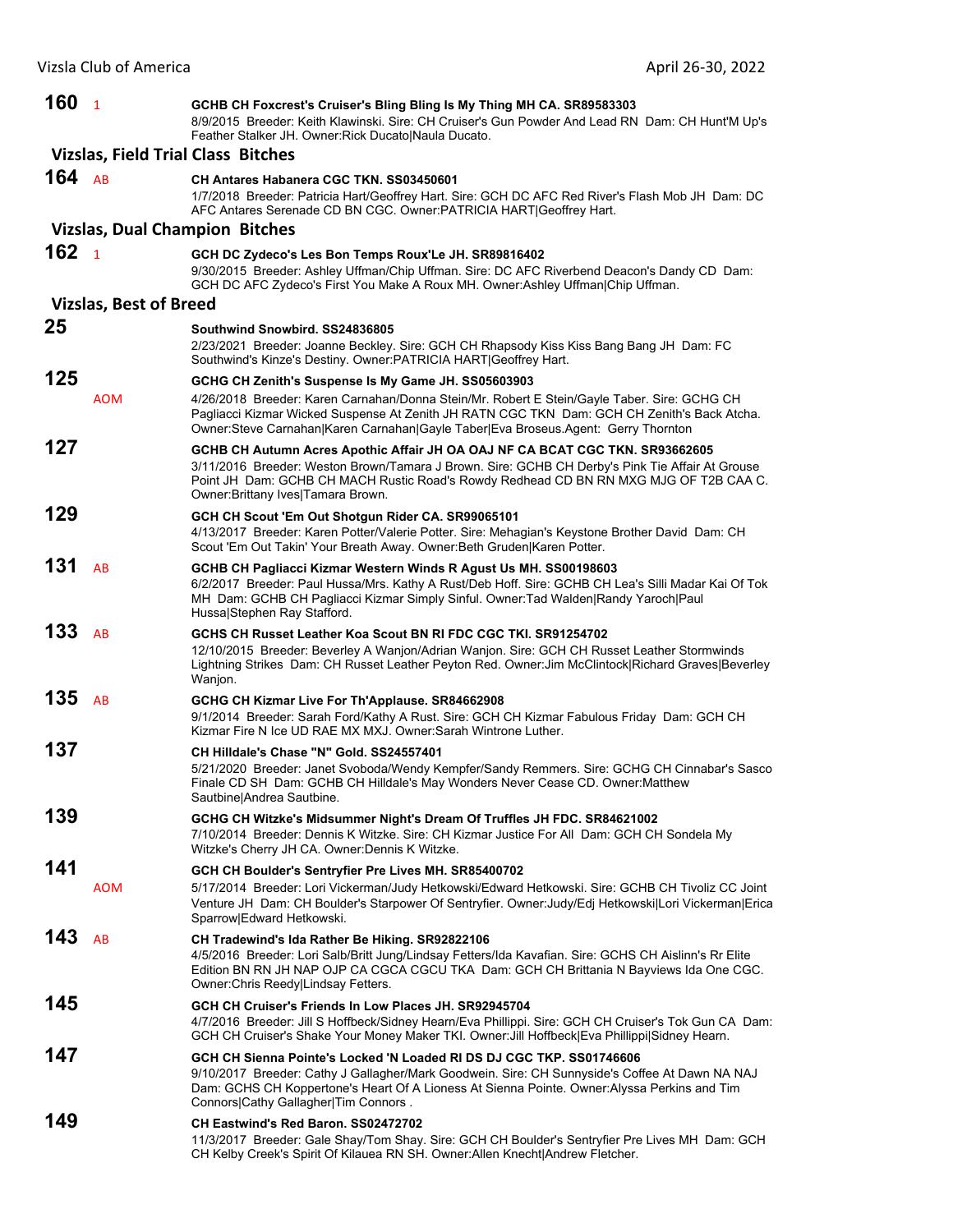**160** 1 **GCHB CH Foxcrest's Cruiser's Bling Bling Is My Thing MH CA. SR89583303**
8/9/2015 Breeder: Keith Klawinski. Sire: CH Cruiser's Gun Powder And Lead RN Dam: CH Hunt'M Up's Feather Stalker JH. Owner:Rick Ducato|Naula Ducato.

## Vizslas, Field Trial Class Bitches

**164** AB **CH Antares Habanera CGC TKN. SS03450601**
1/7/2018 Breeder: Patricia Hart/Geoffrey Hart. Sire: GCH DC AFC Red River's Flash Mob JH Dam: DC AFC Antares Serenade CD BN CGC. Owner:PATRICIA HART|Geoffrey Hart.

## Vizslas, Dual Champion Bitches

**162** 1 **GCH DC Zydeco's Les Bon Temps Roux'Le JH. SR89816402**
9/30/2015 Breeder: Ashley Uffman/Chip Uffman. Sire: DC AFC Riverbend Deacon's Dandy CD Dam: GCH DC AFC Zydeco's First You Make A Roux MH. Owner:Ashley Uffman|Chip Uffman.

## Vizslas, Best of Breed

**25** **Southwind Snowbird. SS24836805**
2/23/2021 Breeder: Joanne Beckley. Sire: GCH CH Rhapsody Kiss Kiss Bang Bang JH Dam: FC Southwind's Kinze's Destiny. Owner:PATRICIA HART|Geoffrey Hart.

**125** AOM **GCHG CH Zenith's Suspense Is My Game JH. SS05603903**
4/26/2018 Breeder: Karen Carnahan/Donna Stein/Mr. Robert E Stein/Gayle Taber. Sire: GCHG CH Pagliacci Kizmar Wicked Suspense At Zenith JH RATN CGC TKN Dam: GCH CH Zenith's Back Atcha. Owner:Steve Carnahan|Karen Carnahan|Gayle Taber|Eva Broseus.Agent: Gerry Thornton

**127** **GCHB CH Autumn Acres Apothic Affair JH OA OAJ NF CA BCAT CGC TKN. SR93662605**
3/11/2016 Breeder: Weston Brown/Tamara J Brown. Sire: GCHB CH Derby's Pink Tie Affair At Grouse Point JH Dam: GCHB CH MACH Rustic Road's Rowdy Redhead CD BN RN MXG MJG OF T2B CAA C. Owner:Brittany Ives|Tamara Brown.

**129** **GCH CH Scout 'Em Out Shotgun Rider CA. SR99065101**
4/13/2017 Breeder: Karen Potter/Valerie Potter. Sire: Mehagian's Keystone Brother David Dam: CH Scout 'Em Out Takin' Your Breath Away. Owner:Beth Gruden|Karen Potter.

**131** AB **GCHB CH Pagliacci Kizmar Western Winds R Agust Us MH. SS00198603**
6/2/2017 Breeder: Paul Hussa/Mrs. Kathy A Rust/Deb Hoff. Sire: GCHB CH Lea's Silli Madar Kai Of Tok MH Dam: GCHB CH Pagliacci Kizmar Simply Sinful. Owner:Tad Walden|Randy Yaroch|Paul Hussa|Stephen Ray Stafford.

**133** AB **GCHS CH Russet Leather Koa Scout BN RI FDC CGC TKI. SR91254702**
12/10/2015 Breeder: Beverley A Wanjon/Adrian Wanjon. Sire: GCH CH Russet Leather Stormwinds Lightning Strikes Dam: CH Russet Leather Peyton Red. Owner:Jim McClintock|Richard Graves|Beverley Wanjon.

**135** AB **GCHG CH Kizmar Live For Th'Applause. SR84662908**
9/1/2014 Breeder: Sarah Ford/Kathy A Rust. Sire: GCH CH Kizmar Fabulous Friday Dam: GCH CH Kizmar Fire N Ice UD RAE MX MXJ. Owner:Sarah Wintrone Luther.

**137** **CH Hilldale's Chase "N" Gold. SS24557401**
5/21/2020 Breeder: Janet Svoboda/Wendy Kempfer/Sandy Remmers. Sire: GCHG CH Cinnabar's Sasco Finale CD SH Dam: GCHB CH Hilldale's May Wonders Never Cease CD. Owner:Matthew Sautbine|Andrea Sautbine.

**139** **GCHG CH Witzke's Midsummer Night's Dream Of Truffles JH FDC. SR84621002**
7/10/2014 Breeder: Dennis K Witzke. Sire: CH Kizmar Justice For All Dam: GCH CH Sondela My Witzke's Cherry JH CA. Owner:Dennis K Witzke.

**141** AOM **GCH CH Boulder's Sentryfier Pre Lives MH. SR85400702**
5/17/2014 Breeder: Lori Vickerman/Judy Hetkowski/Edward Hetkowski. Sire: GCHB CH Tivoliz CC Joint Venture JH Dam: CH Boulder's Starpower Of Sentryfier. Owner:Judy/Edj Hetkowski|Lori Vickerman|Erica Sparrow|Edward Hetkowski.

**143** AB **CH Tradewind's Ida Rather Be Hiking. SR92822106**
4/5/2016 Breeder: Lori Salb/Britt Jung/Lindsay Fetters/Ida Kavafian. Sire: GCHS CH Aislinn's Rr Elite Edition BN RN JH NAP OJP CA CGCA CGCU TKA Dam: GCH CH Brittania N Bayviews Ida One CGC. Owner:Chris Reedy|Lindsay Fetters.

**145** **GCH CH Cruiser's Friends In Low Places JH. SR92945704**
4/7/2016 Breeder: Jill S Hoffbeck/Sidney Hearn/Eva Phillippi. Sire: GCH CH Cruiser's Tok Gun CA Dam: GCH CH Cruiser's Shake Your Money Maker TKI. Owner:Jill Hoffbeck|Eva Phillippi|Sidney Hearn.

**147** **GCH CH Sienna Pointe's Locked 'N Loaded RI DS DJ CGC TKP. SS01746606**
9/10/2017 Breeder: Cathy J Gallagher/Mark Goodwein. Sire: CH Sunnyside's Coffee At Dawn NA NAJ Dam: GCHS CH Koppertone's Heart Of A Lioness At Sienna Pointe. Owner:Alyssa Perkins and Tim Connors|Cathy Gallagher|Tim Connors .

**149** **CH Eastwind's Red Baron. SS02472702**
11/3/2017 Breeder: Gale Shay/Tom Shay. Sire: GCH CH Boulder's Sentryfier Pre Lives MH Dam: GCH CH Kelby Creek's Spirit Of Kilauea RN SH. Owner:Allen Knecht|Andrew Fletcher.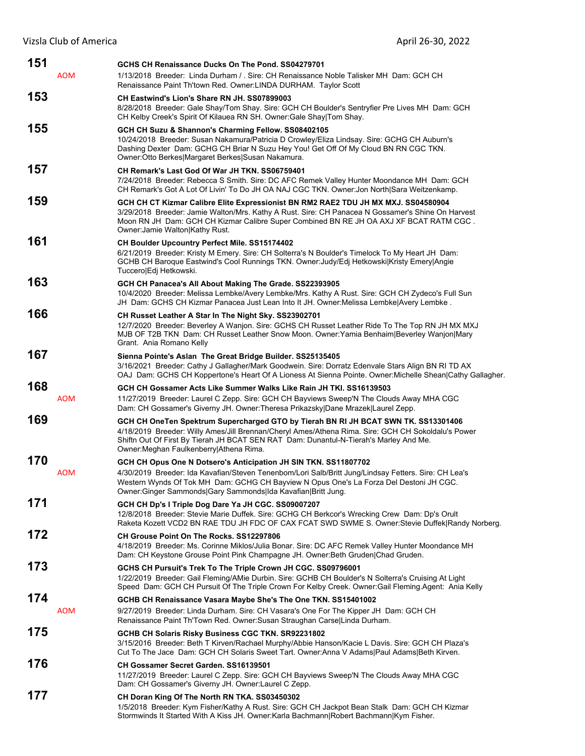**151** AOM

**GCHS CH Renaissance Ducks On The Pond. SS04279701**
1/13/2018 Breeder: Linda Durham / . Sire: CH Renaissance Noble Talisker MH Dam: GCH CH Renaissance Paint Th'town Red. Owner:LINDA DURHAM. Taylor Scott

**153**

**CH Eastwind's Lion's Share RN JH. SS07899003**
8/28/2018 Breeder: Gale Shay/Tom Shay. Sire: GCH CH Boulder's Sentryfier Pre Lives MH Dam: GCH CH Kelby Creek's Spirit Of Kilauea RN SH. Owner:Gale Shay|Tom Shay.

**155**

**GCH CH Suzu & Shannon's Charming Fellow. SS08402105**
10/24/2018 Breeder: Susan Nakamura/Patricia D Crowley/Eliza Lindsay. Sire: GCHG CH Auburn's Dashing Dexter Dam: GCHG CH Briar N Suzu Hey You! Get Off Of My Cloud BN RN CGC TKN. Owner:Otto Berkes|Margaret Berkes|Susan Nakamura.

**157**

**CH Remark's Last God Of War JH TKN. SS06759401**
7/24/2018 Breeder: Rebecca S Smith. Sire: DC AFC Remek Valley Hunter Moondance MH Dam: GCH CH Remark's Got A Lot Of Livin' To Do JH OA NAJ CGC TKN. Owner:Jon North|Sara Weitzenkamp.

**159**

**GCH CH CT Kizmar Calibre Elite Expressionist BN RM2 RAE2 TDU JH MX MXJ. SS04580904**
3/29/2018 Breeder: Jamie Walton/Mrs. Kathy A Rust. Sire: CH Panacea N Gossamer's Shine On Harvest Moon RN JH Dam: GCH CH Kizmar Calibre Super Combined BN RE JH OA AXJ XF BCAT RATM CGC . Owner:Jamie Walton|Kathy Rust.

**161**

**CH Boulder Upcountry Perfect Mile. SS15174402**
6/21/2019 Breeder: Kristy M Emery. Sire: CH Solterra's N Boulder's Timelock To My Heart JH Dam: GCHB CH Baroque Eastwind's Cool Runnings TKN. Owner:Judy/Edj Hetkowski|Kristy Emery|Angie Tuccero|Edj Hetkowski.

**163**

**GCH CH Panacea's All About Making The Grade. SS22393905**
10/4/2020 Breeder: Melissa Lembke/Avery Lembke/Mrs. Kathy A Rust. Sire: GCH CH Zydeco's Full Sun JH Dam: GCHS CH Kizmar Panacea Just Lean Into It JH. Owner:Melissa Lembke|Avery Lembke .

**166**

**CH Russet Leather A Star In The Night Sky. SS23902701**
12/7/2020 Breeder: Beverley A Wanjon. Sire: GCHS CH Russet Leather Ride To The Top RN JH MX MXJ MJB OF T2B TKN Dam: CH Russet Leather Snow Moon. Owner:Yamia Benhaim|Beverley Wanjon|Mary Grant. Ania Romano Kelly

**167**

**Sienna Pointe's Aslan The Great Bridge Builder. SS25135405**
3/16/2021 Breeder: Cathy J Gallagher/Mark Goodwein. Sire: Dorratz Edenvale Stars Align BN RI TD AX OAJ Dam: GCHS CH Koppertone's Heart Of A Lioness At Sienna Pointe. Owner:Michelle Shean|Cathy Gallagher.

**168** AOM

**GCH CH Gossamer Acts Like Summer Walks Like Rain JH TKI. SS16139503**
11/27/2019 Breeder: Laurel C Zepp. Sire: GCH CH Bayviews Sweep'N The Clouds Away MHA CGC Dam: CH Gossamer's Giverny JH. Owner:Theresa Prikazsky|Dane Mrazek|Laurel Zepp.

**169**

**GCH CH OneTen Spektrum Supercharged GTO by Tierah BN RI JH BCAT SWN TK. SS13301406**
4/18/2019 Breeder: Willy Ames/Jill Brennan/Cheryl Ames/Athena Rima. Sire: GCH CH Sokoldalu's Power Shiftn Out Of First By Tierah JH BCAT SEN RAT Dam: Dunantul-N-Tierah's Marley And Me. Owner:Meghan Faulkenberry|Athena Rima.

**170** AOM

**GCH CH Opus One N Dotsero's Anticipation JH SIN TKN. SS11807702**
4/30/2019 Breeder: Ida Kavafian/Steven Tenenbom/Lori Salb/Britt Jung/Lindsay Fetters. Sire: CH Lea's Western Wynds Of Tok MH Dam: GCHG CH Bayview N Opus One's La Forza Del Destoni JH CGC. Owner:Ginger Sammonds|Gary Sammonds|Ida Kavafian|Britt Jung.

**171**

**GCH CH Dp's I Triple Dog Dare Ya JH CGC. SS09007207**
12/8/2018 Breeder: Stevie Marie Duffek. Sire: GCHG CH Berkcor's Wrecking Crew Dam: Dp's Orult Raketa Kozett VCD2 BN RAE TDU JH FDC OF CAX FCAT SWD SWME S. Owner:Stevie Duffek|Randy Norberg.

**172**

**CH Grouse Point On The Rocks. SS12297806**
4/18/2019 Breeder: Ms. Corinne Miklos/Julia Bonar. Sire: DC AFC Remek Valley Hunter Moondance MH Dam: CH Keystone Grouse Point Pink Champagne JH. Owner:Beth Gruden|Chad Gruden.

**173**

**GCHS CH Pursuit's Trek To The Triple Crown JH CGC. SS09796001**
1/22/2019 Breeder: Gail Fleming/AMie Durbin. Sire: GCHB CH Boulder's N Solterra's Cruising At Light Speed Dam: GCH CH Pursuit Of The Triple Crown For Kelby Creek. Owner:Gail Fleming.Agent: Ania Kelly

**174** AOM

**GCHB CH Renaissance Vasara Maybe She's The One TKN. SS15401002**
9/27/2019 Breeder: Linda Durham. Sire: CH Vasara's One For The Kipper JH Dam: GCH CH Renaissance Paint Th'Town Red. Owner:Susan Straughan Carse|Linda Durham.

**175**

**GCHB CH Solaris Risky Business CGC TKN. SR92231802**
3/15/2016 Breeder: Beth T Kirven/Rachael Murphy/Abbie Hanson/Kacie L Davis. Sire: GCH CH Plaza's Cut To The Jace Dam: GCH CH Solaris Sweet Tart. Owner:Anna V Adams|Paul Adams|Beth Kirven.

**176**

**CH Gossamer Secret Garden. SS16139501**
11/27/2019 Breeder: Laurel C Zepp. Sire: GCH CH Bayviews Sweep'N The Clouds Away MHA CGC Dam: CH Gossamer's Giverny JH. Owner:Laurel C Zepp.

**177**

**CH Doran King Of The North RN TKA. SS03450302**
1/5/2018 Breeder: Kym Fisher/Kathy A Rust. Sire: GCH CH Jackpot Bean Stalk Dam: GCH CH Kizmar Stormwinds It Started With A Kiss JH. Owner:Karla Bachmann|Robert Bachmann|Kym Fisher.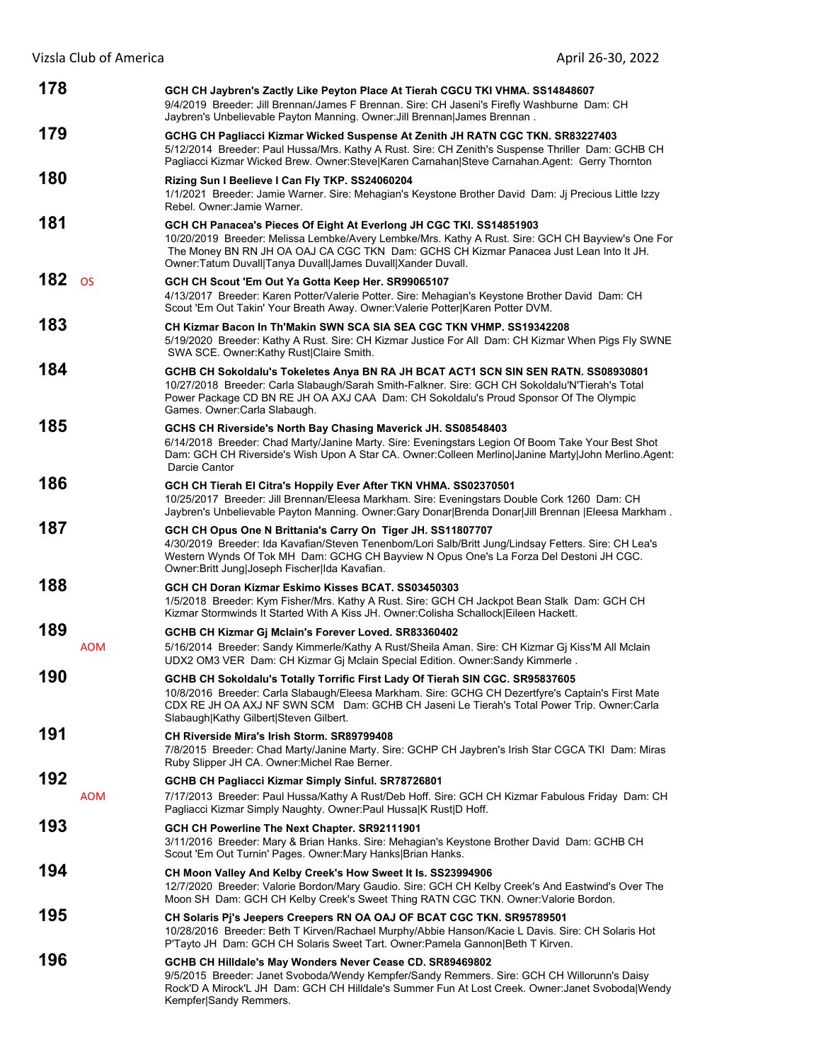**178** **GCH CH Jaybren's Zactly Like Peyton Place At Tierah CGCU TKI VHMA. SS14848607**
9/4/2019 Breeder: Jill Brennan/James F Brennan. Sire: CH Jaseni's Firefly Washburne Dam: CH Jaybren's Unbelievable Payton Manning. Owner:Jill Brennan|James Brennan .

**179** **GCHG CH Pagliacci Kizmar Wicked Suspense At Zenith JH RATN CGC TKN. SR83227403**
5/12/2014 Breeder: Paul Hussa/Mrs. Kathy A Rust. Sire: CH Zenith's Suspense Thriller Dam: GCHB CH Pagliacci Kizmar Wicked Brew. Owner:Steve|Karen Carnahan|Steve Carnahan.Agent: Gerry Thornton

**180** **Rizing Sun I Beelieve I Can Fly TKP. SS24060204**
1/1/2021 Breeder: Jamie Warner. Sire: Mehagian's Keystone Brother David Dam: Jj Precious Little Izzy Rebel. Owner:Jamie Warner.

**181** **GCH CH Panacea's Pieces Of Eight At Everlong JH CGC TKI. SS14851903**
10/20/2019 Breeder: Melissa Lembke/Avery Lembke/Mrs. Kathy A Rust. Sire: GCH CH Bayview's One For The Money BN RN JH OA OAJ CA CGC TKN Dam: GCHS CH Kizmar Panacea Just Lean Into It JH. Owner:Tatum Duvall|Tanya Duvall|James Duvall|Xander Duvall.

**182** OS **GCH CH Scout 'Em Out Ya Gotta Keep Her. SR99065107**
4/13/2017 Breeder: Karen Potter/Valerie Potter. Sire: Mehagian's Keystone Brother David Dam: CH Scout 'Em Out Takin' Your Breath Away. Owner:Valerie Potter|Karen Potter DVM.

**183** **CH Kizmar Bacon In Th'Makin SWN SCA SIA SEA CGC TKN VHMP. SS19342208**
5/19/2020 Breeder: Kathy A Rust. Sire: CH Kizmar Justice For All Dam: CH Kizmar When Pigs Fly SWNE SWA SCE. Owner:Kathy Rust|Claire Smith.

**184** **GCHB CH Sokoldalu's Tokeletes Anya BN RA JH BCAT ACT1 SCN SIN SEN RATN. SS08930801**
10/27/2018 Breeder: Carla Slabaugh/Sarah Smith-Falkner. Sire: GCH CH Sokoldalu'N'Tierah's Total Power Package CD BN RE JH OA AXJ CAA Dam: CH Sokoldalu's Proud Sponsor Of The Olympic Games. Owner:Carla Slabaugh.

**185** **GCHS CH Riverside's North Bay Chasing Maverick JH. SS08548403**
6/14/2018 Breeder: Chad Marty/Janine Marty. Sire: Eveningstars Legion Of Boom Take Your Best Shot Dam: GCH CH Riverside's Wish Upon A Star CA. Owner:Colleen Merlino|Janine Marty|John Merlino.Agent: Darcie Cantor

**186** **GCH CH Tierah El Citra's Hoppily Ever After TKN VHMA. SS02370501**
10/25/2017 Breeder: Jill Brennan/Eleesa Markham. Sire: Eveningstars Double Cork 1260 Dam: CH Jaybren's Unbelievable Payton Manning. Owner:Gary Donar|Brenda Donar|Jill Brennan |Eleesa Markham .

**187** **GCH CH Opus One N Brittania's Carry On Tiger JH. SS11807707**
4/30/2019 Breeder: Ida Kavafian/Steven Tenenbom/Lori Salb/Britt Jung/Lindsay Fetters. Sire: CH Lea's Western Wynds Of Tok MH Dam: GCHG CH Bayview N Opus One's La Forza Del Destoni JH CGC. Owner:Britt Jung|Joseph Fischer|Ida Kavafian.

**188** **GCH CH Doran Kizmar Eskimo Kisses BCAT. SS03450303**
1/5/2018 Breeder: Kym Fisher/Mrs. Kathy A Rust. Sire: GCH CH Jackpot Bean Stalk Dam: GCH CH Kizmar Stormwinds It Started With A Kiss JH. Owner:Colisha Schallock|Eileen Hackett.

**189** AOM **GCHB CH Kizmar Gj Mclain's Forever Loved. SR83360402**
5/16/2014 Breeder: Sandy Kimmerle/Kathy A Rust/Sheila Aman. Sire: CH Kizmar Gj Kiss'M All Mclain UDX2 OM3 VER Dam: CH Kizmar Gj Mclain Special Edition. Owner:Sandy Kimmerle .

**190** **GCHB CH Sokoldalu's Totally Torrific First Lady Of Tierah SIN CGC. SR95837605**
10/8/2016 Breeder: Carla Slabaugh/Eleesa Markham. Sire: GCHG CH Dezertfyre's Captain's First Mate CDX RE JH OA AXJ NF SWN SCM Dam: GCHB CH Jaseni Le Tierah's Total Power Trip. Owner:Carla Slabaugh|Kathy Gilbert|Steven Gilbert.

**191** **CH Riverside Mira's Irish Storm. SR89799408**
7/8/2015 Breeder: Chad Marty/Janine Marty. Sire: GCHP CH Jaybren's Irish Star CGCA TKI Dam: Miras Ruby Slipper JH CA. Owner:Michel Rae Berner.

**192** AOM **GCHB CH Pagliacci Kizmar Simply Sinful. SR78726801**
7/17/2013 Breeder: Paul Hussa/Kathy A Rust/Deb Hoff. Sire: GCH CH Kizmar Fabulous Friday Dam: CH Pagliacci Kizmar Simply Naughty. Owner:Paul Hussa|K Rust|D Hoff.

**193** **GCH CH Powerline The Next Chapter. SR92111901**
3/11/2016 Breeder: Mary & Brian Hanks. Sire: Mehagian's Keystone Brother David Dam: GCHB CH Scout 'Em Out Turnin' Pages. Owner:Mary Hanks|Brian Hanks.

**194** **CH Moon Valley And Kelby Creek's How Sweet It Is. SS23994906**
12/7/2020 Breeder: Valorie Bordon/Mary Gaudio. Sire: GCH CH Kelby Creek's And Eastwind's Over The Moon SH Dam: GCH CH Kelby Creek's Sweet Thing RATN CGC TKN. Owner:Valorie Bordon.

**195** **CH Solaris Pj's Jeepers Creepers RN OA OAJ OF BCAT CGC TKN. SR95789501**
10/28/2016 Breeder: Beth T Kirven/Rachael Murphy/Abbie Hanson/Kacie L Davis. Sire: CH Solaris Hot P'Tayto JH Dam: GCH CH Solaris Sweet Tart. Owner:Pamela Gannon|Beth T Kirven.

**196** **GCHB CH Hilldale's May Wonders Never Cease CD. SR89469802**
9/5/2015 Breeder: Janet Svoboda/Wendy Kempfer/Sandy Remmers. Sire: GCH CH Willorunn's Daisy Rock'D A Mirock'L JH Dam: GCH CH Hilldale's Summer Fun At Lost Creek. Owner:Janet Svoboda|Wendy Kempfer|Sandy Remmers.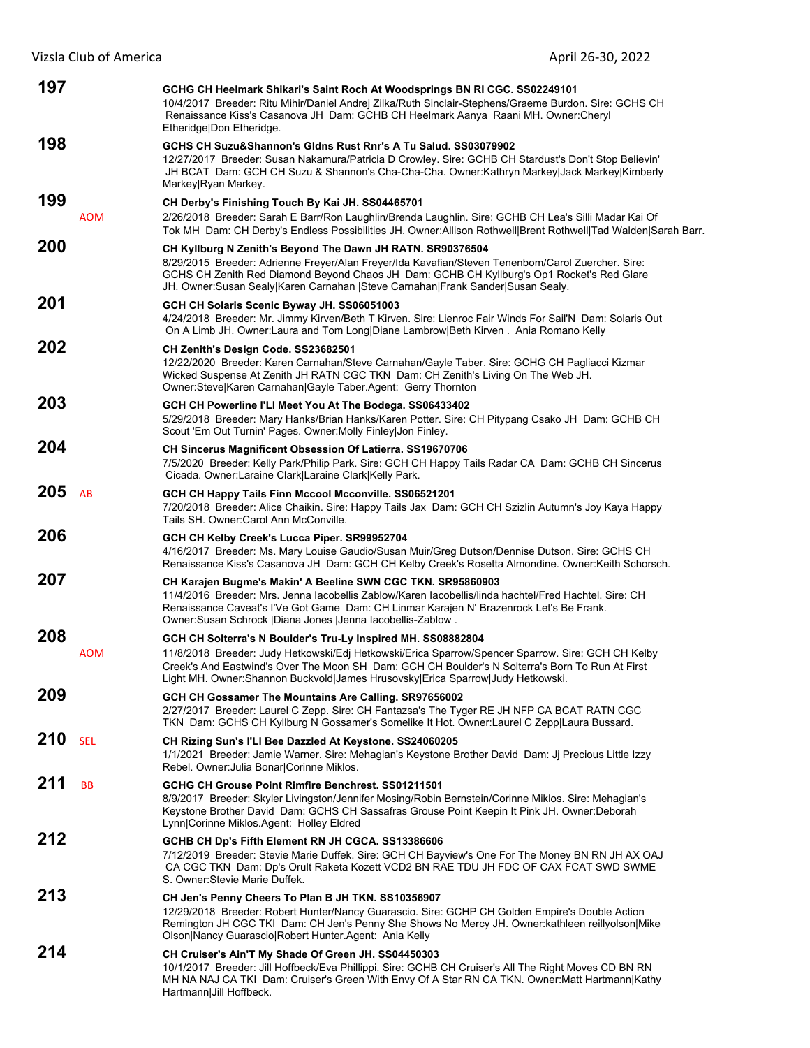**197** GCHG CH Heelmark Shikari's Saint Roch At Woodsprings BN RI CGC. SS02249101
10/4/2017 Breeder: Ritu Mihir/Daniel Andrej Zilka/Ruth Sinclair-Stephens/Graeme Burdon. Sire: GCHS CH Renaissance Kiss's Casanova JH Dam: GCHB CH Heelmark Aanya Raani MH. Owner:Cheryl Etheridge|Don Etheridge.

**198** GCHS CH Suzu&Shannon's Gldns Rust Rnr's A Tu Salud. SS03079902
12/27/2017 Breeder: Susan Nakamura/Patricia D Crowley. Sire: GCHB CH Stardust's Don't Stop Believin' JH BCAT Dam: GCH CH Suzu & Shannon's Cha-Cha-Cha. Owner:Kathryn Markey|Jack Markey|Kimberly Markey|Ryan Markey.

**199** AOM CH Derby's Finishing Touch By Kai JH. SS04465701
2/26/2018 Breeder: Sarah E Barr/Ron Laughlin/Brenda Laughlin. Sire: GCHB CH Lea's Silli Madar Kai Of Tok MH Dam: CH Derby's Endless Possibilities JH. Owner:Allison Rothwell|Brent Rothwell|Tad Walden|Sarah Barr.

**200** CH Kyllburg N Zenith's Beyond The Dawn JH RATN. SR90376504
8/29/2015 Breeder: Adrienne Freyer/Alan Freyer/Ida Kavafian/Steven Tenenbom/Carol Zuercher. Sire: GCHS CH Zenith Red Diamond Beyond Chaos JH Dam: GCHB CH Kyllburg's Op1 Rocket's Red Glare JH. Owner:Susan Sealy|Karen Carnahan |Steve Carnahan|Frank Sander|Susan Sealy.

**201** GCH CH Solaris Scenic Byway JH. SS06051003
4/24/2018 Breeder: Mr. Jimmy Kirven/Beth T Kirven. Sire: Lienroc Fair Winds For Sail'N Dam: Solaris Out On A Limb JH. Owner:Laura and Tom Long|Diane Lambrow|Beth Kirven . Ania Romano Kelly

**202** CH Zenith's Design Code. SS23682501
12/22/2020 Breeder: Karen Carnahan/Steve Carnahan/Gayle Taber. Sire: GCHG CH Pagliacci Kizmar Wicked Suspense At Zenith JH RATN CGC TKN Dam: CH Zenith's Living On The Web JH. Owner:Steve|Karen Carnahan|Gayle Taber.Agent: Gerry Thornton

**203** GCH CH Powerline I'Ll Meet You At The Bodega. SS06433402
5/29/2018 Breeder: Mary Hanks/Brian Hanks/Karen Potter. Sire: CH Pitypang Csako JH Dam: GCHB CH Scout 'Em Out Turnin' Pages. Owner:Molly Finley|Jon Finley.

**204** CH Sincerus Magnificent Obsession Of Latierra. SS19670706
7/5/2020 Breeder: Kelly Park/Philip Park. Sire: GCH CH Happy Tails Radar CA Dam: GCHB CH Sincerus Cicada. Owner:Laraine Clark|Laraine Clark|Kelly Park.

**205** AB GCH CH Happy Tails Finn Mccool Mcconville. SS06521201
7/20/2018 Breeder: Alice Chaikin. Sire: Happy Tails Jax Dam: GCH CH Szizlin Autumn's Joy Kaya Happy Tails SH. Owner:Carol Ann McConville.

**206** GCH CH Kelby Creek's Lucca Piper. SR99952704
4/16/2017 Breeder: Ms. Mary Louise Gaudio/Susan Muir/Greg Dutson/Dennise Dutson. Sire: GCHS CH Renaissance Kiss's Casanova JH Dam: GCH CH Kelby Creek's Rosetta Almondine. Owner:Keith Schorsch.

**207** CH Karajen Bugme's Makin' A Beeline SWN CGC TKN. SR95860903
11/4/2016 Breeder: Mrs. Jenna Iacobellis Zablow/Karen Iacobellis/linda hachtel/Fred Hachtel. Sire: CH Renaissance Caveat's I'Ve Got Game Dam: CH Linmar Karajen N' Brazenrock Let's Be Frank. Owner:Susan Schrock |Diana Jones |Jenna Iacobellis-Zablow .

**208** AOM GCH CH Solterra's N Boulder's Tru-Ly Inspired MH. SS08882804
11/8/2018 Breeder: Judy Hetkowski/Edj Hetkowski/Erica Sparrow/Spencer Sparrow. Sire: GCH CH Kelby Creek's And Eastwind's Over The Moon SH Dam: GCH CH Boulder's N Solterra's Born To Run At First Light MH. Owner:Shannon Buckvold|James Hrusovsky|Erica Sparrow|Judy Hetkowski.

**209** GCH CH Gossamer The Mountains Are Calling. SR97656002
2/27/2017 Breeder: Laurel C Zepp. Sire: CH Fantazsa's The Tyger RE JH NFP CA BCAT RATN CGC TKN Dam: GCHS CH Kyllburg N Gossamer's Somelike It Hot. Owner:Laurel C Zepp|Laura Bussard.

**210** SEL CH Rizing Sun's I'Ll Bee Dazzled At Keystone. SS24060205
1/1/2021 Breeder: Jamie Warner. Sire: Mehagian's Keystone Brother David Dam: Jj Precious Little Izzy Rebel. Owner:Julia Bonar|Corinne Miklos.

**211** BB GCHG CH Grouse Point Rimfire Benchrest. SS01211501
8/9/2017 Breeder: Skyler Livingston/Jennifer Mosing/Robin Bernstein/Corinne Miklos. Sire: Mehagian's Keystone Brother David Dam: GCHS CH Sassafras Grouse Point Keepin It Pink JH. Owner:Deborah Lynn|Corinne Miklos.Agent: Holley Eldred

**212** GCHB CH Dp's Fifth Element RN JH CGCA. SS13386606
7/12/2019 Breeder: Stevie Marie Duffek. Sire: GCH CH Bayview's One For The Money BN RN JH AX OAJ CA CGC TKN Dam: Dp's Orult Raketa Kozett VCD2 BN RAE TDU JH FDC OF CAX FCAT SWD SWME S. Owner:Stevie Marie Duffek.

**213** CH Jen's Penny Cheers To Plan B JH TKN. SS10356907
12/29/2018 Breeder: Robert Hunter/Nancy Guarascio. Sire: GCHP CH Golden Empire's Double Action Remington JH CGC TKI Dam: CH Jen's Penny She Shows No Mercy JH. Owner:kathleen reillyolson|Mike Olson|Nancy Guarascio|Robert Hunter.Agent: Ania Kelly

**214** CH Cruiser's Ain'T My Shade Of Green JH. SS04450303
10/1/2017 Breeder: Jill Hoffbeck/Eva Phillippi. Sire: GCHB CH Cruiser's All The Right Moves CD BN RN MH NA NAJ CA TKI Dam: Cruiser's Green With Envy Of A Star RN CA TKN. Owner:Matt Hartmann|Kathy Hartmann|Jill Hoffbeck.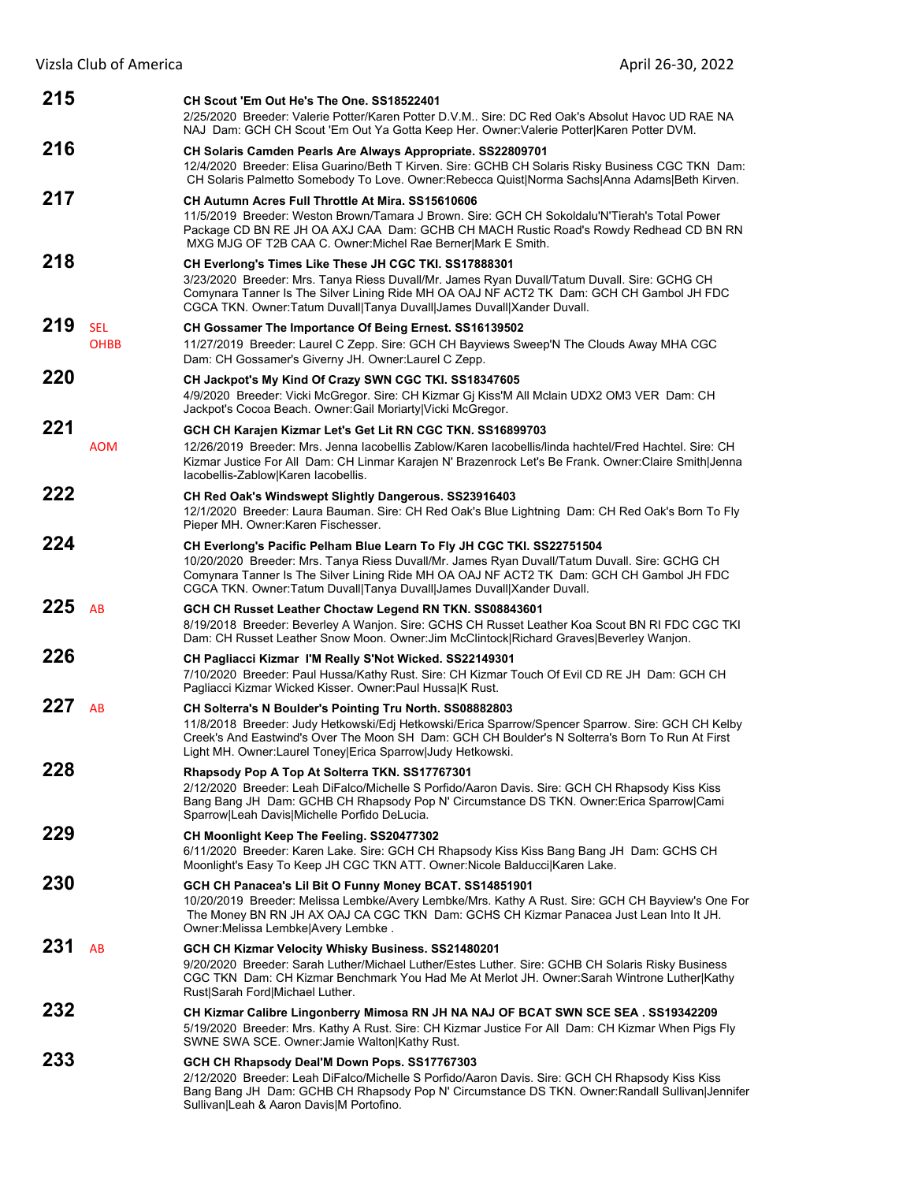**215** **CH Scout 'Em Out He's The One. SS18522401**
2/25/2020 Breeder: Valerie Potter/Karen Potter D.V.M.. Sire: DC Red Oak's Absolut Havoc UD RAE NA NAJ Dam: GCH CH Scout 'Em Out Ya Gotta Keep Her. Owner:Valerie Potter|Karen Potter DVM.

**216** **CH Solaris Camden Pearls Are Always Appropriate. SS22809701**
12/4/2020 Breeder: Elisa Guarino/Beth T Kirven. Sire: GCHB CH Solaris Risky Business CGC TKN Dam: CH Solaris Palmetto Somebody To Love. Owner:Rebecca Quist|Norma Sachs|Anna Adams|Beth Kirven.

**217** **CH Autumn Acres Full Throttle At Mira. SS15610606**
11/5/2019 Breeder: Weston Brown/Tamara J Brown. Sire: GCH CH Sokoldalu'N'Tierah's Total Power Package CD BN RE JH OA AXJ CAA Dam: GCHB CH MACH Rustic Road's Rowdy Redhead CD BN RN MXG MJG OF T2B CAA C. Owner:Michel Rae Berner|Mark E Smith.

**218** **CH Everlong's Times Like These JH CGC TKI. SS17888301**
3/23/2020 Breeder: Mrs. Tanya Riess Duvall/Mr. James Ryan Duvall/Tatum Duvall. Sire: GCHG CH Comynara Tanner Is The Silver Lining Ride MH OA OAJ NF ACT2 TK Dam: GCH CH Gambol JH FDC CGCA TKN. Owner:Tatum Duvall|Tanya Duvall|James Duvall|Xander Duvall.

**219** SEL OHBB **CH Gossamer The Importance Of Being Ernest. SS16139502**
11/27/2019 Breeder: Laurel C Zepp. Sire: GCH CH Bayviews Sweep'N The Clouds Away MHA CGC Dam: CH Gossamer's Giverny JH. Owner:Laurel C Zepp.

**220** **CH Jackpot's My Kind Of Crazy SWN CGC TKI. SS18347605**
4/9/2020 Breeder: Vicki McGregor. Sire: CH Kizmar Gj Kiss'M All Mclain UDX2 OM3 VER Dam: CH Jackpot's Cocoa Beach. Owner:Gail Moriarty|Vicki McGregor.

**221** AOM **GCH CH Karajen Kizmar Let's Get Lit RN CGC TKN. SS16899703**
12/26/2019 Breeder: Mrs. Jenna Iacobellis Zablow/Karen Iacobellis/linda hachtel/Fred Hachtel. Sire: CH Kizmar Justice For All Dam: CH Linmar Karajen N' Brazenrock Let's Be Frank. Owner:Claire Smith|Jenna Iacobellis-Zablow|Karen Iacobellis.

**222** **CH Red Oak's Windswept Slightly Dangerous. SS23916403**
12/1/2020 Breeder: Laura Bauman. Sire: CH Red Oak's Blue Lightning Dam: CH Red Oak's Born To Fly Pieper MH. Owner:Karen Fischesser.

**224** **CH Everlong's Pacific Pelham Blue Learn To Fly JH CGC TKI. SS22751504**
10/20/2020 Breeder: Mrs. Tanya Riess Duvall/Mr. James Ryan Duvall/Tatum Duvall. Sire: GCHG CH Comynara Tanner Is The Silver Lining Ride MH OA OAJ NF ACT2 TK Dam: GCH CH Gambol JH FDC CGCA TKN. Owner:Tatum Duvall|Tanya Duvall|James Duvall|Xander Duvall.

**225** AB **GCH CH Russet Leather Choctaw Legend RN TKN. SS08843601**
8/19/2018 Breeder: Beverley A Wanjon. Sire: GCHS CH Russet Leather Koa Scout BN RI FDC CGC TKI Dam: CH Russet Leather Snow Moon. Owner:Jim McClintock|Richard Graves|Beverley Wanjon.

**226** **CH Pagliacci Kizmar I'M Really S'Not Wicked. SS22149301**
7/10/2020 Breeder: Paul Hussa/Kathy Rust. Sire: CH Kizmar Touch Of Evil CD RE JH Dam: GCH CH Pagliacci Kizmar Wicked Kisser. Owner:Paul Hussa|K Rust.

**227** AB **CH Solterra's N Boulder's Pointing Tru North. SS08882803**
11/8/2018 Breeder: Judy Hetkowski/Edj Hetkowski/Erica Sparrow/Spencer Sparrow. Sire: GCH CH Kelby Creek's And Eastwind's Over The Moon SH Dam: GCH CH Boulder's N Solterra's Born To Run At First Light MH. Owner:Laurel Toney|Erica Sparrow|Judy Hetkowski.

**228** **Rhapsody Pop A Top At Solterra TKN. SS17767301**
2/12/2020 Breeder: Leah DiFalco/Michelle S Porfido/Aaron Davis. Sire: GCH CH Rhapsody Kiss Kiss Bang Bang JH Dam: GCHB CH Rhapsody Pop N' Circumstance DS TKN. Owner:Erica Sparrow|Cami Sparrow|Leah Davis|Michelle Porfido DeLucia.

**229** **CH Moonlight Keep The Feeling. SS20477302**
6/11/2020 Breeder: Karen Lake. Sire: GCH CH Rhapsody Kiss Kiss Bang Bang JH Dam: GCHS CH Moonlight's Easy To Keep JH CGC TKN ATT. Owner:Nicole Balducci|Karen Lake.

**230** **GCH CH Panacea's Lil Bit O Funny Money BCAT. SS14851901**
10/20/2019 Breeder: Melissa Lembke/Avery Lembke/Mrs. Kathy A Rust. Sire: GCH CH Bayview's One For The Money BN RN JH AX OAJ CA CGC TKN Dam: GCHS CH Kizmar Panacea Just Lean Into It JH. Owner:Melissa Lembke|Avery Lembke .

**231** AB **GCH CH Kizmar Velocity Whisky Business. SS21480201**
9/20/2020 Breeder: Sarah Luther/Michael Luther/Estes Luther. Sire: GCHB CH Solaris Risky Business CGC TKN Dam: CH Kizmar Benchmark You Had Me At Merlot JH. Owner:Sarah Wintrone Luther|Kathy Rust|Sarah Ford|Michael Luther.

**232** **CH Kizmar Calibre Lingonberry Mimosa RN JH NA NAJ OF BCAT SWN SCE SEA . SS19342209**
5/19/2020 Breeder: Mrs. Kathy A Rust. Sire: CH Kizmar Justice For All Dam: CH Kizmar When Pigs Fly SWNE SWA SCE. Owner:Jamie Walton|Kathy Rust.

**233** **GCH CH Rhapsody Deal'M Down Pops. SS17767303**
2/12/2020 Breeder: Leah DiFalco/Michelle S Porfido/Aaron Davis. Sire: GCH CH Rhapsody Kiss Kiss Bang Bang JH Dam: GCHB CH Rhapsody Pop N' Circumstance DS TKN. Owner:Randall Sullivan|Jennifer Sullivan|Leah & Aaron Davis|M Portofino.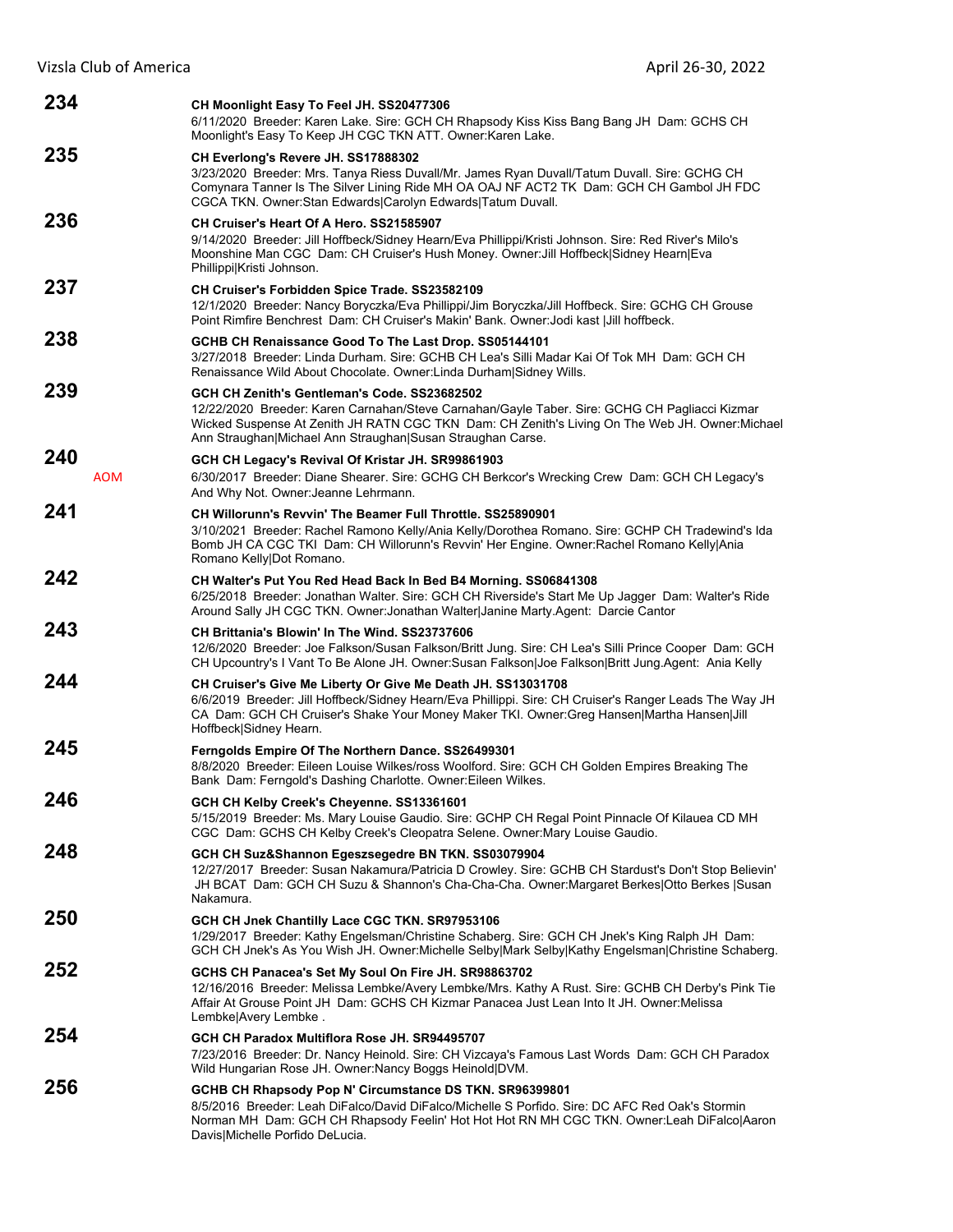**234**

**CH Moonlight Easy To Feel JH. SS20477306**
6/11/2020 Breeder: Karen Lake. Sire: GCH CH Rhapsody Kiss Kiss Bang Bang JH Dam: GCHS CH Moonlight's Easy To Keep JH CGC TKN ATT. Owner:Karen Lake.

**235**

**CH Everlong's Revere JH. SS17888302**
3/23/2020 Breeder: Mrs. Tanya Riess Duvall/Mr. James Ryan Duvall/Tatum Duvall. Sire: GCHG CH Comynara Tanner Is The Silver Lining Ride MH OA OAJ NF ACT2 TK Dam: GCH CH Gambol JH FDC CGCA TKN. Owner:Stan Edwards|Carolyn Edwards|Tatum Duvall.

**236**

**CH Cruiser's Heart Of A Hero. SS21585907**
9/14/2020 Breeder: Jill Hoffbeck/Sidney Hearn/Eva Phillippi/Kristi Johnson. Sire: Red River's Milo's Moonshine Man CGC Dam: CH Cruiser's Hush Money. Owner:Jill Hoffbeck|Sidney Hearn|Eva Phillippi|Kristi Johnson.

**237**

**CH Cruiser's Forbidden Spice Trade. SS23582109**
12/1/2020 Breeder: Nancy Boryczka/Eva Phillippi/Jim Boryczka/Jill Hoffbeck. Sire: GCHG CH Grouse Point Rimfire Benchrest Dam: CH Cruiser's Makin' Bank. Owner:Jodi kast |Jill hoffbeck.

**238**

**GCHB CH Renaissance Good To The Last Drop. SS05144101**
3/27/2018 Breeder: Linda Durham. Sire: GCHB CH Lea's Silli Madar Kai Of Tok MH Dam: GCH CH Renaissance Wild About Chocolate. Owner:Linda Durham|Sidney Wills.

**239**

**GCH CH Zenith's Gentleman's Code. SS23682502**
12/22/2020 Breeder: Karen Carnahan/Steve Carnahan/Gayle Taber. Sire: GCHG CH Pagliacci Kizmar Wicked Suspense At Zenith JH RATN CGC TKN Dam: CH Zenith's Living On The Web JH. Owner:Michael Ann Straughan|Michael Ann Straughan|Susan Straughan Carse.

**240**

AOM

**GCH CH Legacy's Revival Of Kristar JH. SR99861903**
6/30/2017 Breeder: Diane Shearer. Sire: GCHG CH Berkcor's Wrecking Crew Dam: GCH CH Legacy's And Why Not. Owner:Jeanne Lehrmann.

**241**

**CH Willorunn's Revvin' The Beamer Full Throttle. SS25890901**
3/10/2021 Breeder: Rachel Ramono Kelly/Ania Kelly/Dorothea Romano. Sire: GCHP CH Tradewind's Ida Bomb JH CA CGC TKI Dam: CH Willorunn's Revvin' Her Engine. Owner:Rachel Romano Kelly|Ania Romano Kelly|Dot Romano.

**242**

**CH Walter's Put You Red Head Back In Bed B4 Morning. SS06841308**
6/25/2018 Breeder: Jonathan Walter. Sire: GCH CH Riverside's Start Me Up Jagger Dam: Walter's Ride Around Sally JH CGC TKN. Owner:Jonathan Walter|Janine Marty.Agent: Darcie Cantor

**243**

**CH Brittania's Blowin' In The Wind. SS23737606**
12/6/2020 Breeder: Joe Falkson/Susan Falkson/Britt Jung. Sire: CH Lea's Silli Prince Cooper Dam: GCH CH Upcountry's I Vant To Be Alone JH. Owner:Susan Falkson|Joe Falkson|Britt Jung.Agent: Ania Kelly

**244**

**CH Cruiser's Give Me Liberty Or Give Me Death JH. SS13031708**
6/6/2019 Breeder: Jill Hoffbeck/Sidney Hearn/Eva Phillippi. Sire: CH Cruiser's Ranger Leads The Way JH CA Dam: GCH CH Cruiser's Shake Your Money Maker TKI. Owner:Greg Hansen|Martha Hansen|Jill Hoffbeck|Sidney Hearn.

**245**

**Ferngolds Empire Of The Northern Dance. SS26499301**
8/8/2020 Breeder: Eileen Louise Wilkes/ross Woolford. Sire: GCH CH Golden Empires Breaking The Bank Dam: Ferngold's Dashing Charlotte. Owner:Eileen Wilkes.

**246**

**GCH CH Kelby Creek's Cheyenne. SS13361601**
5/15/2019 Breeder: Ms. Mary Louise Gaudio. Sire: GCHP CH Regal Point Pinnacle Of Kilauea CD MH CGC Dam: GCHS CH Kelby Creek's Cleopatra Selene. Owner:Mary Louise Gaudio.

**248**

**GCH CH Suz&Shannon Egeszsegedre BN TKN. SS03079904**
12/27/2017 Breeder: Susan Nakamura/Patricia D Crowley. Sire: GCHB CH Stardust's Don't Stop Believin' JH BCAT Dam: GCH CH Suzu & Shannon's Cha-Cha-Cha. Owner:Margaret Berkes|Otto Berkes |Susan Nakamura.

**250**

**GCH CH Jnek Chantilly Lace CGC TKN. SR97953106**
1/29/2017 Breeder: Kathy Engelsman/Christine Schaberg. Sire: GCH CH Jnek's King Ralph JH Dam: GCH CH Jnek's As You Wish JH. Owner:Michelle Selby|Mark Selby|Kathy Engelsman|Christine Schaberg.

**252**

**GCHS CH Panacea's Set My Soul On Fire JH. SR98863702**
12/16/2016 Breeder: Melissa Lembke/Avery Lembke/Mrs. Kathy A Rust. Sire: GCHB CH Derby's Pink Tie Affair At Grouse Point JH Dam: GCHS CH Kizmar Panacea Just Lean Into It JH. Owner:Melissa Lembke|Avery Lembke .

**254**

**GCH CH Paradox Multiflora Rose JH. SR94495707**
7/23/2016 Breeder: Dr. Nancy Heinold. Sire: CH Vizcaya's Famous Last Words Dam: GCH CH Paradox Wild Hungarian Rose JH. Owner:Nancy Boggs Heinold|DVM.

**256**

**GCHB CH Rhapsody Pop N' Circumstance DS TKN. SR96399801**
8/5/2016 Breeder: Leah DiFalco/David DiFalco/Michelle S Porfido. Sire: DC AFC Red Oak's Stormin Norman MH Dam: GCH CH Rhapsody Feelin' Hot Hot Hot RN MH CGC TKN. Owner:Leah DiFalco|Aaron Davis|Michelle Porfido DeLucia.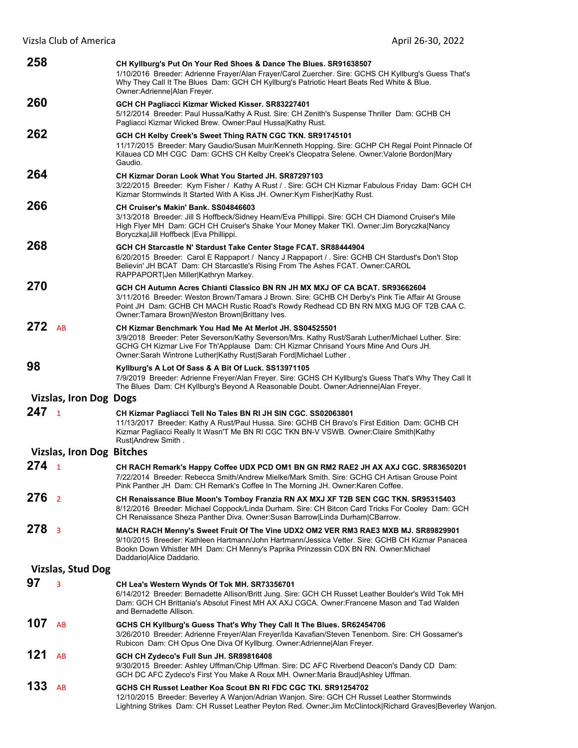**258** CH Kyllburg's Put On Your Red Shoes & Dance The Blues. SR91638507
1/10/2016 Breeder: Adrienne Frayer/Alan Frayer/Carol Zuercher. Sire: GCHS CH Kyllburg's Guess That's Why They Call It The Blues Dam: GCHB CH Kyllburg's Patriotic Heart Beats Red White & Blue. Owner:Adrienne|Alan Freyer.

**260** GCH CH Pagliacci Kizmar Wicked Kisser. SR83227401
5/12/2014 Breeder: Paul Hussa/Kathy A Rust. Sire: CH Zenith's Suspense Thriller Dam: GCHB CH Pagliacci Kizmar Wicked Brew. Owner:Paul Hussa|Kathy Rust.

**262** GCH CH Kelby Creek's Sweet Thing RATN CGC TKN. SR91745101
11/17/2015 Breeder: Mary Gaudio/Susan Muir/Kenneth Hopping. Sire: GCHP CH Regal Point Pinnacle Of Kilauea CD MH CGC Dam: GCHS CH Kelby Creek's Cleopatra Selene. Owner:Valorie Bordon|Mary Gaudio.

**264** CH Kizmar Doran Look What You Started JH. SR87297103
3/22/2015 Breeder: Kym Fisher / Kathy A Rust / . Sire: GCH CH Kizmar Fabulous Friday Dam: GCH CH Kizmar Stormwinds It Started With A Kiss JH. Owner:Kym Fisher|Kathy Rust.

**266** CH Cruiser's Makin' Bank. SS04846603
3/13/2018 Breeder: Jill S Hoffbeck/Sidney Hearn/Eva Phillippi. Sire: GCH CH Diamond Cruiser's Mile High Flyer MH Dam: GCH CH Cruiser's Shake Your Money Maker TKI. Owner:Jim Boryczka|Nancy Boryczka|Jill Hoffbeck |Eva Phillippi.

**268** GCH CH Starcastle N' Stardust Take Center Stage FCAT. SR88444904
6/20/2015 Breeder: Carol E Rappaport / Nancy J Rappaport / . Sire: GCHB CH Stardust's Don't Stop Believin' JH BCAT Dam: CH Starcastle's Rising From The Ashes FCAT. Owner:CAROL RAPPAPORT|Jen Miller|Kathryn Markey.

**270** GCH CH Autumn Acres Chianti Classico BN RN JH MX MXJ OF CA BCAT. SR93662604
3/11/2016 Breeder: Weston Brown/Tamara J Brown. Sire: GCHB CH Derby's Pink Tie Affair At Grouse Point JH Dam: GCHB CH MACH Rustic Road's Rowdy Redhead CD BN RN MXG MJG OF T2B CAA C. Owner:Tamara Brown|Weston Brown|Brittany Ives.

**272** AB CH Kizmar Benchmark You Had Me At Merlot JH. SS04525501
3/9/2018 Breeder: Peter Severson/Kathy Severson/Mrs. Kathy Rust/Sarah Luther/Michael Luther. Sire: GCHG CH Kizmar Live For Th'Applause Dam: CH Kizmar Chrisand Yours Mine And Ours JH. Owner:Sarah Wintrone Luther|Kathy Rust|Sarah Ford|Michael Luther .

**98** Kyllburg's A Lot Of Sass & A Bit Of Luck. SS13971105
7/9/2019 Breeder: Adrienne Freyer/Alan Freyer. Sire: GCHS CH Kyllburg's Guess That's Why They Call It The Blues Dam: CH Kyllburg's Beyond A Reasonable Doubt. Owner:Adrienne|Alan Freyer.

## Vizslas, Iron Dog Dogs

**247** 1 CH Kizmar Pagliacci Tell No Tales BN RI JH SIN CGC. SS02063801
11/13/2017 Breeder: Kathy A Rust/Paul Hussa. Sire: GCHB CH Bravo's First Edition Dam: GCHB CH Kizmar Pagliacci Really It Wasn'T Me BN RI CGC TKN BN-V VSWB. Owner:Claire Smith|Kathy Rust|Andrew Smith .

## Vizslas, Iron Dog Bitches

**274** 1 CH RACH Remark's Happy Coffee UDX PCD OM1 BN GN RM2 RAE2 JH AX AXJ CGC. SR83650201
7/22/2014 Breeder: Rebecca Smith/Andrew Mielke/Mark Smith. Sire: GCHG CH Artisan Grouse Point Pink Panther JH Dam: CH Remark's Coffee In The Morning JH. Owner:Karen Coffee.

**276** 2 CH Renaissance Blue Moon's Tomboy Franzia RN AX MXJ XF T2B SEN CGC TKN. SR95315403
8/12/2016 Breeder: Michael Coppock/Linda Durham. Sire: CH Bitcon Card Tricks For Cooley Dam: GCH CH Renaissance Sheza Panther Diva. Owner:Susan Barrow|Linda Durham|CBarrow.

**278** 3 MACH RACH Menny's Sweet Fruit Of The Vine UDX2 OM2 VER RM3 RAE3 MXB MJ. SR89829901
9/10/2015 Breeder: Kathleen Hartmann/John Hartmann/Jessica Vetter. Sire: GCHB CH Kizmar Panacea Bookn Down Whistler MH Dam: CH Menny's Paprika Prinzessin CDX BN RN. Owner:Michael Daddario|Alice Daddario.

## Vizslas, Stud Dog

**97** 3 CH Lea's Western Wynds Of Tok MH. SR73356701
6/14/2012 Breeder: Bernadette Allison/Britt Jung. Sire: GCH CH Russet Leather Boulder's Wild Tok MH Dam: GCH CH Brittania's Absolut Finest MH AX AXJ CGCA. Owner:Francene Mason and Tad Walden and Bernadette Allison.

**107** AB GCHS CH Kyllburg's Guess That's Why They Call It The Blues. SR62454706
3/26/2010 Breeder: Adrienne Freyer/Alan Freyer/Ida Kavafian/Steven Tenenbom. Sire: CH Gossamer's Rubicon Dam: CH Opus One Diva Of Kyllburg. Owner:Adrienne|Alan Freyer.

**121** AB GCH CH Zydeco's Full Sun JH. SR89816408
9/30/2015 Breeder: Ashley Uffman/Chip Uffman. Sire: DC AFC Riverbend Deacon's Dandy CD Dam: GCH DC AFC Zydeco's First You Make A Roux MH. Owner:Maria Braud|Ashley Uffman.

**133** AB GCHS CH Russet Leather Koa Scout BN RI FDC CGC TKI. SR91254702
12/10/2015 Breeder: Beverley A Wanjon/Adrian Wanjon. Sire: GCH CH Russet Leather Stormwinds Lightning Strikes Dam: CH Russet Leather Peyton Red. Owner:Jim McClintock|Richard Graves|Beverley Wanjon.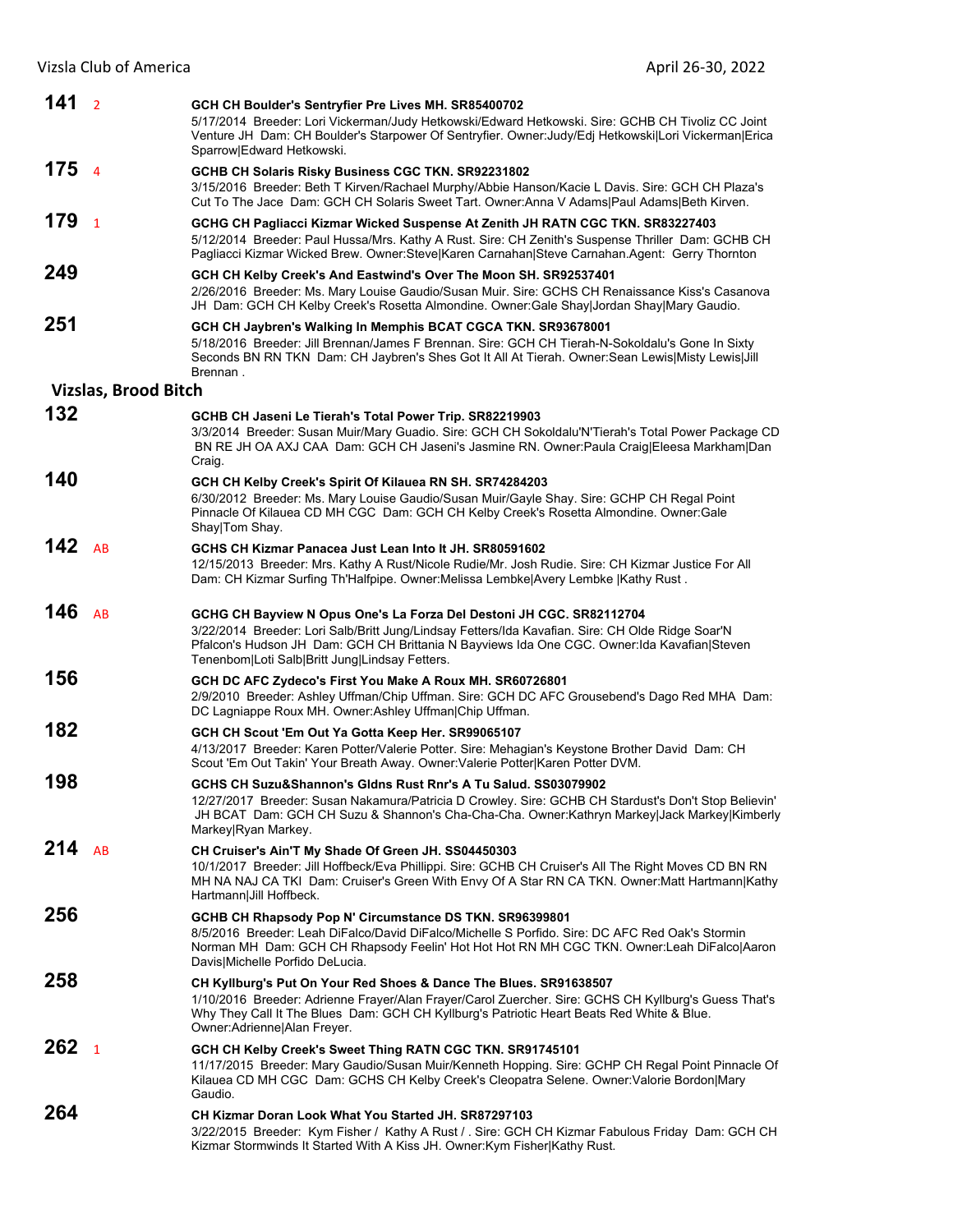**141** 2 **GCH CH Boulder's Sentryfier Pre Lives MH. SR85400702**
5/17/2014 Breeder: Lori Vickerman/Judy Hetkowski/Edward Hetkowski. Sire: GCHB CH Tivoliz CC Joint Venture JH Dam: CH Boulder's Starpower Of Sentryfier. Owner:Judy/Edj Hetkowski|Lori Vickerman|Erica Sparrow|Edward Hetkowski.

**175** 4 **GCHB CH Solaris Risky Business CGC TKN. SR92231802**
3/15/2016 Breeder: Beth T Kirven/Rachael Murphy/Abbie Hanson/Kacie L Davis. Sire: GCH CH Plaza's Cut To The Jace Dam: GCH CH Solaris Sweet Tart. Owner:Anna V Adams|Paul Adams|Beth Kirven.

**179** 1 **GCHG CH Pagliacci Kizmar Wicked Suspense At Zenith JH RATN CGC TKN. SR83227403**
5/12/2014 Breeder: Paul Hussa/Mrs. Kathy A Rust. Sire: CH Zenith's Suspense Thriller Dam: GCHB CH Pagliacci Kizmar Wicked Brew. Owner:Steve|Karen Carnahan|Steve Carnahan.Agent: Gerry Thornton

**249** **GCH CH Kelby Creek's And Eastwind's Over The Moon SH. SR92537401**
2/26/2016 Breeder: Ms. Mary Louise Gaudio/Susan Muir. Sire: GCHS CH Renaissance Kiss's Casanova JH Dam: GCH CH Kelby Creek's Rosetta Almondine. Owner:Gale Shay|Jordan Shay|Mary Gaudio.

**251** **GCH CH Jaybren's Walking In Memphis BCAT CGCA TKN. SR93678001**
5/18/2016 Breeder: Jill Brennan/James F Brennan. Sire: GCH CH Tierah-N-Sokoldalu's Gone In Sixty Seconds BN RN TKN Dam: CH Jaybren's Shes Got It All At Tierah. Owner:Sean Lewis|Misty Lewis|Jill Brennan .

## Vizslas, Brood Bitch

**132** **GCHB CH Jaseni Le Tierah's Total Power Trip. SR82219903**
3/3/2014 Breeder: Susan Muir/Mary Guadio. Sire: GCH CH Sokoldalu'N'Tierah's Total Power Package CD BN RE JH OA AXJ CAA Dam: GCH CH Jaseni's Jasmine RN. Owner:Paula Craig|Eleesa Markham|Dan Craig.

**140** **GCH CH Kelby Creek's Spirit Of Kilauea RN SH. SR74284203**
6/30/2012 Breeder: Ms. Mary Louise Gaudio/Susan Muir/Gayle Shay. Sire: GCHP CH Regal Point Pinnacle Of Kilauea CD MH CGC Dam: GCH CH Kelby Creek's Rosetta Almondine. Owner:Gale Shay|Tom Shay.

**142** AB **GCHS CH Kizmar Panacea Just Lean Into It JH. SR80591602**
12/15/2013 Breeder: Mrs. Kathy A Rust/Nicole Rudie/Mr. Josh Rudie. Sire: CH Kizmar Justice For All Dam: CH Kizmar Surfing Th'Halfpipe. Owner:Melissa Lembke|Avery Lembke |Kathy Rust .

**146** AB **GCHG CH Bayview N Opus One's La Forza Del Destoni JH CGC. SR82112704**
3/22/2014 Breeder: Lori Salb/Britt Jung/Lindsay Fetters/Ida Kavafian. Sire: CH Olde Ridge Soar'N Pfalcon's Hudson JH Dam: GCH CH Brittania N Bayviews Ida One CGC. Owner:Ida Kavafian|Steven Tenenbom|Loti Salb|Britt Jung|Lindsay Fetters.

**156** **GCH DC AFC Zydeco's First You Make A Roux MH. SR60726801**
2/9/2010 Breeder: Ashley Uffman/Chip Uffman. Sire: GCH DC AFC Grousebend's Dago Red MHA Dam: DC Lagniappe Roux MH. Owner:Ashley Uffman|Chip Uffman.

**182** **GCH CH Scout 'Em Out Ya Gotta Keep Her. SR99065107**
4/13/2017 Breeder: Karen Potter/Valerie Potter. Sire: Mehagian's Keystone Brother David Dam: CH Scout 'Em Out Takin' Your Breath Away. Owner:Valerie Potter|Karen Potter DVM.

**198** **GCHS CH Suzu&Shannon's Gldns Rust Rnr's A Tu Salud. SS03079902**
12/27/2017 Breeder: Susan Nakamura/Patricia D Crowley. Sire: GCHB CH Stardust's Don't Stop Believin' JH BCAT Dam: GCH CH Suzu & Shannon's Cha-Cha-Cha. Owner:Kathryn Markey|Jack Markey|Kimberly Markey|Ryan Markey.

**214** AB **CH Cruiser's Ain'T My Shade Of Green JH. SS04450303**
10/1/2017 Breeder: Jill Hoffbeck/Eva Phillippi. Sire: GCHB CH Cruiser's All The Right Moves CD BN RN MH NA NAJ CA TKI Dam: Cruiser's Green With Envy Of A Star RN CA TKN. Owner:Matt Hartmann|Kathy Hartmann|Jill Hoffbeck.

**256** **GCHB CH Rhapsody Pop N' Circumstance DS TKN. SR96399801**
8/5/2016 Breeder: Leah DiFalco/David DiFalco/Michelle S Porfido. Sire: DC AFC Red Oak's Stormin Norman MH Dam: GCH CH Rhapsody Feelin' Hot Hot Hot RN MH CGC TKN. Owner:Leah DiFalco|Aaron Davis|Michelle Porfido DeLucia.

**258** **CH Kyllburg's Put On Your Red Shoes & Dance The Blues. SR91638507**
1/10/2016 Breeder: Adrienne Frayer/Alan Frayer/Carol Zuercher. Sire: GCHS CH Kyllburg's Guess That's Why They Call It The Blues Dam: GCH CH Kyllburg's Patriotic Heart Beats Red White & Blue. Owner:Adrienne|Alan Freyer.

**262** 1 **GCH CH Kelby Creek's Sweet Thing RATN CGC TKN. SR91745101**
11/17/2015 Breeder: Mary Gaudio/Susan Muir/Kenneth Hopping. Sire: GCHP CH Regal Point Pinnacle Of Kilauea CD MH CGC Dam: GCHS CH Kelby Creek's Cleopatra Selene. Owner:Valorie Bordon|Mary Gaudio.

**264** **CH Kizmar Doran Look What You Started JH. SR87297103**
3/22/2015 Breeder: Kym Fisher / Kathy A Rust / . Sire: GCH CH Kizmar Fabulous Friday Dam: GCH CH Kizmar Stormwinds It Started With A Kiss JH. Owner:Kym Fisher|Kathy Rust.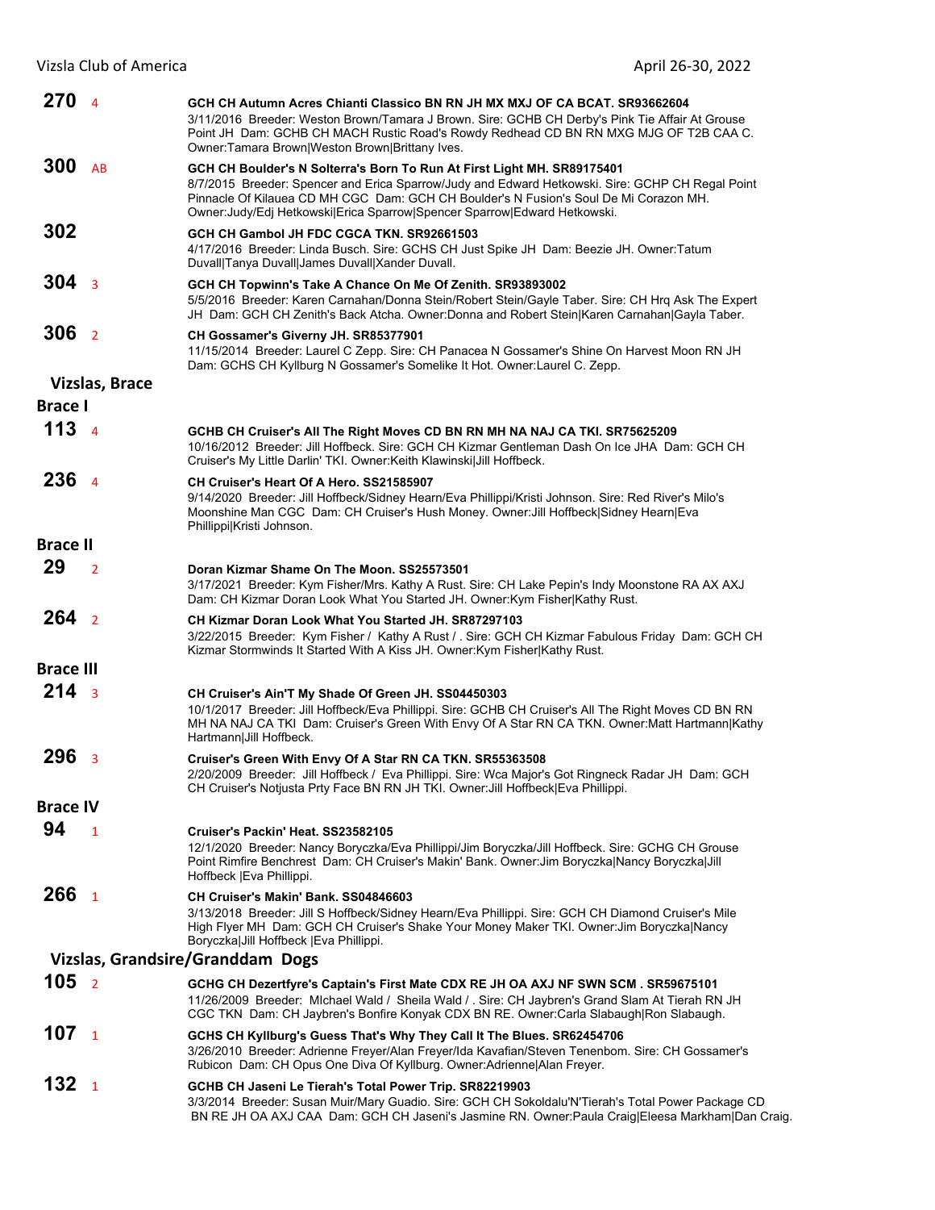**270** 4

**GCH CH Autumn Acres Chianti Classico BN RN JH MX MXJ OF CA BCAT. SR93662604**
3/11/2016 Breeder: Weston Brown/Tamara J Brown. Sire: GCHB CH Derby's Pink Tie Affair At Grouse Point JH Dam: GCHB CH MACH Rustic Road's Rowdy Redhead CD BN RN MXG MJG OF T2B CAA C. Owner:Tamara Brown|Weston Brown|Brittany Ives.

**300** AB

**GCH CH Boulder's N Solterra's Born To Run At First Light MH. SR89175401**
8/7/2015 Breeder: Spencer and Erica Sparrow/Judy and Edward Hetkowski. Sire: GCHP CH Regal Point Pinnacle Of Kilauea CD MH CGC Dam: GCH CH Boulder's N Fusion's Soul De Mi Corazon MH. Owner:Judy/Edj Hetkowski|Erica Sparrow|Spencer Sparrow|Edward Hetkowski.

**302**

**GCH CH Gambol JH FDC CGCA TKN. SR92661503**
4/17/2016 Breeder: Linda Busch. Sire: GCHS CH Just Spike JH Dam: Beezie JH. Owner:Tatum Duvall|Tanya Duvall|James Duvall|Xander Duvall.

**304** 3

**GCH CH Topwinn's Take A Chance On Me Of Zenith. SR93893002**
5/5/2016 Breeder: Karen Carnahan/Donna Stein/Robert Stein/Gayle Taber. Sire: CH Hrq Ask The Expert JH Dam: GCH CH Zenith's Back Atcha. Owner:Donna and Robert Stein|Karen Carnahan|Gayla Taber.

**306** 2

**CH Gossamer's Giverny JH. SR85377901**
11/15/2014 Breeder: Laurel C Zepp. Sire: CH Panacea N Gossamer's Shine On Harvest Moon RN JH Dam: GCHS CH Kyllburg N Gossamer's Somelike It Hot. Owner:Laurel C. Zepp.

## Vizslas, Brace

### Brace I

**113** 4

**GCHB CH Cruiser's All The Right Moves CD BN RN MH NA NAJ CA TKI. SR75625209**
10/16/2012 Breeder: Jill Hoffbeck. Sire: GCH CH Kizmar Gentleman Dash On Ice JHA Dam: GCH CH Cruiser's My Little Darlin' TKI. Owner:Keith Klawinski|Jill Hoffbeck.

**236** 4

**CH Cruiser's Heart Of A Hero. SS21585907**
9/14/2020 Breeder: Jill Hoffbeck/Sidney Hearn/Eva Phillippi/Kristi Johnson. Sire: Red River's Milo's Moonshine Man CGC Dam: CH Cruiser's Hush Money. Owner:Jill Hoffbeck|Sidney Hearn|Eva Phillippi|Kristi Johnson.

### Brace II

**29** 2

**Doran Kizmar Shame On The Moon. SS25573501**
3/17/2021 Breeder: Kym Fisher/Mrs. Kathy A Rust. Sire: CH Lake Pepin's Indy Moonstone RA AX AXJ Dam: CH Kizmar Doran Look What You Started JH. Owner:Kym Fisher|Kathy Rust.

**264** 2

**CH Kizmar Doran Look What You Started JH. SR87297103**
3/22/2015 Breeder: Kym Fisher / Kathy A Rust / . Sire: GCH CH Kizmar Fabulous Friday Dam: GCH CH Kizmar Stormwinds It Started With A Kiss JH. Owner:Kym Fisher|Kathy Rust.

### Brace III

**214** 3

**CH Cruiser's Ain'T My Shade Of Green JH. SS04450303**
10/1/2017 Breeder: Jill Hoffbeck/Eva Phillippi. Sire: GCHB CH Cruiser's All The Right Moves CD BN RN MH NA NAJ CA TKI Dam: Cruiser's Green With Envy Of A Star RN CA TKN. Owner:Matt Hartmann|Kathy Hartmann|Jill Hoffbeck.

**296** 3

**Cruiser's Green With Envy Of A Star RN CA TKN. SR55363508**
2/20/2009 Breeder: Jill Hoffbeck / Eva Phillippi. Sire: Wca Major's Got Ringneck Radar JH Dam: GCH CH Cruiser's Notjusta Prty Face BN RN JH TKI. Owner:Jill Hoffbeck|Eva Phillippi.

### Brace IV

**94** 1

**Cruiser's Packin' Heat. SS23582105**
12/1/2020 Breeder: Nancy Boryczka/Eva Phillippi/Jim Boryczka/Jill Hoffbeck. Sire: GCHG CH Grouse Point Rimfire Benchrest Dam: CH Cruiser's Makin' Bank. Owner:Jim Boryczka|Nancy Boryczka|Jill Hoffbeck |Eva Phillippi.

**266** 1

**CH Cruiser's Makin' Bank. SS04846603**
3/13/2018 Breeder: Jill S Hoffbeck/Sidney Hearn/Eva Phillippi. Sire: GCH CH Diamond Cruiser's Mile High Flyer MH Dam: GCH CH Cruiser's Shake Your Money Maker TKI. Owner:Jim Boryczka|Nancy Boryczka|Jill Hoffbeck |Eva Phillippi.

## Vizslas, Grandsire/Granddam Dogs

**105** 2

**GCHG CH Dezertfyre's Captain's First Mate CDX RE JH OA AXJ NF SWN SCM . SR59675101**
11/26/2009 Breeder: MIchael Wald / Sheila Wald / . Sire: CH Jaybren's Grand Slam At Tierah RN JH CGC TKN Dam: CH Jaybren's Bonfire Konyak CDX BN RE. Owner:Carla Slabaugh|Ron Slabaugh.

**107** 1

**GCHS CH Kyllburg's Guess That's Why They Call It The Blues. SR62454706**
3/26/2010 Breeder: Adrienne Freyer/Alan Freyer/Ida Kavafian/Steven Tenenbom. Sire: CH Gossamer's Rubicon Dam: CH Opus One Diva Of Kyllburg. Owner:Adrienne|Alan Freyer.

**132** 1

**GCHB CH Jaseni Le Tierah's Total Power Trip. SR82219903**
3/3/2014 Breeder: Susan Muir/Mary Guadio. Sire: GCH CH Sokoldalu'N'Tierah's Total Power Package CD BN RE JH OA AXJ CAA Dam: GCH CH Jaseni's Jasmine RN. Owner:Paula Craig|Eleesa Markham|Dan Craig.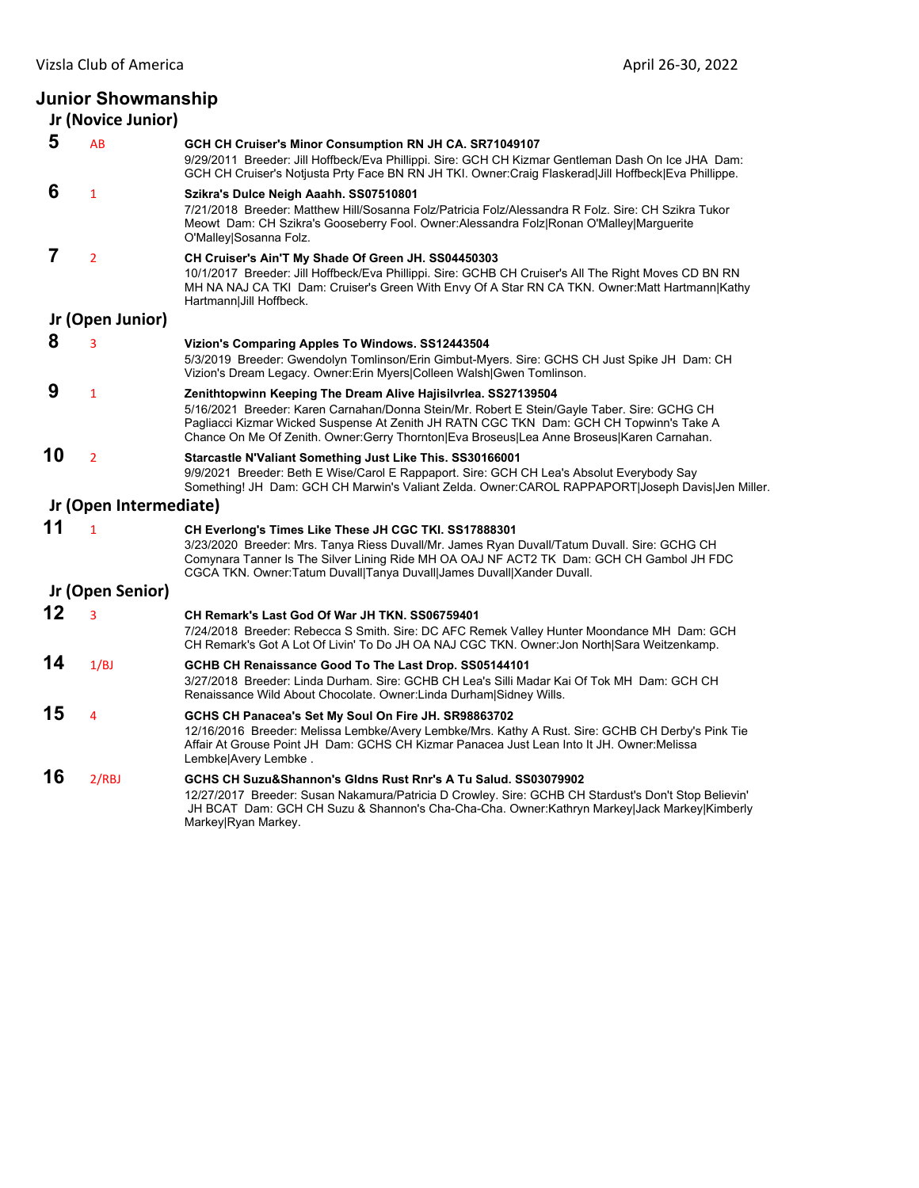## Junior Showmanship

### Jr (Novice Junior)

**5** AB **GCH CH Cruiser's Minor Consumption RN JH CA. SR71049107**
9/29/2011 Breeder: Jill Hoffbeck/Eva Phillippi. Sire: GCH CH Kizmar Gentleman Dash On Ice JHA Dam: GCH CH Cruiser's Notjusta Prty Face BN RN JH TKI. Owner:Craig Flaskerad|Jill Hoffbeck|Eva Phillippe.

**6** 1 **Szikra's Dulce Neigh Aaahh. SS07510801**
7/21/2018 Breeder: Matthew Hill/Sosanna Folz/Patricia Folz/Alessandra R Folz. Sire: CH Szikra Tukor Meowt Dam: CH Szikra's Gooseberry Fool. Owner:Alessandra Folz|Ronan O'Malley|Marguerite O'Malley|Sosanna Folz.

**7** 2 **CH Cruiser's Ain'T My Shade Of Green JH. SS04450303**
10/1/2017 Breeder: Jill Hoffbeck/Eva Phillippi. Sire: GCHB CH Cruiser's All The Right Moves CD BN RN MH NA NAJ CA TKI Dam: Cruiser's Green With Envy Of A Star RN CA TKN. Owner:Matt Hartmann|Kathy Hartmann|Jill Hoffbeck.

### Jr (Open Junior)

**8** 3 **Vizion's Comparing Apples To Windows. SS12443504**
5/3/2019 Breeder: Gwendolyn Tomlinson/Erin Gimbut-Myers. Sire: GCHS CH Just Spike JH Dam: CH Vizion's Dream Legacy. Owner:Erin Myers|Colleen Walsh|Gwen Tomlinson.

**9** 1 **Zenithtopwinn Keeping The Dream Alive Hajisilvrlea. SS27139504**
5/16/2021 Breeder: Karen Carnahan/Donna Stein/Mr. Robert E Stein/Gayle Taber. Sire: GCHG CH Pagliacci Kizmar Wicked Suspense At Zenith JH RATN CGC TKN Dam: GCH CH Topwinn's Take A Chance On Me Of Zenith. Owner:Gerry Thornton|Eva Broseus|Lea Anne Broseus|Karen Carnahan.

**10** 2 **Starcastle N'Valiant Something Just Like This. SS30166001**
9/9/2021 Breeder: Beth E Wise/Carol E Rappaport. Sire: GCH CH Lea's Absolut Everybody Say Something! JH Dam: GCH CH Marwin's Valiant Zelda. Owner:CAROL RAPPAPORT|Joseph Davis|Jen Miller.

### Jr (Open Intermediate)

**11** 1 **CH Everlong's Times Like These JH CGC TKI. SS17888301**
3/23/2020 Breeder: Mrs. Tanya Riess Duvall/Mr. James Ryan Duvall/Tatum Duvall. Sire: GCHG CH Comynara Tanner Is The Silver Lining Ride MH OA OAJ NF ACT2 TK Dam: GCH CH Gambol JH FDC CGCA TKN. Owner:Tatum Duvall|Tanya Duvall|James Duvall|Xander Duvall.

### Jr (Open Senior)

**12** 3 **CH Remark's Last God Of War JH TKN. SS06759401**
7/24/2018 Breeder: Rebecca S Smith. Sire: DC AFC Remek Valley Hunter Moondance MH Dam: GCH CH Remark's Got A Lot Of Livin' To Do JH OA NAJ CGC TKN. Owner:Jon North|Sara Weitzenkamp.

**14** 1/BJ **GCHB CH Renaissance Good To The Last Drop. SS05144101**
3/27/2018 Breeder: Linda Durham. Sire: GCHB CH Lea's Silli Madar Kai Of Tok MH Dam: GCH CH Renaissance Wild About Chocolate. Owner:Linda Durham|Sidney Wills.

**15** 4 **GCHS CH Panacea's Set My Soul On Fire JH. SR98863702**
12/16/2016 Breeder: Melissa Lembke/Avery Lembke/Mrs. Kathy A Rust. Sire: GCHB CH Derby's Pink Tie Affair At Grouse Point JH Dam: GCHS CH Kizmar Panacea Just Lean Into It JH. Owner:Melissa Lembke|Avery Lembke .

**16** 2/RBJ **GCHS CH Suzu&Shannon's Gldns Rust Rnr's A Tu Salud. SS03079902**
12/27/2017 Breeder: Susan Nakamura/Patricia D Crowley. Sire: GCHB CH Stardust's Don't Stop Believin' JH BCAT Dam: GCH CH Suzu & Shannon's Cha-Cha-Cha. Owner:Kathryn Markey|Jack Markey|Kimberly Markey|Ryan Markey.